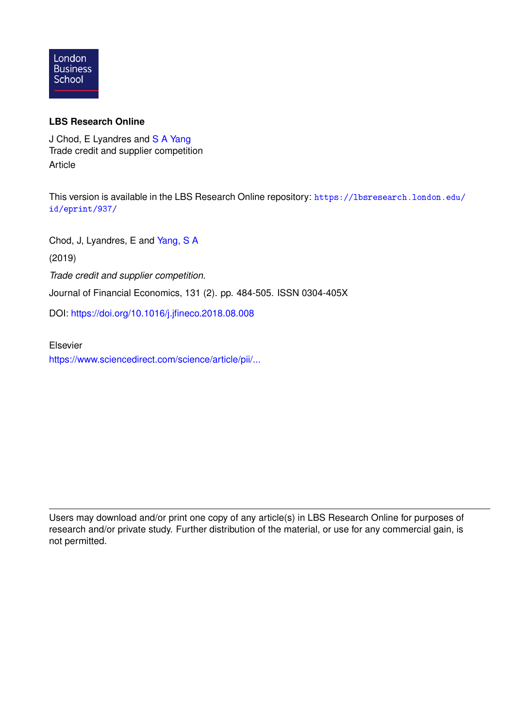London Business School

**LBS Research Online**

J Chod, E Lyandres and S A Yang
Trade credit and supplier competition
Article

This version is available in the LBS Research Online repository: https://lbsresearch.london.edu/id/eprint/937/

Chod, J, Lyandres, E and Yang, S A

(2019)

*Trade credit and supplier competition.*

Journal of Financial Economics, 131 (2). pp. 484-505. ISSN 0304-405X

DOI: https://doi.org/10.1016/j.jfineco.2018.08.008

Elsevier
https://www.sciencedirect.com/science/article/pii/...

---

Users may download and/or print one copy of any article(s) in LBS Research Online for purposes of research and/or private study. Further distribution of the material, or use for any commercial gain, is not permitted.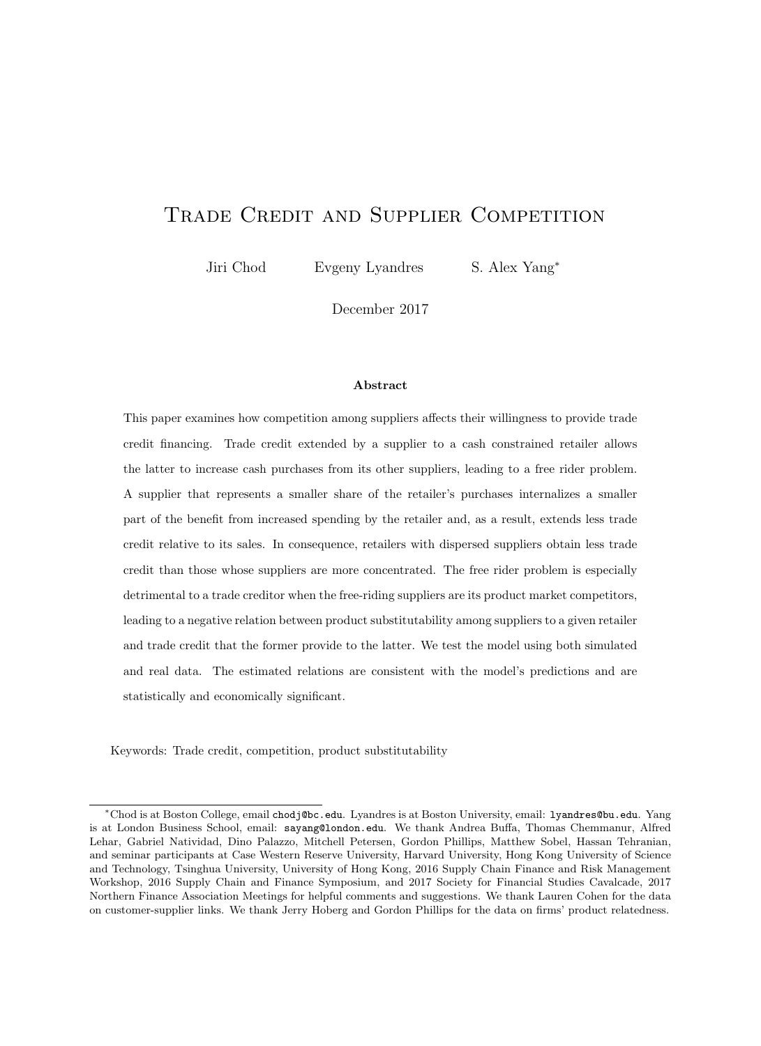# Trade Credit and Supplier Competition

Jiri Chod    Evgeny Lyandres    S. Alex Yang*

December 2017

**Abstract**

This paper examines how competition among suppliers affects their willingness to provide trade credit financing. Trade credit extended by a supplier to a cash constrained retailer allows the latter to increase cash purchases from its other suppliers, leading to a free rider problem. A supplier that represents a smaller share of the retailer's purchases internalizes a smaller part of the benefit from increased spending by the retailer and, as a result, extends less trade credit relative to its sales. In consequence, retailers with dispersed suppliers obtain less trade credit than those whose suppliers are more concentrated. The free rider problem is especially detrimental to a trade creditor when the free-riding suppliers are its product market competitors, leading to a negative relation between product substitutability among suppliers to a given retailer and trade credit that the former provide to the latter. We test the model using both simulated and real data. The estimated relations are consistent with the model's predictions and are statistically and economically significant.

Keywords: Trade credit, competition, product substitutability

---

*Chod is at Boston College, email chodj@bc.edu. Lyandres is at Boston University, email: lyandres@bu.edu. Yang is at London Business School, email: sayang@london.edu. We thank Andrea Buffa, Thomas Chemmanur, Alfred Lehar, Gabriel Natividad, Dino Palazzo, Mitchell Petersen, Gordon Phillips, Matthew Sobel, Hassan Tehranian, and seminar participants at Case Western Reserve University, Harvard University, Hong Kong University of Science and Technology, Tsinghua University, University of Hong Kong, 2016 Supply Chain Finance and Risk Management Workshop, 2016 Supply Chain and Finance Symposium, and 2017 Society for Financial Studies Cavalcade, 2017 Northern Finance Association Meetings for helpful comments and suggestions. We thank Lauren Cohen for the data on customer-supplier links. We thank Jerry Hoberg and Gordon Phillips for the data on firms' product relatedness.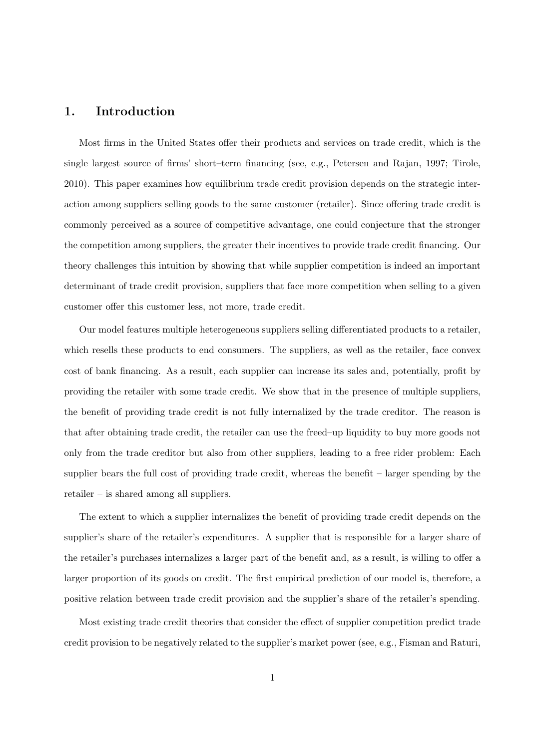## 1. Introduction

Most firms in the United States offer their products and services on trade credit, which is the single largest source of firms' short–term financing (see, e.g., Petersen and Rajan, 1997; Tirole, 2010). This paper examines how equilibrium trade credit provision depends on the strategic interaction among suppliers selling goods to the same customer (retailer). Since offering trade credit is commonly perceived as a source of competitive advantage, one could conjecture that the stronger the competition among suppliers, the greater their incentives to provide trade credit financing. Our theory challenges this intuition by showing that while supplier competition is indeed an important determinant of trade credit provision, suppliers that face more competition when selling to a given customer offer this customer less, not more, trade credit.

Our model features multiple heterogeneous suppliers selling differentiated products to a retailer, which resells these products to end consumers. The suppliers, as well as the retailer, face convex cost of bank financing. As a result, each supplier can increase its sales and, potentially, profit by providing the retailer with some trade credit. We show that in the presence of multiple suppliers, the benefit of providing trade credit is not fully internalized by the trade creditor. The reason is that after obtaining trade credit, the retailer can use the freed–up liquidity to buy more goods not only from the trade creditor but also from other suppliers, leading to a free rider problem: Each supplier bears the full cost of providing trade credit, whereas the benefit – larger spending by the retailer – is shared among all suppliers.

The extent to which a supplier internalizes the benefit of providing trade credit depends on the supplier's share of the retailer's expenditures. A supplier that is responsible for a larger share of the retailer's purchases internalizes a larger part of the benefit and, as a result, is willing to offer a larger proportion of its goods on credit. The first empirical prediction of our model is, therefore, a positive relation between trade credit provision and the supplier's share of the retailer's spending.

Most existing trade credit theories that consider the effect of supplier competition predict trade credit provision to be negatively related to the supplier's market power (see, e.g., Fisman and Raturi,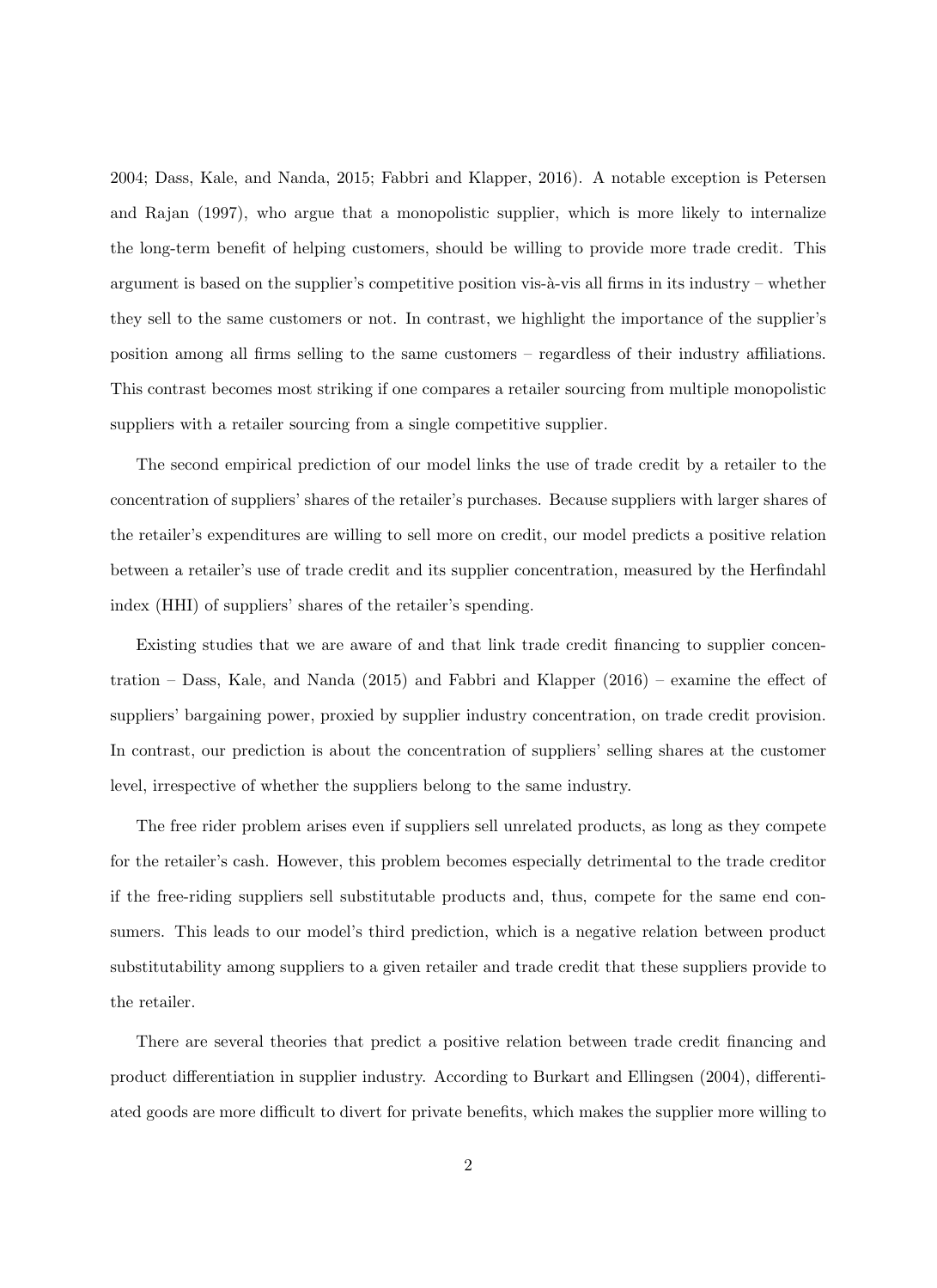2004; Dass, Kale, and Nanda, 2015; Fabbri and Klapper, 2016). A notable exception is Petersen and Rajan (1997), who argue that a monopolistic supplier, which is more likely to internalize the long-term benefit of helping customers, should be willing to provide more trade credit. This argument is based on the supplier's competitive position vis-à-vis all firms in its industry – whether they sell to the same customers or not. In contrast, we highlight the importance of the supplier's position among all firms selling to the same customers – regardless of their industry affiliations. This contrast becomes most striking if one compares a retailer sourcing from multiple monopolistic suppliers with a retailer sourcing from a single competitive supplier.

The second empirical prediction of our model links the use of trade credit by a retailer to the concentration of suppliers' shares of the retailer's purchases. Because suppliers with larger shares of the retailer's expenditures are willing to sell more on credit, our model predicts a positive relation between a retailer's use of trade credit and its supplier concentration, measured by the Herfindahl index (HHI) of suppliers' shares of the retailer's spending.

Existing studies that we are aware of and that link trade credit financing to supplier concentration – Dass, Kale, and Nanda (2015) and Fabbri and Klapper (2016) – examine the effect of suppliers' bargaining power, proxied by supplier industry concentration, on trade credit provision. In contrast, our prediction is about the concentration of suppliers' selling shares at the customer level, irrespective of whether the suppliers belong to the same industry.

The free rider problem arises even if suppliers sell unrelated products, as long as they compete for the retailer's cash. However, this problem becomes especially detrimental to the trade creditor if the free-riding suppliers sell substitutable products and, thus, compete for the same end consumers. This leads to our model's third prediction, which is a negative relation between product substitutability among suppliers to a given retailer and trade credit that these suppliers provide to the retailer.

There are several theories that predict a positive relation between trade credit financing and product differentiation in supplier industry. According to Burkart and Ellingsen (2004), differentiated goods are more difficult to divert for private benefits, which makes the supplier more willing to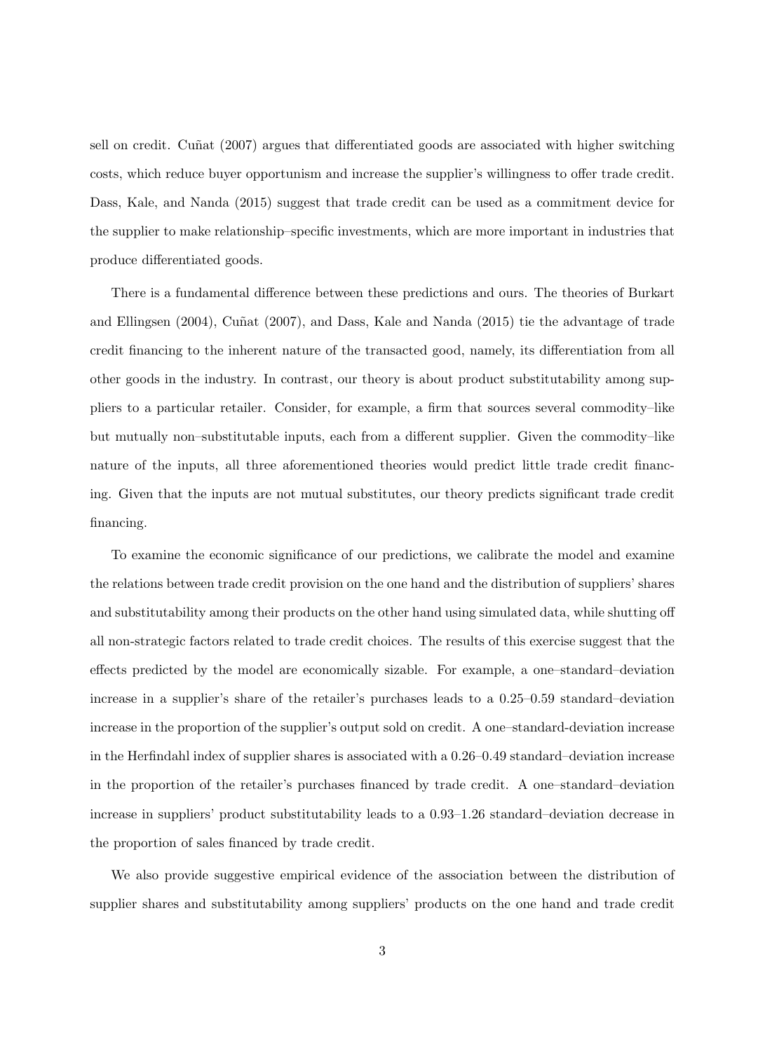sell on credit. Cuñat (2007) argues that differentiated goods are associated with higher switching costs, which reduce buyer opportunism and increase the supplier's willingness to offer trade credit. Dass, Kale, and Nanda (2015) suggest that trade credit can be used as a commitment device for the supplier to make relationship–specific investments, which are more important in industries that produce differentiated goods.

There is a fundamental difference between these predictions and ours. The theories of Burkart and Ellingsen (2004), Cuñat (2007), and Dass, Kale and Nanda (2015) tie the advantage of trade credit financing to the inherent nature of the transacted good, namely, its differentiation from all other goods in the industry. In contrast, our theory is about product substitutability among suppliers to a particular retailer. Consider, for example, a firm that sources several commodity–like but mutually non–substitutable inputs, each from a different supplier. Given the commodity–like nature of the inputs, all three aforementioned theories would predict little trade credit financing. Given that the inputs are not mutual substitutes, our theory predicts significant trade credit financing.

To examine the economic significance of our predictions, we calibrate the model and examine the relations between trade credit provision on the one hand and the distribution of suppliers' shares and substitutability among their products on the other hand using simulated data, while shutting off all non-strategic factors related to trade credit choices. The results of this exercise suggest that the effects predicted by the model are economically sizable. For example, a one–standard–deviation increase in a supplier's share of the retailer's purchases leads to a 0.25–0.59 standard–deviation increase in the proportion of the supplier's output sold on credit. A one–standard-deviation increase in the Herfindahl index of supplier shares is associated with a 0.26–0.49 standard–deviation increase in the proportion of the retailer's purchases financed by trade credit. A one–standard–deviation increase in suppliers' product substitutability leads to a 0.93–1.26 standard–deviation decrease in the proportion of sales financed by trade credit.

We also provide suggestive empirical evidence of the association between the distribution of supplier shares and substitutability among suppliers' products on the one hand and trade credit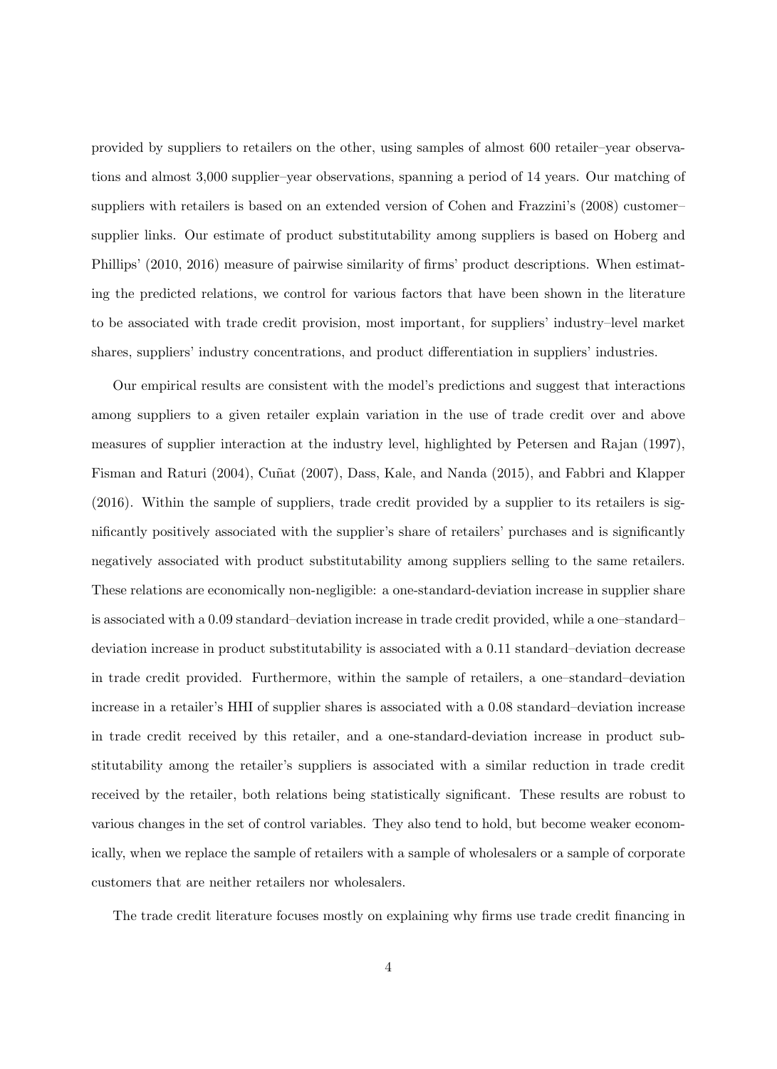provided by suppliers to retailers on the other, using samples of almost 600 retailer–year observations and almost 3,000 supplier–year observations, spanning a period of 14 years. Our matching of suppliers with retailers is based on an extended version of Cohen and Frazzini's (2008) customer–supplier links. Our estimate of product substitutability among suppliers is based on Hoberg and Phillips' (2010, 2016) measure of pairwise similarity of firms' product descriptions. When estimating the predicted relations, we control for various factors that have been shown in the literature to be associated with trade credit provision, most important, for suppliers' industry–level market shares, suppliers' industry concentrations, and product differentiation in suppliers' industries.

Our empirical results are consistent with the model's predictions and suggest that interactions among suppliers to a given retailer explain variation in the use of trade credit over and above measures of supplier interaction at the industry level, highlighted by Petersen and Rajan (1997), Fisman and Raturi (2004), Cuñat (2007), Dass, Kale, and Nanda (2015), and Fabbri and Klapper (2016). Within the sample of suppliers, trade credit provided by a supplier to its retailers is significantly positively associated with the supplier's share of retailers' purchases and is significantly negatively associated with product substitutability among suppliers selling to the same retailers. These relations are economically non-negligible: a one-standard-deviation increase in supplier share is associated with a 0.09 standard–deviation increase in trade credit provided, while a one–standard–deviation increase in product substitutability is associated with a 0.11 standard–deviation decrease in trade credit provided. Furthermore, within the sample of retailers, a one–standard–deviation increase in a retailer's HHI of supplier shares is associated with a 0.08 standard–deviation increase in trade credit received by this retailer, and a one-standard-deviation increase in product substitutability among the retailer's suppliers is associated with a similar reduction in trade credit received by the retailer, both relations being statistically significant. These results are robust to various changes in the set of control variables. They also tend to hold, but become weaker economically, when we replace the sample of retailers with a sample of wholesalers or a sample of corporate customers that are neither retailers nor wholesalers.

The trade credit literature focuses mostly on explaining why firms use trade credit financing in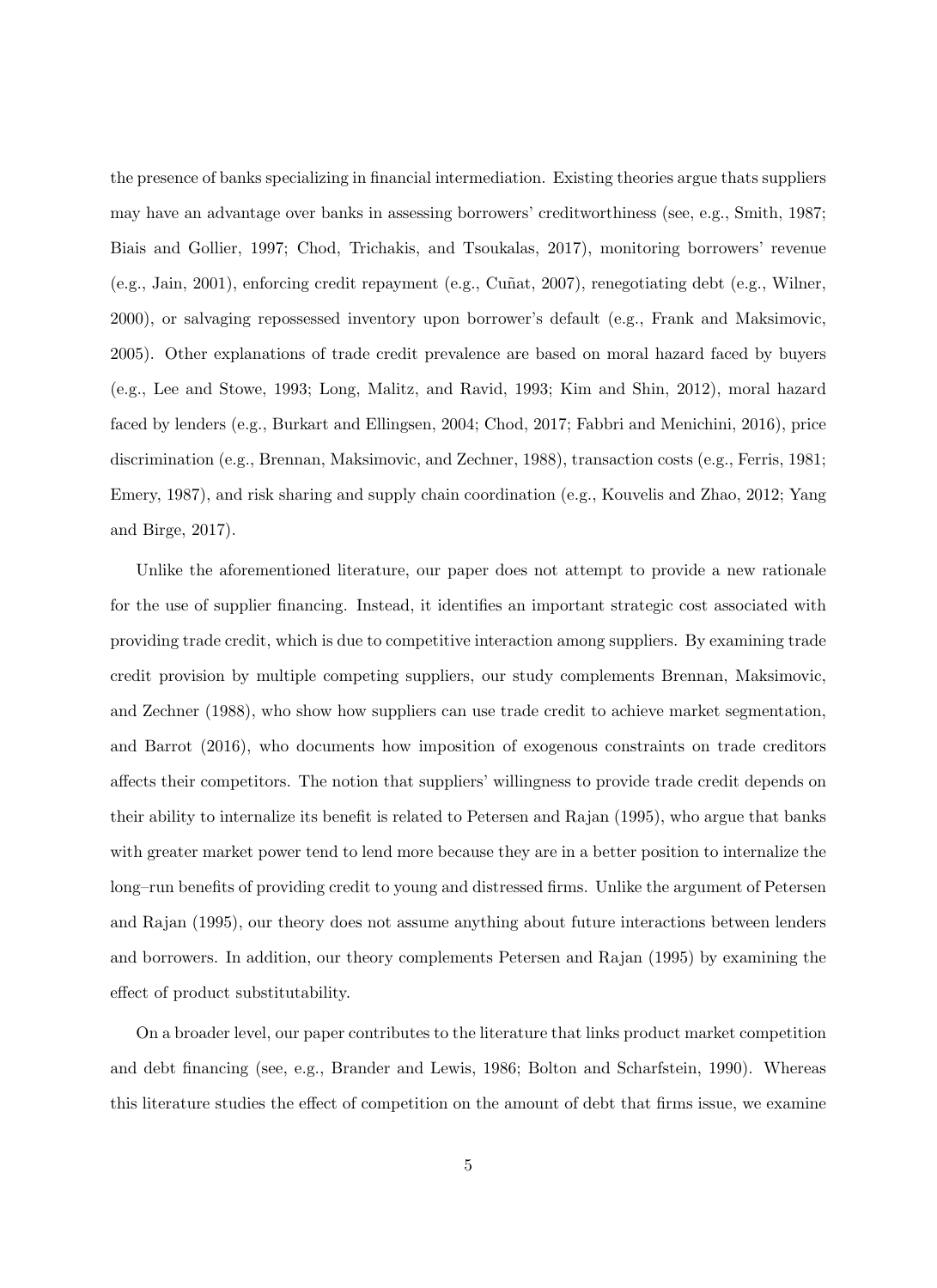the presence of banks specializing in financial intermediation. Existing theories argue thats suppliers may have an advantage over banks in assessing borrowers' creditworthiness (see, e.g., Smith, 1987; Biais and Gollier, 1997; Chod, Trichakis, and Tsoukalas, 2017), monitoring borrowers' revenue (e.g., Jain, 2001), enforcing credit repayment (e.g., Cuñat, 2007), renegotiating debt (e.g., Wilner, 2000), or salvaging repossessed inventory upon borrower's default (e.g., Frank and Maksimovic, 2005). Other explanations of trade credit prevalence are based on moral hazard faced by buyers (e.g., Lee and Stowe, 1993; Long, Malitz, and Ravid, 1993; Kim and Shin, 2012), moral hazard faced by lenders (e.g., Burkart and Ellingsen, 2004; Chod, 2017; Fabbri and Menichini, 2016), price discrimination (e.g., Brennan, Maksimovic, and Zechner, 1988), transaction costs (e.g., Ferris, 1981; Emery, 1987), and risk sharing and supply chain coordination (e.g., Kouvelis and Zhao, 2012; Yang and Birge, 2017).

Unlike the aforementioned literature, our paper does not attempt to provide a new rationale for the use of supplier financing. Instead, it identifies an important strategic cost associated with providing trade credit, which is due to competitive interaction among suppliers. By examining trade credit provision by multiple competing suppliers, our study complements Brennan, Maksimovic, and Zechner (1988), who show how suppliers can use trade credit to achieve market segmentation, and Barrot (2016), who documents how imposition of exogenous constraints on trade creditors affects their competitors. The notion that suppliers' willingness to provide trade credit depends on their ability to internalize its benefit is related to Petersen and Rajan (1995), who argue that banks with greater market power tend to lend more because they are in a better position to internalize the long–run benefits of providing credit to young and distressed firms. Unlike the argument of Petersen and Rajan (1995), our theory does not assume anything about future interactions between lenders and borrowers. In addition, our theory complements Petersen and Rajan (1995) by examining the effect of product substitutability.

On a broader level, our paper contributes to the literature that links product market competition and debt financing (see, e.g., Brander and Lewis, 1986; Bolton and Scharfstein, 1990). Whereas this literature studies the effect of competition on the amount of debt that firms issue, we examine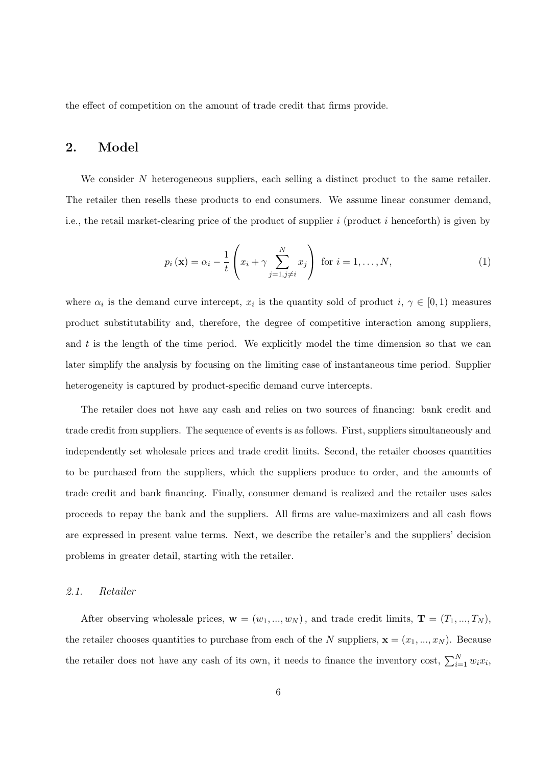the effect of competition on the amount of trade credit that firms provide.

## 2. Model

We consider $N$ heterogeneous suppliers, each selling a distinct product to the same retailer. The retailer then resells these products to end consumers. We assume linear consumer demand, i.e., the retail market-clearing price of the product of supplier $i$ (product $i$ henceforth) is given by

$$p_i(\mathbf{x}) = \alpha_i - \frac{1}{t}\left(x_i + \gamma \sum_{j=1, j\neq i}^{N} x_j\right) \text{ for } i = 1, \ldots, N, \tag{1}$$

where $\alpha_i$ is the demand curve intercept, $x_i$ is the quantity sold of product $i$, $\gamma \in [0, 1)$ measures product substitutability and, therefore, the degree of competitive interaction among suppliers, and $t$ is the length of the time period. We explicitly model the time dimension so that we can later simplify the analysis by focusing on the limiting case of instantaneous time period. Supplier heterogeneity is captured by product-specific demand curve intercepts.

The retailer does not have any cash and relies on two sources of financing: bank credit and trade credit from suppliers. The sequence of events is as follows. First, suppliers simultaneously and independently set wholesale prices and trade credit limits. Second, the retailer chooses quantities to be purchased from the suppliers, which the suppliers produce to order, and the amounts of trade credit and bank financing. Finally, consumer demand is realized and the retailer uses sales proceeds to repay the bank and the suppliers. All firms are value-maximizers and all cash flows are expressed in present value terms. Next, we describe the retailer's and the suppliers' decision problems in greater detail, starting with the retailer.

### 2.1. *Retailer*

After observing wholesale prices, $\mathbf{w} = (w_1, ..., w_N)$, and trade credit limits, $\mathbf{T} = (T_1, ..., T_N)$, the retailer chooses quantities to purchase from each of the $N$ suppliers, $\mathbf{x} = (x_1, ..., x_N)$. Because the retailer does not have any cash of its own, it needs to finance the inventory cost, $\sum_{i=1}^{N} w_i x_i$,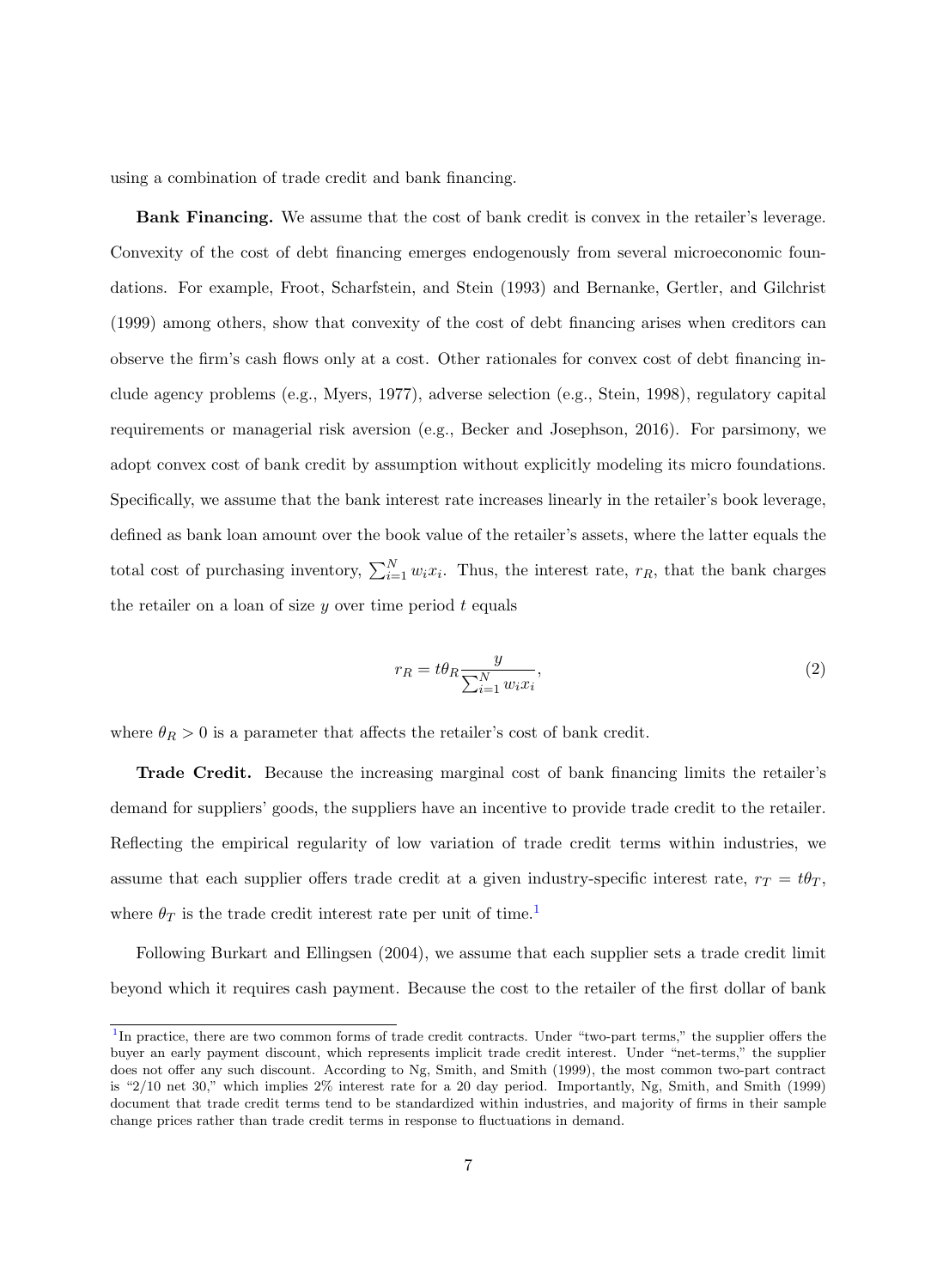using a combination of trade credit and bank financing.

**Bank Financing.** We assume that the cost of bank credit is convex in the retailer's leverage. Convexity of the cost of debt financing emerges endogenously from several microeconomic foundations. For example, Froot, Scharfstein, and Stein (1993) and Bernanke, Gertler, and Gilchrist (1999) among others, show that convexity of the cost of debt financing arises when creditors can observe the firm's cash flows only at a cost. Other rationales for convex cost of debt financing include agency problems (e.g., Myers, 1977), adverse selection (e.g., Stein, 1998), regulatory capital requirements or managerial risk aversion (e.g., Becker and Josephson, 2016). For parsimony, we adopt convex cost of bank credit by assumption without explicitly modeling its micro foundations. Specifically, we assume that the bank interest rate increases linearly in the retailer's book leverage, defined as bank loan amount over the book value of the retailer's assets, where the latter equals the total cost of purchasing inventory, $\sum_{i=1}^{N} w_i x_i$. Thus, the interest rate, $r_R$, that the bank charges the retailer on a loan of size $y$ over time period $t$ equals

$$r_R = t\theta_R \frac{y}{\sum_{i=1}^{N} w_i x_i}, \tag{2}$$

where $\theta_R > 0$ is a parameter that affects the retailer's cost of bank credit.

**Trade Credit.** Because the increasing marginal cost of bank financing limits the retailer's demand for suppliers' goods, the suppliers have an incentive to provide trade credit to the retailer. Reflecting the empirical regularity of low variation of trade credit terms within industries, we assume that each supplier offers trade credit at a given industry-specific interest rate, $r_T = t\theta_T$, where $\theta_T$ is the trade credit interest rate per unit of time.[1]

Following Burkart and Ellingsen (2004), we assume that each supplier sets a trade credit limit beyond which it requires cash payment. Because the cost to the retailer of the first dollar of bank

[1] In practice, there are two common forms of trade credit contracts. Under "two-part terms," the supplier offers the buyer an early payment discount, which represents implicit trade credit interest. Under "net-terms," the supplier does not offer any such discount. According to Ng, Smith, and Smith (1999), the most common two-part contract is "2/10 net 30," which implies 2% interest rate for a 20 day period. Importantly, Ng, Smith, and Smith (1999) document that trade credit terms tend to be standardized within industries, and majority of firms in their sample change prices rather than trade credit terms in response to fluctuations in demand.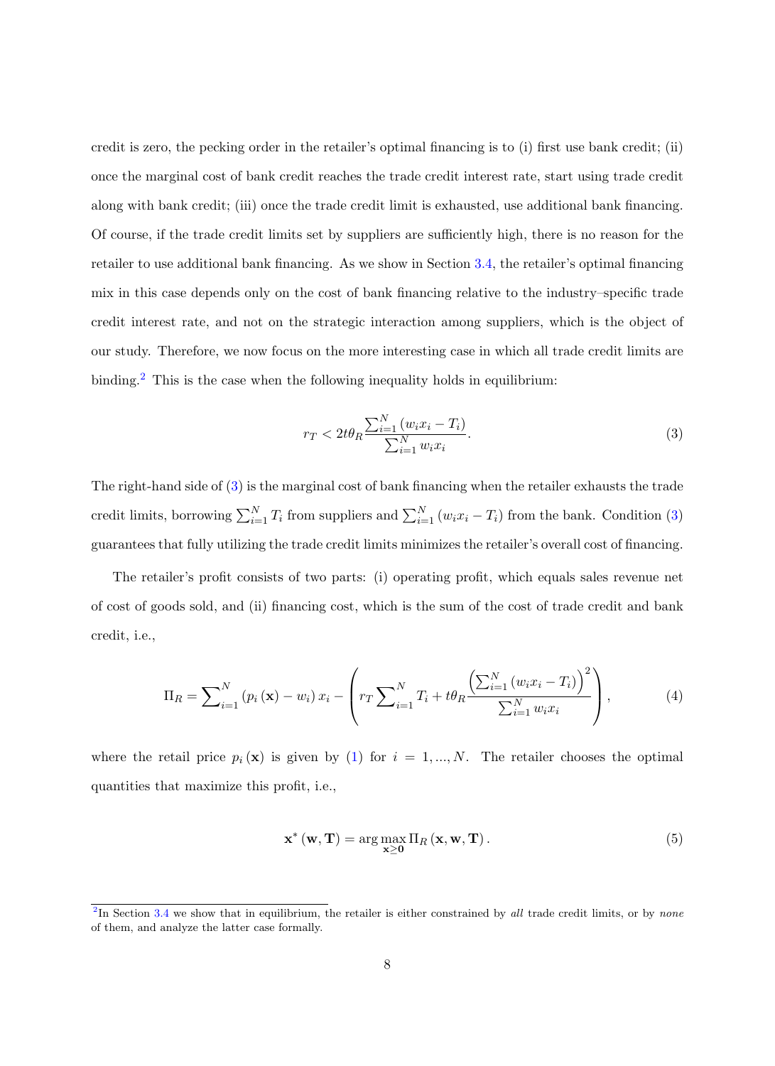credit is zero, the pecking order in the retailer's optimal financing is to (i) first use bank credit; (ii) once the marginal cost of bank credit reaches the trade credit interest rate, start using trade credit along with bank credit; (iii) once the trade credit limit is exhausted, use additional bank financing. Of course, if the trade credit limits set by suppliers are sufficiently high, there is no reason for the retailer to use additional bank financing. As we show in Section 3.4, the retailer's optimal financing mix in this case depends only on the cost of bank financing relative to the industry–specific trade credit interest rate, and not on the strategic interaction among suppliers, which is the object of our study. Therefore, we now focus on the more interesting case in which all trade credit limits are binding.[2] This is the case when the following inequality holds in equilibrium:

$$r_T < 2t\theta_R \frac{\sum_{i=1}^{N}(w_i x_i - T_i)}{\sum_{i=1}^{N} w_i x_i}. \tag{3}$$

The right-hand side of (3) is the marginal cost of bank financing when the retailer exhausts the trade credit limits, borrowing $\sum_{i=1}^{N} T_i$ from suppliers and $\sum_{i=1}^{N}(w_i x_i - T_i)$ from the bank. Condition (3) guarantees that fully utilizing the trade credit limits minimizes the retailer's overall cost of financing.

The retailer's profit consists of two parts: (i) operating profit, which equals sales revenue net of cost of goods sold, and (ii) financing cost, which is the sum of the cost of trade credit and bank credit, i.e.,

$$\Pi_R = \sum_{i=1}^{N}(p_i(\mathbf{x}) - w_i)x_i - \left(r_T \sum_{i=1}^{N} T_i + t\theta_R \frac{\left(\sum_{i=1}^{N}(w_i x_i - T_i)\right)^2}{\sum_{i=1}^{N} w_i x_i}\right), \tag{4}$$

where the retail price $p_i(\mathbf{x})$ is given by (1) for $i = 1, ..., N$. The retailer chooses the optimal quantities that maximize this profit, i.e.,

$$\mathbf{x}^*(\mathbf{w}, \mathbf{T}) = \arg\max_{\mathbf{x} \geq \mathbf{0}} \Pi_R(\mathbf{x}, \mathbf{w}, \mathbf{T}). \tag{5}$$

[2] In Section 3.4 we show that in equilibrium, the retailer is either constrained by *all* trade credit limits, or by *none* of them, and analyze the latter case formally.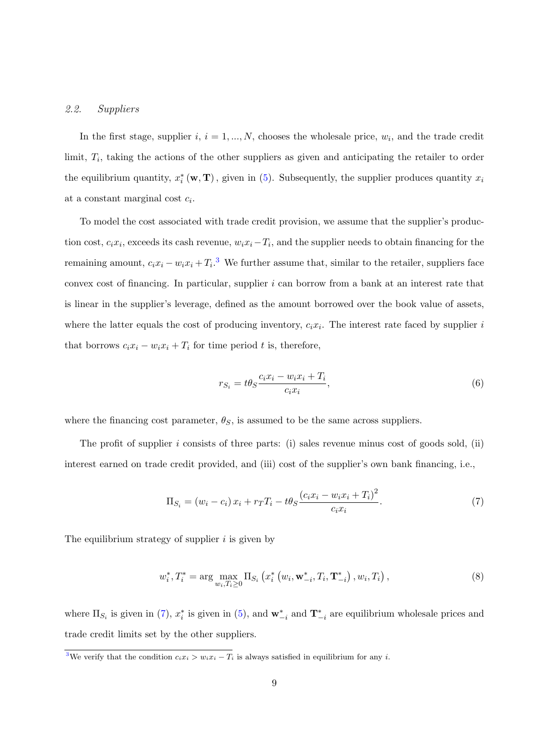### 2.2. *Suppliers*

In the first stage, supplier $i$, $i = 1, ..., N$, chooses the wholesale price, $w_i$, and the trade credit limit, $T_i$, taking the actions of the other suppliers as given and anticipating the retailer to order the equilibrium quantity, $x_i^* (\mathbf{w}, \mathbf{T})$, given in (5). Subsequently, the supplier produces quantity $x_i$ at a constant marginal cost $c_i$.

To model the cost associated with trade credit provision, we assume that the supplier's production cost, $c_i x_i$, exceeds its cash revenue, $w_i x_i - T_i$, and the supplier needs to obtain financing for the remaining amount, $c_i x_i - w_i x_i + T_i$.[3] We further assume that, similar to the retailer, suppliers face convex cost of financing. In particular, supplier $i$ can borrow from a bank at an interest rate that is linear in the supplier's leverage, defined as the amount borrowed over the book value of assets, where the latter equals the cost of producing inventory, $c_i x_i$. The interest rate faced by supplier $i$ that borrows $c_i x_i - w_i x_i + T_i$ for time period $t$ is, therefore,

$$r_{S_i} = t\theta_S \frac{c_i x_i - w_i x_i + T_i}{c_i x_i}, \tag{6}$$

where the financing cost parameter, $\theta_S$, is assumed to be the same across suppliers.

The profit of supplier $i$ consists of three parts: (i) sales revenue minus cost of goods sold, (ii) interest earned on trade credit provided, and (iii) cost of the supplier's own bank financing, i.e.,

$$\Pi_{S_i} = (w_i - c_i) x_i + r_T T_i - t\theta_S \frac{(c_i x_i - w_i x_i + T_i)^2}{c_i x_i}. \tag{7}$$

The equilibrium strategy of supplier $i$ is given by

$$w_i^*, T_i^* = \arg \max_{w_i, T_i \geq 0} \Pi_{S_i} \left( x_i^* \left( w_i, \mathbf{w}_{-i}^*, T_i, \mathbf{T}_{-i}^* \right), w_i, T_i \right), \tag{8}$$

where $\Pi_{S_i}$ is given in (7), $x_i^*$ is given in (5), and $\mathbf{w}_{-i}^*$ and $\mathbf{T}_{-i}^*$ are equilibrium wholesale prices and trade credit limits set by the other suppliers.

[3] We verify that the condition $c_i x_i > w_i x_i - T_i$ is always satisfied in equilibrium for any $i$.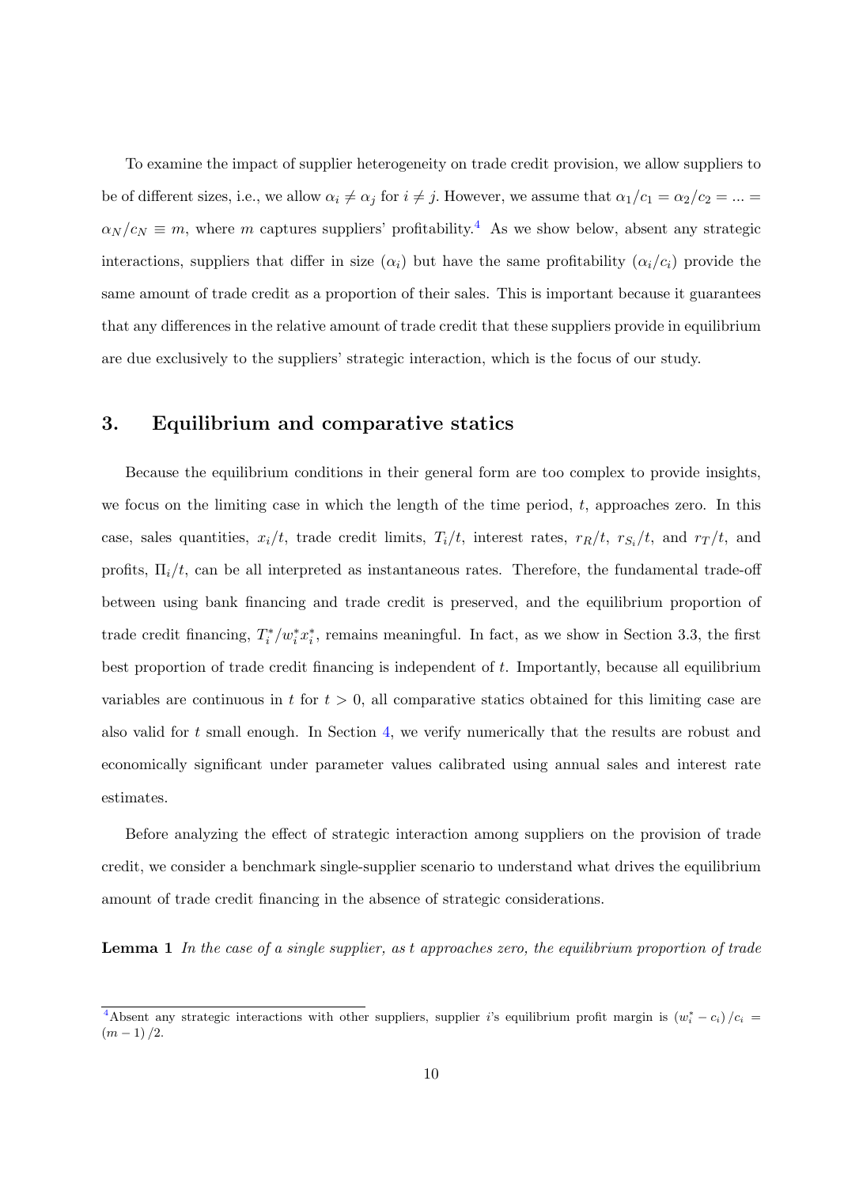To examine the impact of supplier heterogeneity on trade credit provision, we allow suppliers to be of different sizes, i.e., we allow $\alpha_i \neq \alpha_j$ for $i \neq j$. However, we assume that $\alpha_1/c_1 = \alpha_2/c_2 = ... = \alpha_N/c_N \equiv m$, where $m$ captures suppliers' profitability.[4] As we show below, absent any strategic interactions, suppliers that differ in size ($\alpha_i$) but have the same profitability ($\alpha_i/c_i$) provide the same amount of trade credit as a proportion of their sales. This is important because it guarantees that any differences in the relative amount of trade credit that these suppliers provide in equilibrium are due exclusively to the suppliers' strategic interaction, which is the focus of our study.

## 3. Equilibrium and comparative statics

Because the equilibrium conditions in their general form are too complex to provide insights, we focus on the limiting case in which the length of the time period, $t$, approaches zero. In this case, sales quantities, $x_i/t$, trade credit limits, $T_i/t$, interest rates, $r_R/t$, $r_{S_i}/t$, and $r_T/t$, and profits, $\Pi_i/t$, can be all interpreted as instantaneous rates. Therefore, the fundamental trade-off between using bank financing and trade credit is preserved, and the equilibrium proportion of trade credit financing, $T_i^*/w_i^* x_i^*$, remains meaningful. In fact, as we show in Section 3.3, the first best proportion of trade credit financing is independent of $t$. Importantly, because all equilibrium variables are continuous in $t$ for $t > 0$, all comparative statics obtained for this limiting case are also valid for $t$ small enough. In Section 4, we verify numerically that the results are robust and economically significant under parameter values calibrated using annual sales and interest rate estimates.

Before analyzing the effect of strategic interaction among suppliers on the provision of trade credit, we consider a benchmark single-supplier scenario to understand what drives the equilibrium amount of trade credit financing in the absence of strategic considerations.

**Lemma 1** *In the case of a single supplier, as $t$ approaches zero, the equilibrium proportion of trade*

[4] Absent any strategic interactions with other suppliers, supplier $i$'s equilibrium profit margin is $(w_i^* - c_i)/c_i = (m-1)/2$.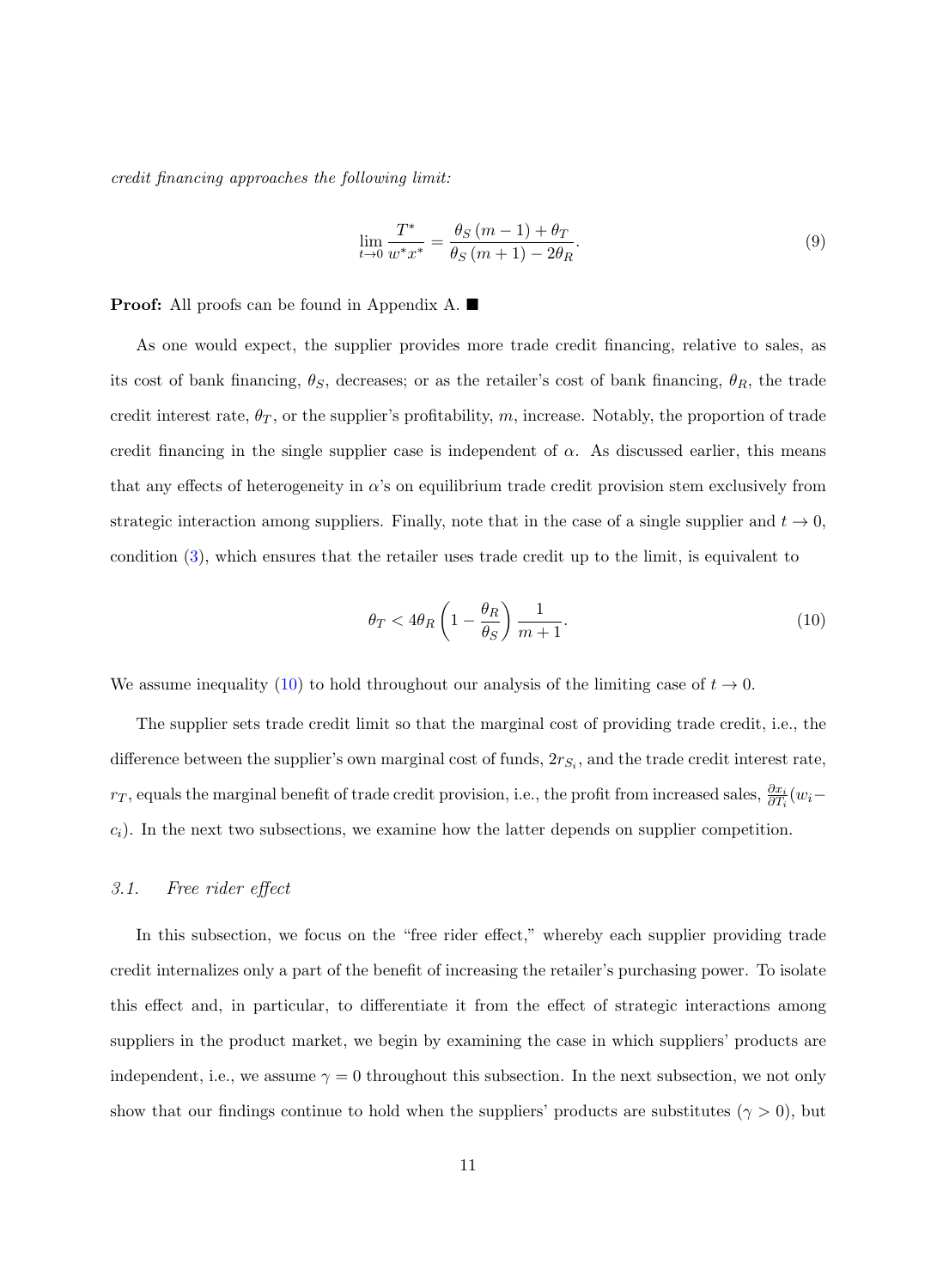*credit financing approaches the following limit:*

$$\lim_{t \to 0} \frac{T^*}{w^* x^*} = \frac{\theta_S (m-1) + \theta_T}{\theta_S (m+1) - 2\theta_R}. \tag{9}$$

**Proof:** All proofs can be found in Appendix A. ■

As one would expect, the supplier provides more trade credit financing, relative to sales, as its cost of bank financing, $\theta_S$, decreases; or as the retailer's cost of bank financing, $\theta_R$, the trade credit interest rate, $\theta_T$, or the supplier's profitability, $m$, increase. Notably, the proportion of trade credit financing in the single supplier case is independent of $\alpha$. As discussed earlier, this means that any effects of heterogeneity in $\alpha$'s on equilibrium trade credit provision stem exclusively from strategic interaction among suppliers. Finally, note that in the case of a single supplier and $t \to 0$, condition (3), which ensures that the retailer uses trade credit up to the limit, is equivalent to

$$\theta_T < 4\theta_R \left(1 - \frac{\theta_R}{\theta_S}\right) \frac{1}{m+1}. \tag{10}$$

We assume inequality (10) to hold throughout our analysis of the limiting case of $t \to 0$.

The supplier sets trade credit limit so that the marginal cost of providing trade credit, i.e., the difference between the supplier's own marginal cost of funds, $2r_{S_i}$, and the trade credit interest rate, $r_T$, equals the marginal benefit of trade credit provision, i.e., the profit from increased sales, $\frac{\partial x_i}{\partial T_i}(w_i - c_i)$. In the next two subsections, we examine how the latter depends on supplier competition.

### *3.1. Free rider effect*

In this subsection, we focus on the "free rider effect," whereby each supplier providing trade credit internalizes only a part of the benefit of increasing the retailer's purchasing power. To isolate this effect and, in particular, to differentiate it from the effect of strategic interactions among suppliers in the product market, we begin by examining the case in which suppliers' products are independent, i.e., we assume $\gamma = 0$ throughout this subsection. In the next subsection, we not only show that our findings continue to hold when the suppliers' products are substitutes ($\gamma > 0$), but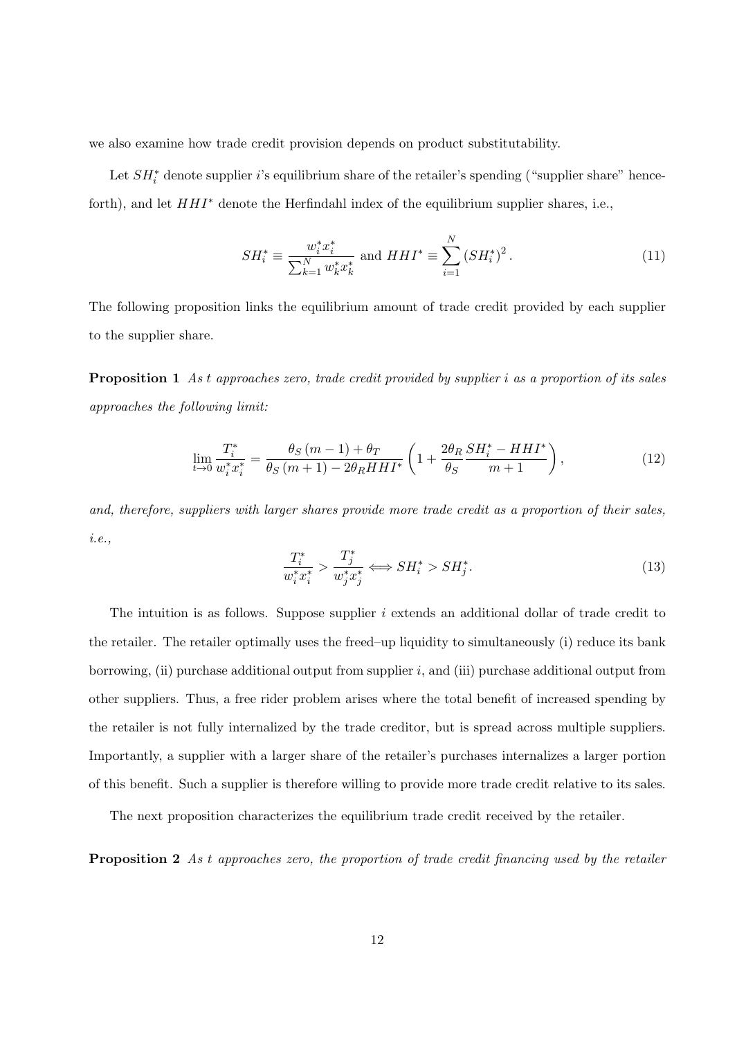we also examine how trade credit provision depends on product substitutability.

Let $SH_i^*$ denote supplier $i$'s equilibrium share of the retailer's spending ("supplier share" henceforth), and let $HHI^*$ denote the Herfindahl index of the equilibrium supplier shares, i.e.,

$$SH_i^* \equiv \frac{w_i^* x_i^*}{\sum_{k=1}^{N} w_k^* x_k^*} \text{ and } HHI^* \equiv \sum_{i=1}^{N} \left(SH_i^*\right)^2. \tag{11}$$

The following proposition links the equilibrium amount of trade credit provided by each supplier to the supplier share.

**Proposition 1** *As $t$ approaches zero, trade credit provided by supplier $i$ as a proportion of its sales approaches the following limit:*

$$\lim_{t \to 0} \frac{T_i^*}{w_i^* x_i^*} = \frac{\theta_S (m-1) + \theta_T}{\theta_S (m+1) - 2\theta_R HHI^*} \left(1 + \frac{2\theta_R}{\theta_S} \frac{SH_i^* - HHI^*}{m+1}\right), \tag{12}$$

*and, therefore, suppliers with larger shares provide more trade credit as a proportion of their sales, i.e.,*

$$\frac{T_i^*}{w_i^* x_i^*} > \frac{T_j^*}{w_j^* x_j^*} \Longleftrightarrow SH_i^* > SH_j^*. \tag{13}$$

The intuition is as follows. Suppose supplier $i$ extends an additional dollar of trade credit to the retailer. The retailer optimally uses the freed–up liquidity to simultaneously (i) reduce its bank borrowing, (ii) purchase additional output from supplier $i$, and (iii) purchase additional output from other suppliers. Thus, a free rider problem arises where the total benefit of increased spending by the retailer is not fully internalized by the trade creditor, but is spread across multiple suppliers. Importantly, a supplier with a larger share of the retailer's purchases internalizes a larger portion of this benefit. Such a supplier is therefore willing to provide more trade credit relative to its sales.

The next proposition characterizes the equilibrium trade credit received by the retailer.

**Proposition 2** *As $t$ approaches zero, the proportion of trade credit financing used by the retailer*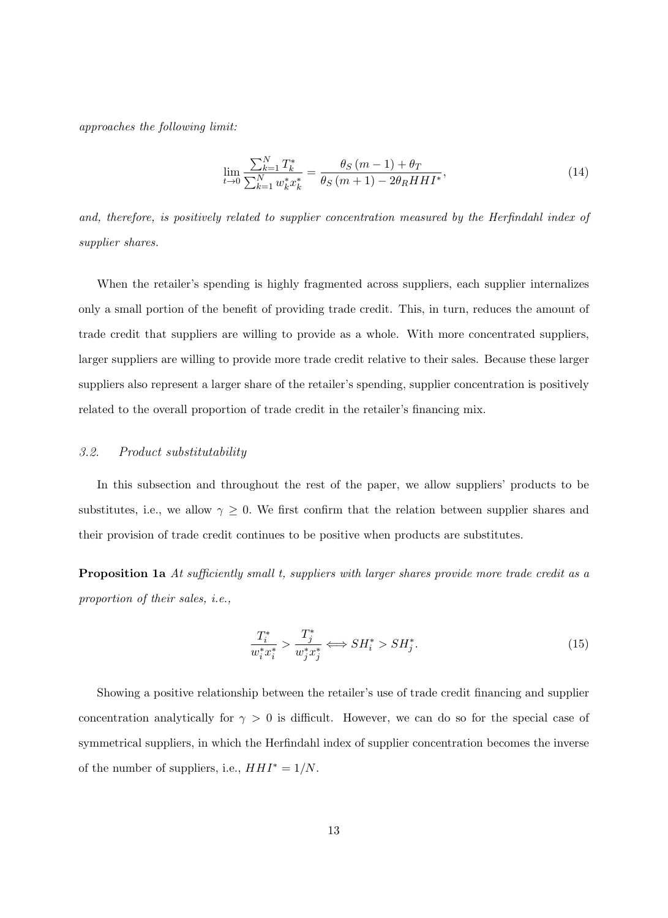*approaches the following limit:*

$$\lim_{t \to 0} \frac{\sum_{k=1}^{N} T_k^*}{\sum_{k=1}^{N} w_k^* x_k^*} = \frac{\theta_S (m-1) + \theta_T}{\theta_S (m+1) - 2\theta_R HHI^*}, \tag{14}$$

*and, therefore, is positively related to supplier concentration measured by the Herfindahl index of supplier shares.*

When the retailer's spending is highly fragmented across suppliers, each supplier internalizes only a small portion of the benefit of providing trade credit. This, in turn, reduces the amount of trade credit that suppliers are willing to provide as a whole. With more concentrated suppliers, larger suppliers are willing to provide more trade credit relative to their sales. Because these larger suppliers also represent a larger share of the retailer's spending, supplier concentration is positively related to the overall proportion of trade credit in the retailer's financing mix.

### 3.2. *Product substitutability*

In this subsection and throughout the rest of the paper, we allow suppliers' products to be substitutes, i.e., we allow $\gamma \geq 0$. We first confirm that the relation between supplier shares and their provision of trade credit continues to be positive when products are substitutes.

**Proposition 1a** *At sufficiently small t, suppliers with larger shares provide more trade credit as a proportion of their sales, i.e.,*

$$\frac{T_i^*}{w_i^* x_i^*} > \frac{T_j^*}{w_j^* x_j^*} \Longleftrightarrow SH_i^* > SH_j^*. \tag{15}$$

Showing a positive relationship between the retailer's use of trade credit financing and supplier concentration analytically for $\gamma > 0$ is difficult. However, we can do so for the special case of symmetrical suppliers, in which the Herfindahl index of supplier concentration becomes the inverse of the number of suppliers, i.e., $HHI^* = 1/N$.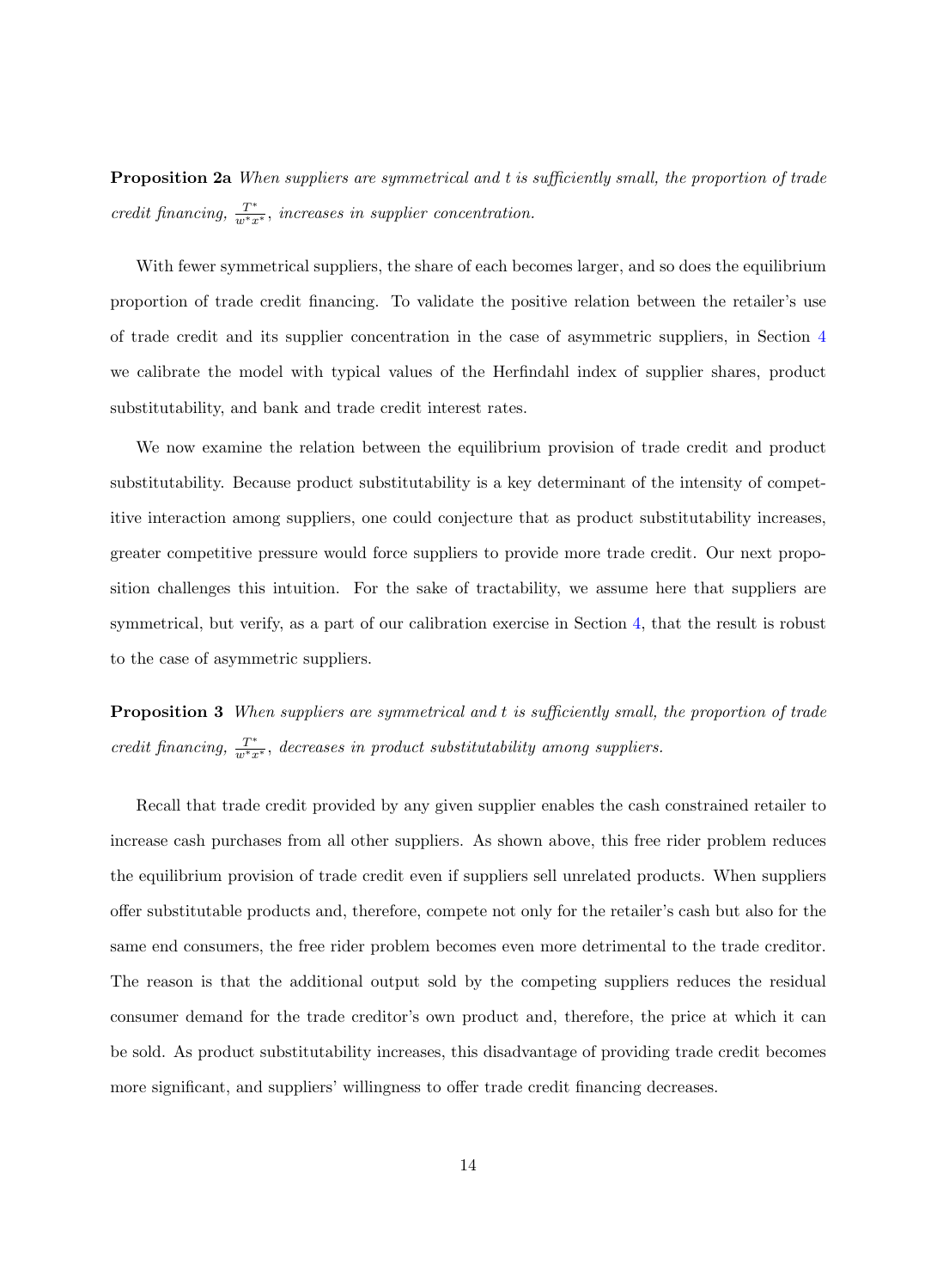**Proposition 2a** *When suppliers are symmetrical and $t$ is sufficiently small, the proportion of trade credit financing, $\frac{T^*}{w^*x^*}$, increases in supplier concentration.*

With fewer symmetrical suppliers, the share of each becomes larger, and so does the equilibrium proportion of trade credit financing. To validate the positive relation between the retailer's use of trade credit and its supplier concentration in the case of asymmetric suppliers, in Section 4 we calibrate the model with typical values of the Herfindahl index of supplier shares, product substitutability, and bank and trade credit interest rates.

We now examine the relation between the equilibrium provision of trade credit and product substitutability. Because product substitutability is a key determinant of the intensity of competitive interaction among suppliers, one could conjecture that as product substitutability increases, greater competitive pressure would force suppliers to provide more trade credit. Our next proposition challenges this intuition. For the sake of tractability, we assume here that suppliers are symmetrical, but verify, as a part of our calibration exercise in Section 4, that the result is robust to the case of asymmetric suppliers.

**Proposition 3** *When suppliers are symmetrical and $t$ is sufficiently small, the proportion of trade credit financing, $\frac{T^*}{w^*x^*}$, decreases in product substitutability among suppliers.*

Recall that trade credit provided by any given supplier enables the cash constrained retailer to increase cash purchases from all other suppliers. As shown above, this free rider problem reduces the equilibrium provision of trade credit even if suppliers sell unrelated products. When suppliers offer substitutable products and, therefore, compete not only for the retailer's cash but also for the same end consumers, the free rider problem becomes even more detrimental to the trade creditor. The reason is that the additional output sold by the competing suppliers reduces the residual consumer demand for the trade creditor's own product and, therefore, the price at which it can be sold. As product substitutability increases, this disadvantage of providing trade credit becomes more significant, and suppliers' willingness to offer trade credit financing decreases.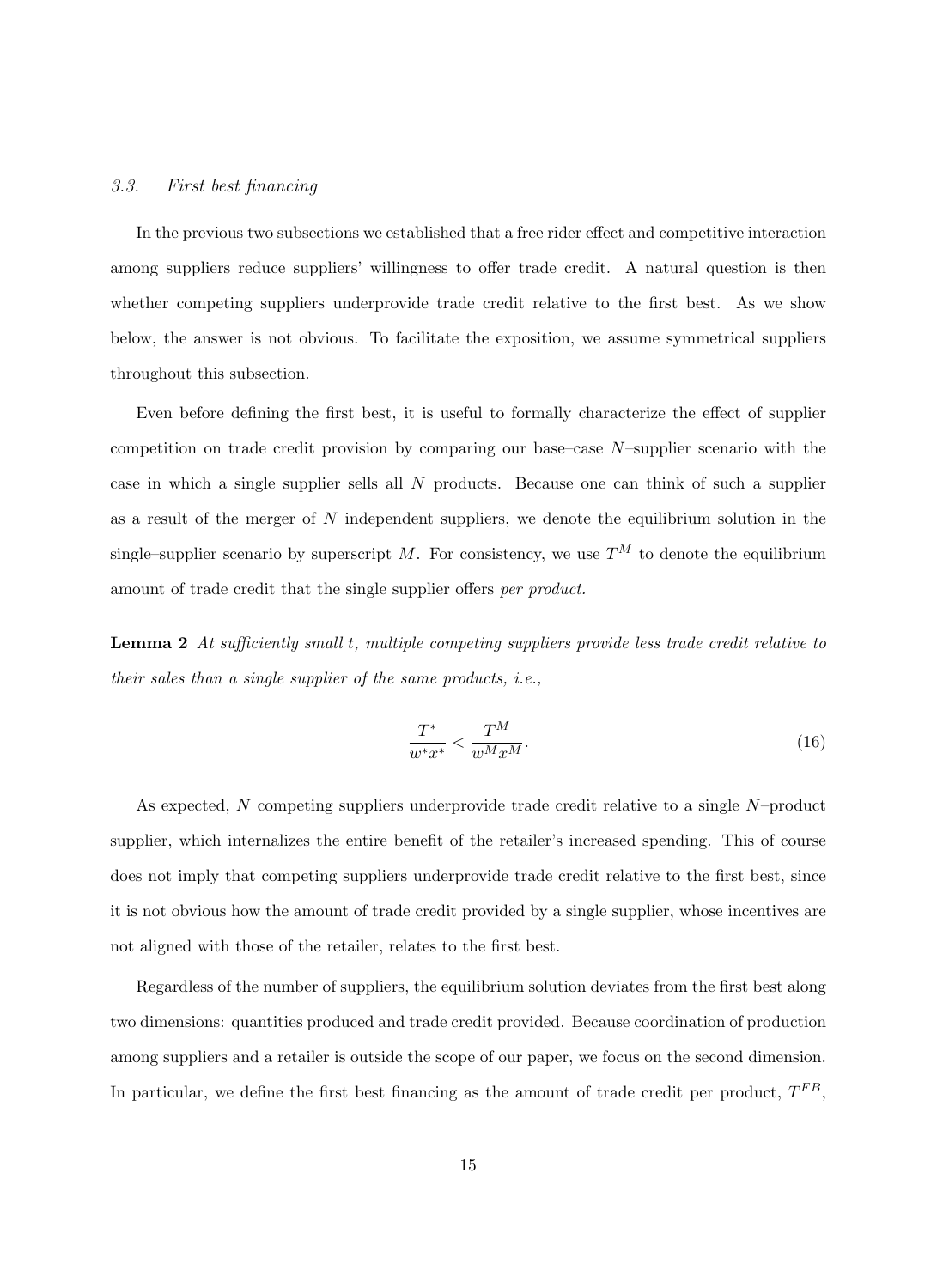### 3.3. First best financing

In the previous two subsections we established that a free rider effect and competitive interaction among suppliers reduce suppliers' willingness to offer trade credit. A natural question is then whether competing suppliers underprovide trade credit relative to the first best. As we show below, the answer is not obvious. To facilitate the exposition, we assume symmetrical suppliers throughout this subsection.

Even before defining the first best, it is useful to formally characterize the effect of supplier competition on trade credit provision by comparing our base–case $N$–supplier scenario with the case in which a single supplier sells all $N$ products. Because one can think of such a supplier as a result of the merger of $N$ independent suppliers, we denote the equilibrium solution in the single–supplier scenario by superscript $M$. For consistency, we use $T^M$ to denote the equilibrium amount of trade credit that the single supplier offers *per product.*

**Lemma 2** *At sufficiently small $t$, multiple competing suppliers provide less trade credit relative to their sales than a single supplier of the same products, i.e.,*

$$\frac{T^*}{w^* x^*} < \frac{T^M}{w^M x^M}. \tag{16}$$

As expected, $N$ competing suppliers underprovide trade credit relative to a single $N$–product supplier, which internalizes the entire benefit of the retailer's increased spending. This of course does not imply that competing suppliers underprovide trade credit relative to the first best, since it is not obvious how the amount of trade credit provided by a single supplier, whose incentives are not aligned with those of the retailer, relates to the first best.

Regardless of the number of suppliers, the equilibrium solution deviates from the first best along two dimensions: quantities produced and trade credit provided. Because coordination of production among suppliers and a retailer is outside the scope of our paper, we focus on the second dimension. In particular, we define the first best financing as the amount of trade credit per product, $T^{FB}$,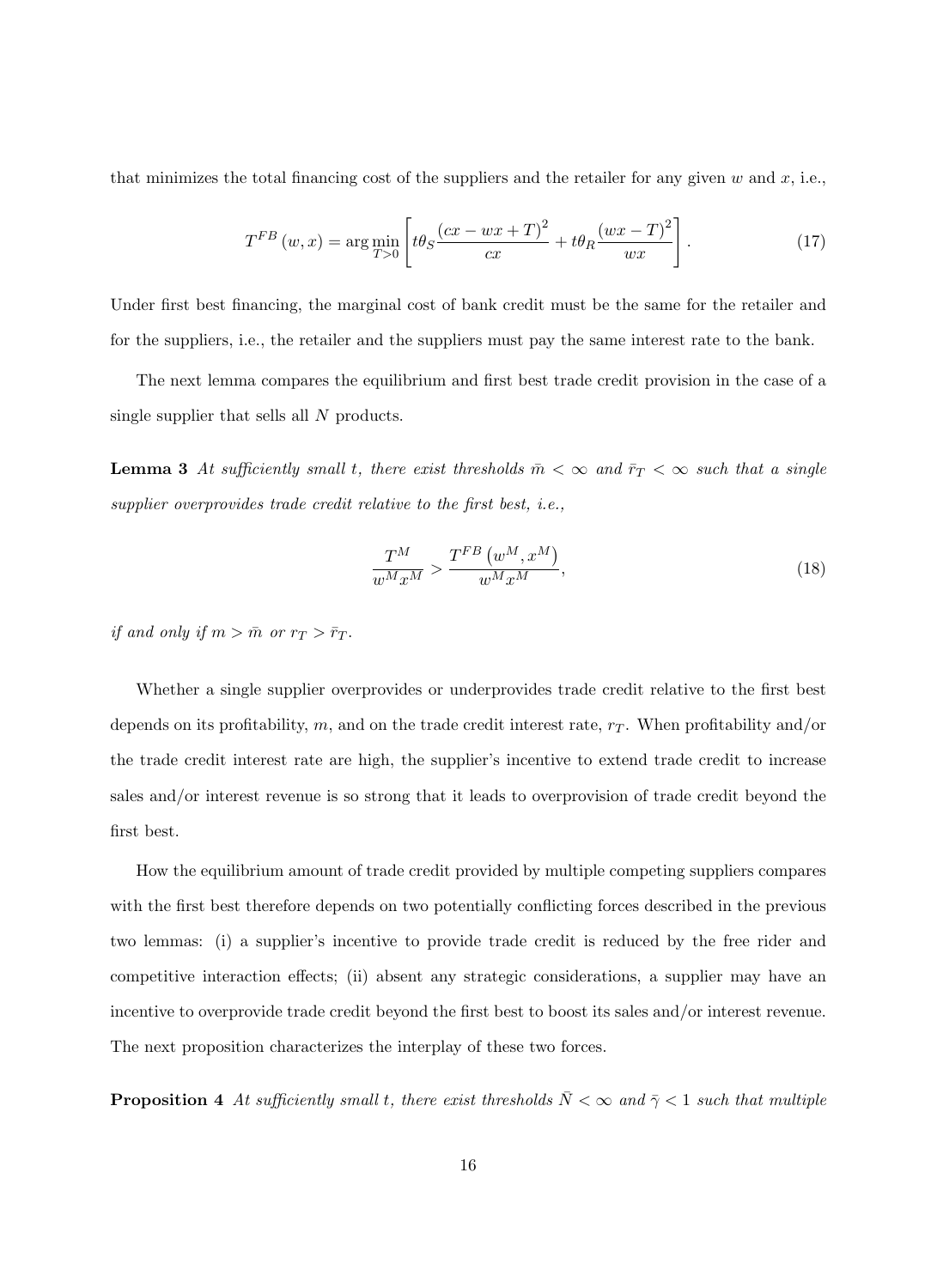that minimizes the total financing cost of the suppliers and the retailer for any given $w$ and $x$, i.e.,

$$T^{FB}(w,x) = \arg\min_{T>0} \left[ t\theta_S \frac{(cx - wx + T)^2}{cx} + t\theta_R \frac{(wx - T)^2}{wx} \right]. \tag{17}$$

Under first best financing, the marginal cost of bank credit must be the same for the retailer and for the suppliers, i.e., the retailer and the suppliers must pay the same interest rate to the bank.

The next lemma compares the equilibrium and first best trade credit provision in the case of a single supplier that sells all $N$ products.

**Lemma 3** *At sufficiently small $t$, there exist thresholds $\bar{m} < \infty$ and $\bar{r}_T < \infty$ such that a single supplier overprovides trade credit relative to the first best, i.e.,*

$$\frac{T^M}{w^M x^M} > \frac{T^{FB}(w^M, x^M)}{w^M x^M}, \tag{18}$$

*if and only if $m > \bar{m}$ or $r_T > \bar{r}_T$.*

Whether a single supplier overprovides or underprovides trade credit relative to the first best depends on its profitability, $m$, and on the trade credit interest rate, $r_T$. When profitability and/or the trade credit interest rate are high, the supplier's incentive to extend trade credit to increase sales and/or interest revenue is so strong that it leads to overprovision of trade credit beyond the first best.

How the equilibrium amount of trade credit provided by multiple competing suppliers compares with the first best therefore depends on two potentially conflicting forces described in the previous two lemmas: (i) a supplier's incentive to provide trade credit is reduced by the free rider and competitive interaction effects; (ii) absent any strategic considerations, a supplier may have an incentive to overprovide trade credit beyond the first best to boost its sales and/or interest revenue. The next proposition characterizes the interplay of these two forces.

**Proposition 4** *At sufficiently small $t$, there exist thresholds $\bar{N} < \infty$ and $\bar{\gamma} < 1$ such that multiple*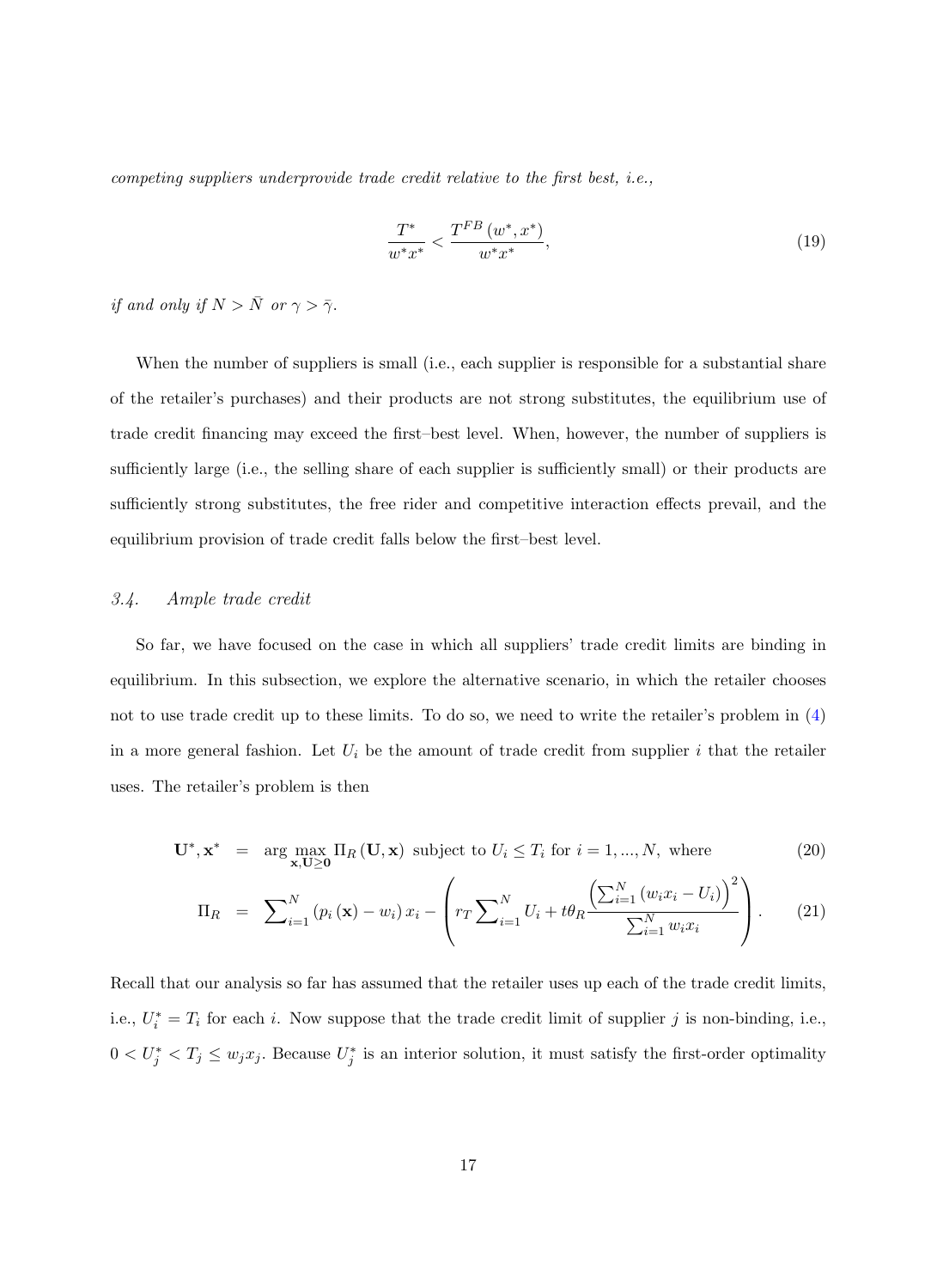*competing suppliers underprovide trade credit relative to the first best, i.e.,*

$$\frac{T^*}{w^* x^*} < \frac{T^{FB}(w^*, x^*)}{w^* x^*}, \tag{19}$$

*if and only if $N > \bar{N}$ or $\gamma > \bar{\gamma}$.*

When the number of suppliers is small (i.e., each supplier is responsible for a substantial share of the retailer's purchases) and their products are not strong substitutes, the equilibrium use of trade credit financing may exceed the first–best level. When, however, the number of suppliers is sufficiently large (i.e., the selling share of each supplier is sufficiently small) or their products are sufficiently strong substitutes, the free rider and competitive interaction effects prevail, and the equilibrium provision of trade credit falls below the first–best level.

### 3.4. *Ample trade credit*

So far, we have focused on the case in which all suppliers' trade credit limits are binding in equilibrium. In this subsection, we explore the alternative scenario, in which the retailer chooses not to use trade credit up to these limits. To do so, we need to write the retailer's problem in (4) in a more general fashion. Let $U_i$ be the amount of trade credit from supplier $i$ that the retailer uses. The retailer's problem is then

$$\mathbf{U}^*, \mathbf{x}^* = \arg\max_{\mathbf{x}, \mathbf{U} \geq \mathbf{0}} \Pi_R(\mathbf{U}, \mathbf{x}) \text{ subject to } U_i \leq T_i \text{ for } i = 1, ..., N, \text{ where} \tag{20}$$

$$\Pi_R = \sum_{i=1}^{N} (p_i(\mathbf{x}) - w_i) x_i - \left( r_T \sum_{i=1}^{N} U_i + t\theta_R \frac{\left(\sum_{i=1}^{N} (w_i x_i - U_i)\right)^2}{\sum_{i=1}^{N} w_i x_i} \right). \tag{21}$$

Recall that our analysis so far has assumed that the retailer uses up each of the trade credit limits, i.e., $U_i^* = T_i$ for each $i$. Now suppose that the trade credit limit of supplier $j$ is non-binding, i.e., $0 < U_j^* < T_j \leq w_j x_j$. Because $U_j^*$ is an interior solution, it must satisfy the first-order optimality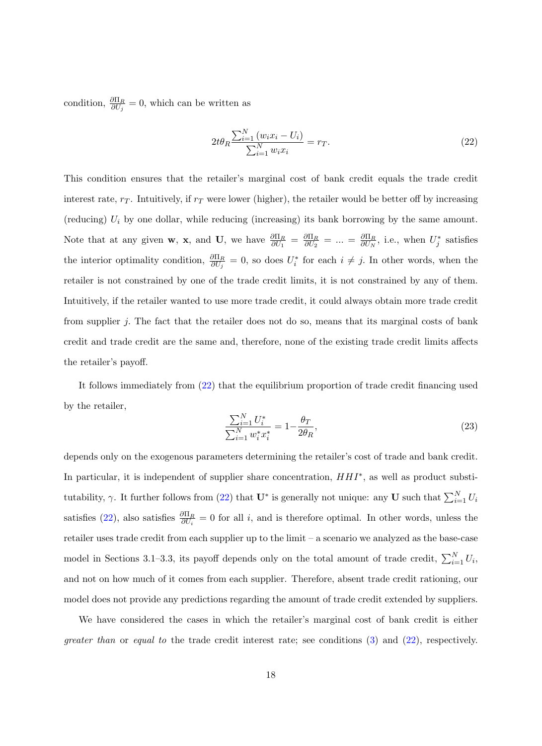condition, $\frac{\partial \Pi_R}{\partial U_j} = 0$, which can be written as

$$2t\theta_R \frac{\sum_{i=1}^{N}(w_i x_i - U_i)}{\sum_{i=1}^{N} w_i x_i} = r_T. \tag{22}$$

This condition ensures that the retailer's marginal cost of bank credit equals the trade credit interest rate, $r_T$. Intuitively, if $r_T$ were lower (higher), the retailer would be better off by increasing (reducing) $U_i$ by one dollar, while reducing (increasing) its bank borrowing by the same amount. Note that at any given $\mathbf{w}$, $\mathbf{x}$, and $\mathbf{U}$, we have $\frac{\partial \Pi_R}{\partial U_1} = \frac{\partial \Pi_R}{\partial U_2} = \ldots = \frac{\partial \Pi_R}{\partial U_N}$, i.e., when $U_j^*$ satisfies the interior optimality condition, $\frac{\partial \Pi_R}{\partial U_j} = 0$, so does $U_i^*$ for each $i \neq j$. In other words, when the retailer is not constrained by one of the trade credit limits, it is not constrained by any of them. Intuitively, if the retailer wanted to use more trade credit, it could always obtain more trade credit from supplier $j$. The fact that the retailer does not do so, means that its marginal costs of bank credit and trade credit are the same and, therefore, none of the existing trade credit limits affects the retailer's payoff.

It follows immediately from (22) that the equilibrium proportion of trade credit financing used by the retailer,

$$\frac{\sum_{i=1}^{N} U_i^*}{\sum_{i=1}^{N} w_i^* x_i^*} = 1 - \frac{\theta_T}{2\theta_R}, \tag{23}$$

depends only on the exogenous parameters determining the retailer's cost of trade and bank credit. In particular, it is independent of supplier share concentration, $HHI^*$, as well as product substitutability, $\gamma$. It further follows from (22) that $\mathbf{U}^*$ is generally not unique: any $\mathbf{U}$ such that $\sum_{i=1}^{N} U_i$ satisfies (22), also satisfies $\frac{\partial \Pi_R}{\partial U_i} = 0$ for all $i$, and is therefore optimal. In other words, unless the retailer uses trade credit from each supplier up to the limit – a scenario we analyzed as the base-case model in Sections 3.1–3.3, its payoff depends only on the total amount of trade credit, $\sum_{i=1}^{N} U_i$, and not on how much of it comes from each supplier. Therefore, absent trade credit rationing, our model does not provide any predictions regarding the amount of trade credit extended by suppliers.

We have considered the cases in which the retailer's marginal cost of bank credit is either *greater than* or *equal to* the trade credit interest rate; see conditions (3) and (22), respectively.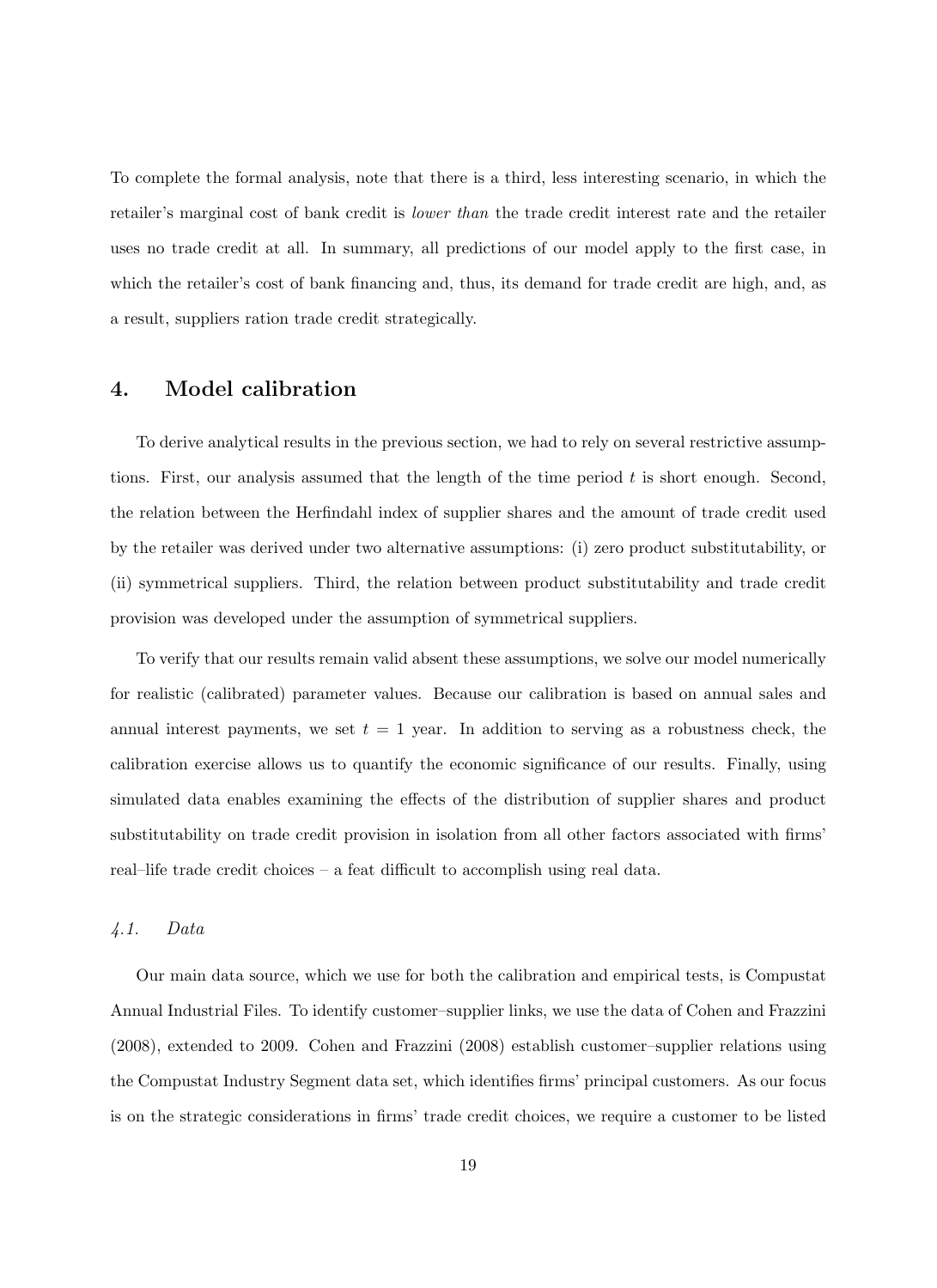To complete the formal analysis, note that there is a third, less interesting scenario, in which the retailer's marginal cost of bank credit is *lower than* the trade credit interest rate and the retailer uses no trade credit at all. In summary, all predictions of our model apply to the first case, in which the retailer's cost of bank financing and, thus, its demand for trade credit are high, and, as a result, suppliers ration trade credit strategically.

## 4. Model calibration

To derive analytical results in the previous section, we had to rely on several restrictive assumptions. First, our analysis assumed that the length of the time period $t$ is short enough. Second, the relation between the Herfindahl index of supplier shares and the amount of trade credit used by the retailer was derived under two alternative assumptions: (i) zero product substitutability, or (ii) symmetrical suppliers. Third, the relation between product substitutability and trade credit provision was developed under the assumption of symmetrical suppliers.

To verify that our results remain valid absent these assumptions, we solve our model numerically for realistic (calibrated) parameter values. Because our calibration is based on annual sales and annual interest payments, we set $t = 1$ year. In addition to serving as a robustness check, the calibration exercise allows us to quantify the economic significance of our results. Finally, using simulated data enables examining the effects of the distribution of supplier shares and product substitutability on trade credit provision in isolation from all other factors associated with firms' real–life trade credit choices – a feat difficult to accomplish using real data.

### *4.1. Data*

Our main data source, which we use for both the calibration and empirical tests, is Compustat Annual Industrial Files. To identify customer–supplier links, we use the data of Cohen and Frazzini (2008), extended to 2009. Cohen and Frazzini (2008) establish customer–supplier relations using the Compustat Industry Segment data set, which identifies firms' principal customers. As our focus is on the strategic considerations in firms' trade credit choices, we require a customer to be listed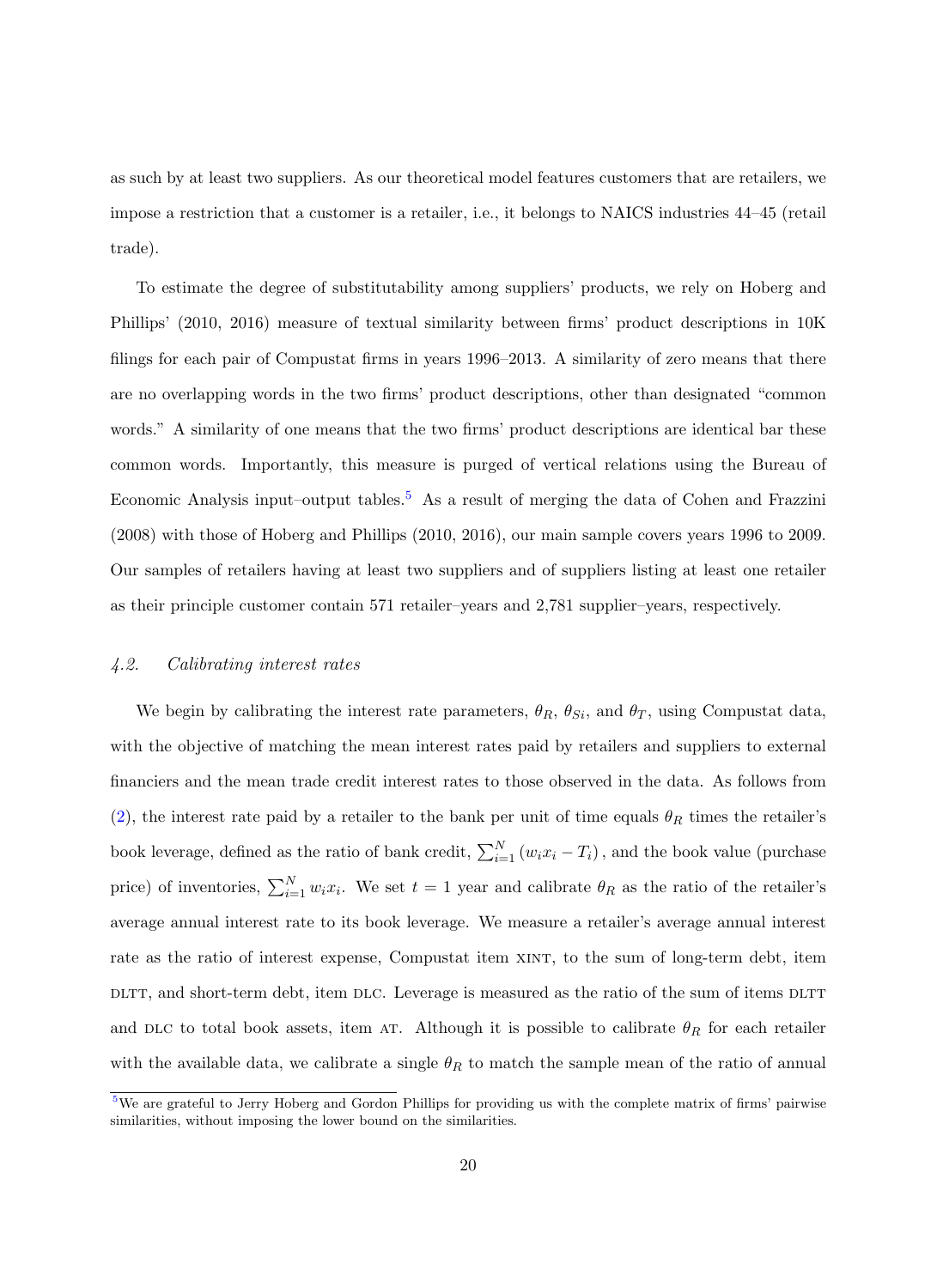as such by at least two suppliers. As our theoretical model features customers that are retailers, we impose a restriction that a customer is a retailer, i.e., it belongs to NAICS industries 44–45 (retail trade).

To estimate the degree of substitutability among suppliers' products, we rely on Hoberg and Phillips' (2010, 2016) measure of textual similarity between firms' product descriptions in 10K filings for each pair of Compustat firms in years 1996–2013. A similarity of zero means that there are no overlapping words in the two firms' product descriptions, other than designated "common words." A similarity of one means that the two firms' product descriptions are identical bar these common words. Importantly, this measure is purged of vertical relations using the Bureau of Economic Analysis input–output tables.[5] As a result of merging the data of Cohen and Frazzini (2008) with those of Hoberg and Phillips (2010, 2016), our main sample covers years 1996 to 2009. Our samples of retailers having at least two suppliers and of suppliers listing at least one retailer as their principle customer contain 571 retailer–years and 2,781 supplier–years, respectively.

### *4.2. Calibrating interest rates*

We begin by calibrating the interest rate parameters, $\theta_R$, $\theta_{Si}$, and $\theta_T$, using Compustat data, with the objective of matching the mean interest rates paid by retailers and suppliers to external financiers and the mean trade credit interest rates to those observed in the data. As follows from (2), the interest rate paid by a retailer to the bank per unit of time equals $\theta_R$ times the retailer's book leverage, defined as the ratio of bank credit, $\sum_{i=1}^{N}(w_i x_i - T_i)$, and the book value (purchase price) of inventories, $\sum_{i=1}^{N} w_i x_i$. We set $t = 1$ year and calibrate $\theta_R$ as the ratio of the retailer's average annual interest rate to its book leverage. We measure a retailer's average annual interest rate as the ratio of interest expense, Compustat item XINT, to the sum of long-term debt, item DLTT, and short-term debt, item DLC. Leverage is measured as the ratio of the sum of items DLTT and DLC to total book assets, item AT. Although it is possible to calibrate $\theta_R$ for each retailer with the available data, we calibrate a single $\theta_R$ to match the sample mean of the ratio of annual

[5] We are grateful to Jerry Hoberg and Gordon Phillips for providing us with the complete matrix of firms' pairwise similarities, without imposing the lower bound on the similarities.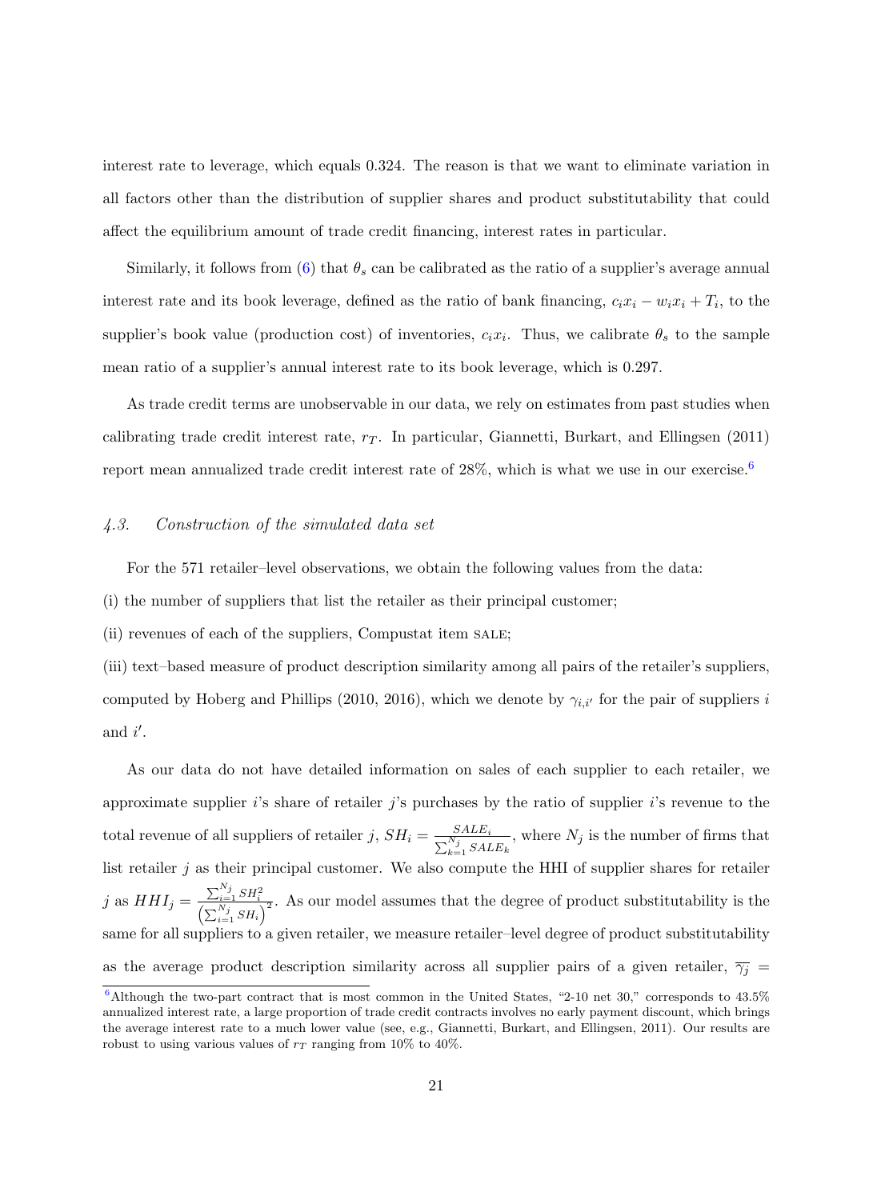interest rate to leverage, which equals 0.324. The reason is that we want to eliminate variation in all factors other than the distribution of supplier shares and product substitutability that could affect the equilibrium amount of trade credit financing, interest rates in particular.

Similarly, it follows from (6) that $\theta_s$ can be calibrated as the ratio of a supplier's average annual interest rate and its book leverage, defined as the ratio of bank financing, $c_i x_i - w_i x_i + T_i$, to the supplier's book value (production cost) of inventories, $c_i x_i$. Thus, we calibrate $\theta_s$ to the sample mean ratio of a supplier's annual interest rate to its book leverage, which is 0.297.

As trade credit terms are unobservable in our data, we rely on estimates from past studies when calibrating trade credit interest rate, $r_T$. In particular, Giannetti, Burkart, and Ellingsen (2011) report mean annualized trade credit interest rate of 28%, which is what we use in our exercise.[6]

### *4.3. Construction of the simulated data set*

For the 571 retailer–level observations, we obtain the following values from the data:

(i) the number of suppliers that list the retailer as their principal customer;

(ii) revenues of each of the suppliers, Compustat item SALE;

(iii) text–based measure of product description similarity among all pairs of the retailer's suppliers, computed by Hoberg and Phillips (2010, 2016), which we denote by $\gamma_{i,i'}$ for the pair of suppliers $i$ and $i'$.

As our data do not have detailed information on sales of each supplier to each retailer, we approximate supplier $i$'s share of retailer $j$'s purchases by the ratio of supplier $i$'s revenue to the total revenue of all suppliers of retailer $j$, $SH_i = \frac{SALE_i}{\sum_{k=1}^{N_j} SALE_k}$, where $N_j$ is the number of firms that list retailer $j$ as their principal customer. We also compute the HHI of supplier shares for retailer $j$ as $HHI_j = \frac{\sum_{i=1}^{N_j} SH_i^2}{\left(\sum_{i=1}^{N_j} SH_i\right)^2}$. As our model assumes that the degree of product substitutability is the same for all suppliers to a given retailer, we measure retailer–level degree of product substitutability as the average product description similarity across all supplier pairs of a given retailer, $\overline{\gamma_j}$ =

[6] Although the two-part contract that is most common in the United States, "2-10 net 30," corresponds to 43.5% annualized interest rate, a large proportion of trade credit contracts involves no early payment discount, which brings the average interest rate to a much lower value (see, e.g., Giannetti, Burkart, and Ellingsen, 2011). Our results are robust to using various values of $r_T$ ranging from 10% to 40%.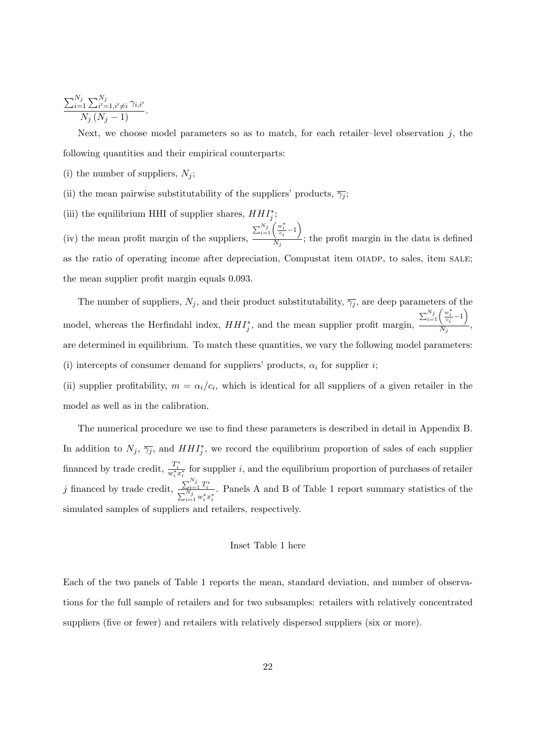$$\frac{\sum_{i=1}^{N_j} \sum_{i'=1, i' \neq i}^{N_j} \gamma_{i,i'}}{N_j \left(N_j - 1\right)}.$$

Next, we choose model parameters so as to match, for each retailer–level observation $j$, the following quantities and their empirical counterparts:

(i) the number of suppliers, $N_j$;

(ii) the mean pairwise substitutability of the suppliers' products, $\overline{\gamma_j}$;

(iii) the equilibrium HHI of supplier shares, $HHI_j^*$;

(iv) the mean profit margin of the suppliers, $\frac{\sum_{i=1}^{N_j}\left(\frac{w_i^*}{c_i}-1\right)}{N_j}$; the profit margin in the data is defined as the ratio of operating income after depreciation, Compustat item OIADP, to sales, item SALE; the mean supplier profit margin equals 0.093.

The number of suppliers, $N_j$, and their product substitutability, $\overline{\gamma_j}$, are deep parameters of the model, whereas the Herfindahl index, $HHI_j^*$, and the mean supplier profit margin, $\frac{\sum_{i=1}^{N_j}\left(\frac{w_i^*}{c_i}-1\right)}{N_j}$, are determined in equilibrium. To match these quantities, we vary the following model parameters:

(i) intercepts of consumer demand for suppliers' products, $\alpha_i$ for supplier $i$;

(ii) supplier profitability, $m = \alpha_i/c_i$, which is identical for all suppliers of a given retailer in the model as well as in the calibration.

The numerical procedure we use to find these parameters is described in detail in Appendix B. In addition to $N_j$, $\overline{\gamma_j}$, and $HHI_j^*$, we record the equilibrium proportion of sales of each supplier financed by trade credit, $\frac{T_i^*}{w_i^* x_i^*}$ for supplier $i$, and the equilibrium proportion of purchases of retailer $j$ financed by trade credit, $\frac{\sum_{i=1}^{N_j} T_i^*}{\sum_{i=1}^{N_j} w_i^* x_i^*}$. Panels A and B of Table 1 report summary statistics of the simulated samples of suppliers and retailers, respectively.

Inset Table 1 here

Each of the two panels of Table 1 reports the mean, standard deviation, and number of observations for the full sample of retailers and for two subsamples: retailers with relatively concentrated suppliers (five or fewer) and retailers with relatively dispersed suppliers (six or more).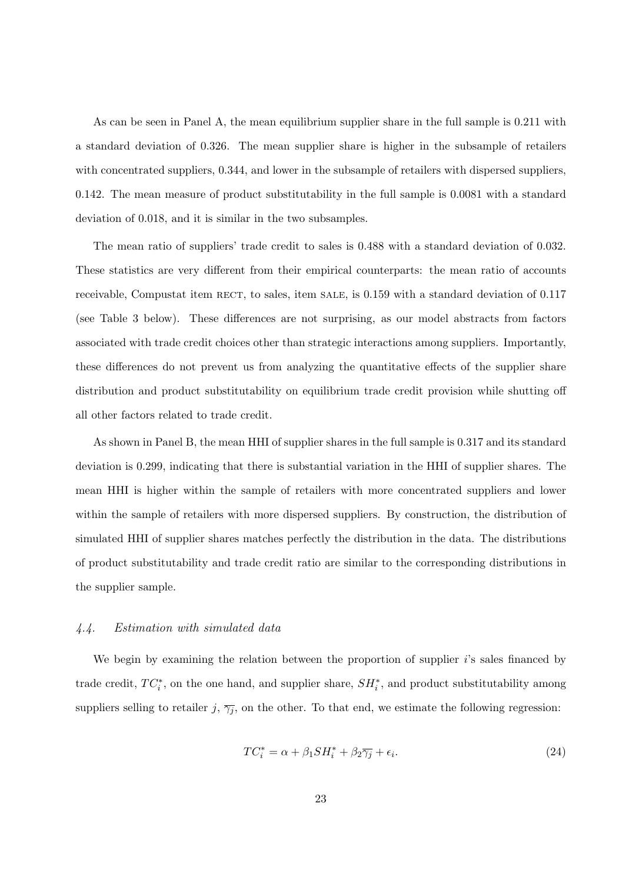As can be seen in Panel A, the mean equilibrium supplier share in the full sample is 0.211 with a standard deviation of 0.326. The mean supplier share is higher in the subsample of retailers with concentrated suppliers, 0.344, and lower in the subsample of retailers with dispersed suppliers, 0.142. The mean measure of product substitutability in the full sample is 0.0081 with a standard deviation of 0.018, and it is similar in the two subsamples.

The mean ratio of suppliers' trade credit to sales is 0.488 with a standard deviation of 0.032. These statistics are very different from their empirical counterparts: the mean ratio of accounts receivable, Compustat item RECT, to sales, item SALE, is 0.159 with a standard deviation of 0.117 (see Table 3 below). These differences are not surprising, as our model abstracts from factors associated with trade credit choices other than strategic interactions among suppliers. Importantly, these differences do not prevent us from analyzing the quantitative effects of the supplier share distribution and product substitutability on equilibrium trade credit provision while shutting off all other factors related to trade credit.

As shown in Panel B, the mean HHI of supplier shares in the full sample is 0.317 and its standard deviation is 0.299, indicating that there is substantial variation in the HHI of supplier shares. The mean HHI is higher within the sample of retailers with more concentrated suppliers and lower within the sample of retailers with more dispersed suppliers. By construction, the distribution of simulated HHI of supplier shares matches perfectly the distribution in the data. The distributions of product substitutability and trade credit ratio are similar to the corresponding distributions in the supplier sample.

### *4.4. Estimation with simulated data*

We begin by examining the relation between the proportion of supplier $i$'s sales financed by trade credit, $TC_i^*$, on the one hand, and supplier share, $SH_i^*$, and product substitutability among suppliers selling to retailer $j$, $\overline{\gamma_j}$, on the other. To that end, we estimate the following regression:

$$TC_i^* = \alpha + \beta_1 SH_i^* + \beta_2 \overline{\gamma_j} + \epsilon_i. \tag{24}$$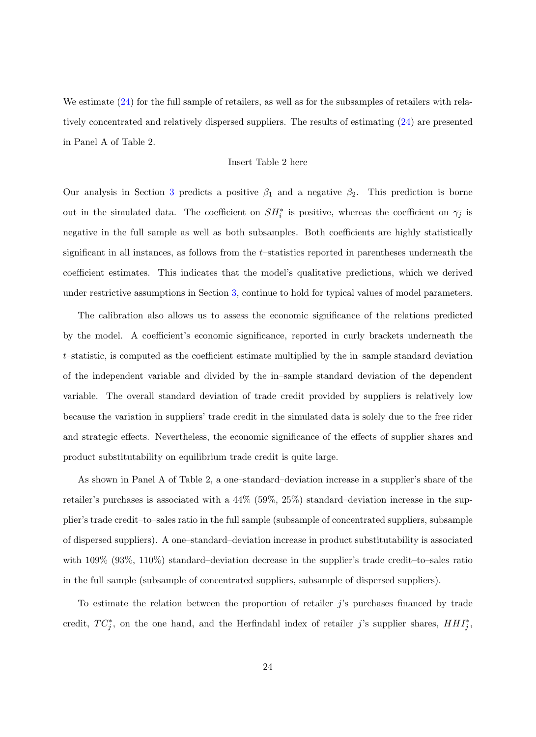We estimate (24) for the full sample of retailers, as well as for the subsamples of retailers with relatively concentrated and relatively dispersed suppliers. The results of estimating (24) are presented in Panel A of Table 2.

Insert Table 2 here

Our analysis in Section 3 predicts a positive $\beta_1$ and a negative $\beta_2$. This prediction is borne out in the simulated data. The coefficient on $SH_i^*$ is positive, whereas the coefficient on $\overline{\gamma_j}$ is negative in the full sample as well as both subsamples. Both coefficients are highly statistically significant in all instances, as follows from the $t$–statistics reported in parentheses underneath the coefficient estimates. This indicates that the model's qualitative predictions, which we derived under restrictive assumptions in Section 3, continue to hold for typical values of model parameters.

The calibration also allows us to assess the economic significance of the relations predicted by the model. A coefficient's economic significance, reported in curly brackets underneath the $t$–statistic, is computed as the coefficient estimate multiplied by the in–sample standard deviation of the independent variable and divided by the in–sample standard deviation of the dependent variable. The overall standard deviation of trade credit provided by suppliers is relatively low because the variation in suppliers' trade credit in the simulated data is solely due to the free rider and strategic effects. Nevertheless, the economic significance of the effects of supplier shares and product substitutability on equilibrium trade credit is quite large.

As shown in Panel A of Table 2, a one–standard–deviation increase in a supplier's share of the retailer's purchases is associated with a 44% (59%, 25%) standard–deviation increase in the supplier's trade credit–to–sales ratio in the full sample (subsample of concentrated suppliers, subsample of dispersed suppliers). A one–standard–deviation increase in product substitutability is associated with 109% (93%, 110%) standard–deviation decrease in the supplier's trade credit–to–sales ratio in the full sample (subsample of concentrated suppliers, subsample of dispersed suppliers).

To estimate the relation between the proportion of retailer $j$'s purchases financed by trade credit, $TC_j^*$, on the one hand, and the Herfindahl index of retailer $j$'s supplier shares, $HHI_j^*$,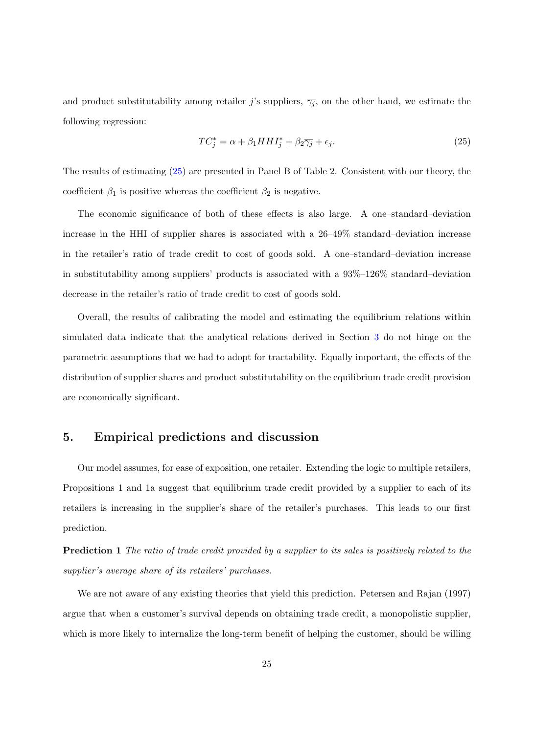and product substitutability among retailer $j$'s suppliers, $\overline{\gamma_j}$, on the other hand, we estimate the following regression:

$$TC_j^* = \alpha + \beta_1 HHI_j^* + \beta_2 \overline{\gamma_j} + \epsilon_j. \tag{25}$$

The results of estimating (25) are presented in Panel B of Table 2. Consistent with our theory, the coefficient $\beta_1$ is positive whereas the coefficient $\beta_2$ is negative.

The economic significance of both of these effects is also large. A one–standard–deviation increase in the HHI of supplier shares is associated with a 26–49% standard–deviation increase in the retailer's ratio of trade credit to cost of goods sold. A one–standard–deviation increase in substitutability among suppliers' products is associated with a 93%–126% standard–deviation decrease in the retailer's ratio of trade credit to cost of goods sold.

Overall, the results of calibrating the model and estimating the equilibrium relations within simulated data indicate that the analytical relations derived in Section 3 do not hinge on the parametric assumptions that we had to adopt for tractability. Equally important, the effects of the distribution of supplier shares and product substitutability on the equilibrium trade credit provision are economically significant.

## 5. Empirical predictions and discussion

Our model assumes, for ease of exposition, one retailer. Extending the logic to multiple retailers, Propositions 1 and 1a suggest that equilibrium trade credit provided by a supplier to each of its retailers is increasing in the supplier's share of the retailer's purchases. This leads to our first prediction.

**Prediction 1** *The ratio of trade credit provided by a supplier to its sales is positively related to the supplier's average share of its retailers' purchases.*

We are not aware of any existing theories that yield this prediction. Petersen and Rajan (1997) argue that when a customer's survival depends on obtaining trade credit, a monopolistic supplier, which is more likely to internalize the long-term benefit of helping the customer, should be willing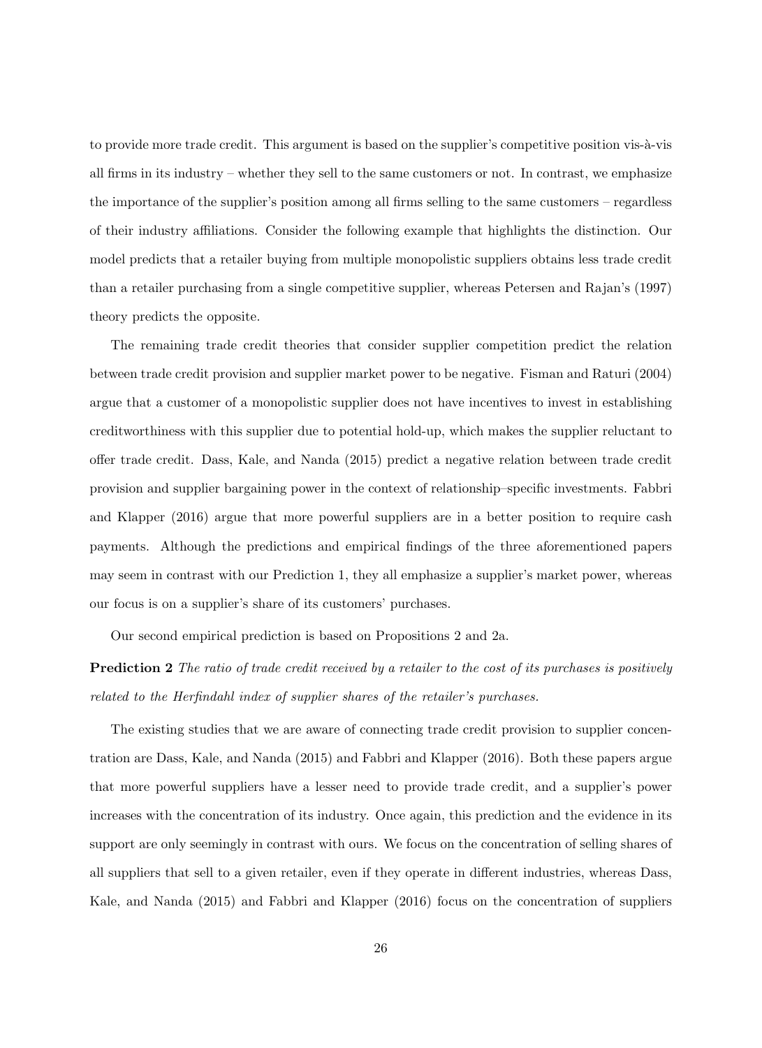to provide more trade credit. This argument is based on the supplier's competitive position vis-à-vis all firms in its industry – whether they sell to the same customers or not. In contrast, we emphasize the importance of the supplier's position among all firms selling to the same customers – regardless of their industry affiliations. Consider the following example that highlights the distinction. Our model predicts that a retailer buying from multiple monopolistic suppliers obtains less trade credit than a retailer purchasing from a single competitive supplier, whereas Petersen and Rajan's (1997) theory predicts the opposite.

The remaining trade credit theories that consider supplier competition predict the relation between trade credit provision and supplier market power to be negative. Fisman and Raturi (2004) argue that a customer of a monopolistic supplier does not have incentives to invest in establishing creditworthiness with this supplier due to potential hold-up, which makes the supplier reluctant to offer trade credit. Dass, Kale, and Nanda (2015) predict a negative relation between trade credit provision and supplier bargaining power in the context of relationship–specific investments. Fabbri and Klapper (2016) argue that more powerful suppliers are in a better position to require cash payments. Although the predictions and empirical findings of the three aforementioned papers may seem in contrast with our Prediction 1, they all emphasize a supplier's market power, whereas our focus is on a supplier's share of its customers' purchases.

Our second empirical prediction is based on Propositions 2 and 2a.

**Prediction 2** *The ratio of trade credit received by a retailer to the cost of its purchases is positively related to the Herfindahl index of supplier shares of the retailer's purchases.*

The existing studies that we are aware of connecting trade credit provision to supplier concentration are Dass, Kale, and Nanda (2015) and Fabbri and Klapper (2016). Both these papers argue that more powerful suppliers have a lesser need to provide trade credit, and a supplier's power increases with the concentration of its industry. Once again, this prediction and the evidence in its support are only seemingly in contrast with ours. We focus on the concentration of selling shares of all suppliers that sell to a given retailer, even if they operate in different industries, whereas Dass, Kale, and Nanda (2015) and Fabbri and Klapper (2016) focus on the concentration of suppliers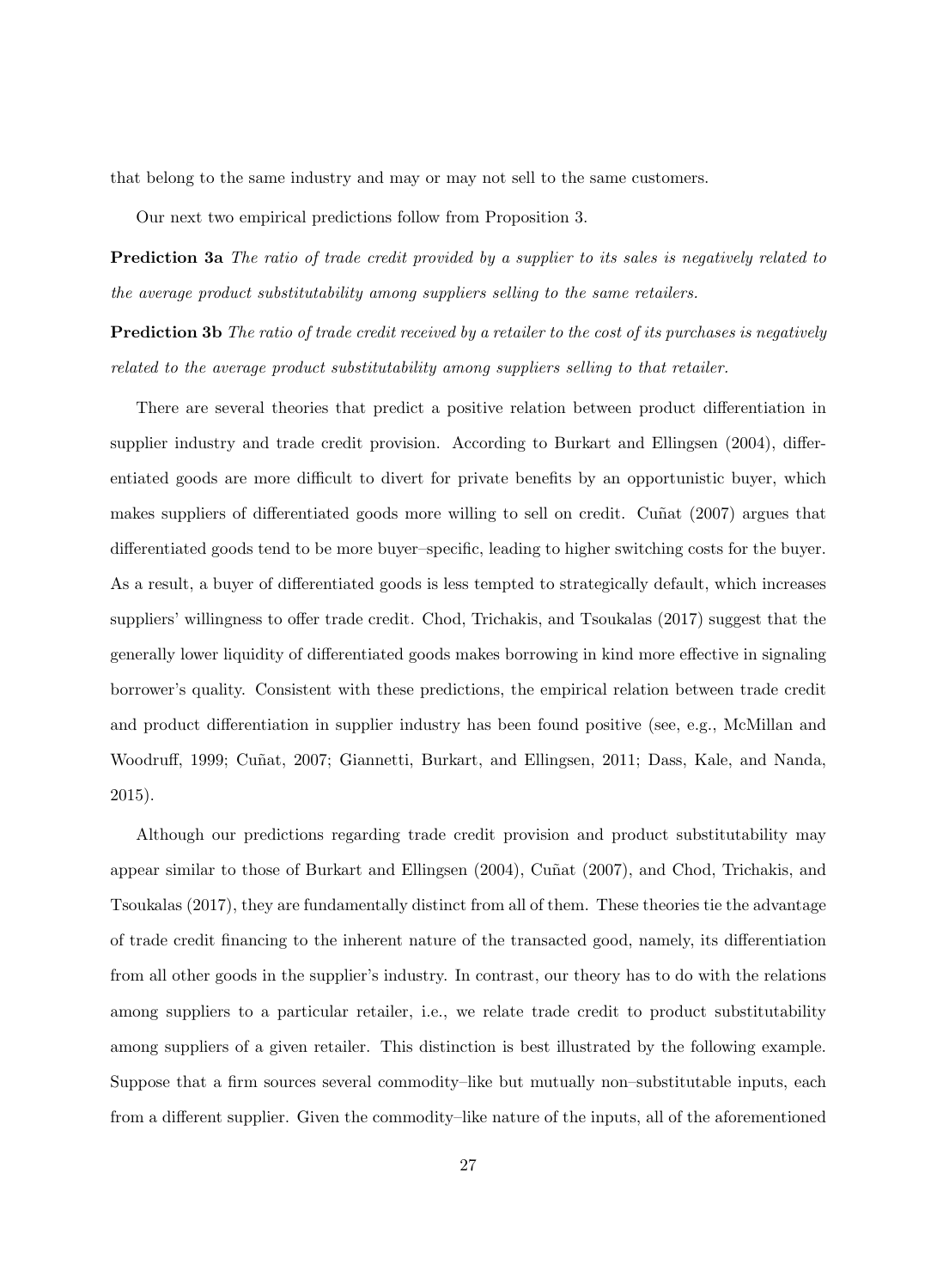that belong to the same industry and may or may not sell to the same customers.

Our next two empirical predictions follow from Proposition 3.

**Prediction 3a** *The ratio of trade credit provided by a supplier to its sales is negatively related to the average product substitutability among suppliers selling to the same retailers.*

**Prediction 3b** *The ratio of trade credit received by a retailer to the cost of its purchases is negatively related to the average product substitutability among suppliers selling to that retailer.*

There are several theories that predict a positive relation between product differentiation in supplier industry and trade credit provision. According to Burkart and Ellingsen (2004), differentiated goods are more difficult to divert for private benefits by an opportunistic buyer, which makes suppliers of differentiated goods more willing to sell on credit. Cuñat (2007) argues that differentiated goods tend to be more buyer–specific, leading to higher switching costs for the buyer. As a result, a buyer of differentiated goods is less tempted to strategically default, which increases suppliers' willingness to offer trade credit. Chod, Trichakis, and Tsoukalas (2017) suggest that the generally lower liquidity of differentiated goods makes borrowing in kind more effective in signaling borrower's quality. Consistent with these predictions, the empirical relation between trade credit and product differentiation in supplier industry has been found positive (see, e.g., McMillan and Woodruff, 1999; Cuñat, 2007; Giannetti, Burkart, and Ellingsen, 2011; Dass, Kale, and Nanda, 2015).

Although our predictions regarding trade credit provision and product substitutability may appear similar to those of Burkart and Ellingsen (2004), Cuñat (2007), and Chod, Trichakis, and Tsoukalas (2017), they are fundamentally distinct from all of them. These theories tie the advantage of trade credit financing to the inherent nature of the transacted good, namely, its differentiation from all other goods in the supplier's industry. In contrast, our theory has to do with the relations among suppliers to a particular retailer, i.e., we relate trade credit to product substitutability among suppliers of a given retailer. This distinction is best illustrated by the following example. Suppose that a firm sources several commodity–like but mutually non–substitutable inputs, each from a different supplier. Given the commodity–like nature of the inputs, all of the aforementioned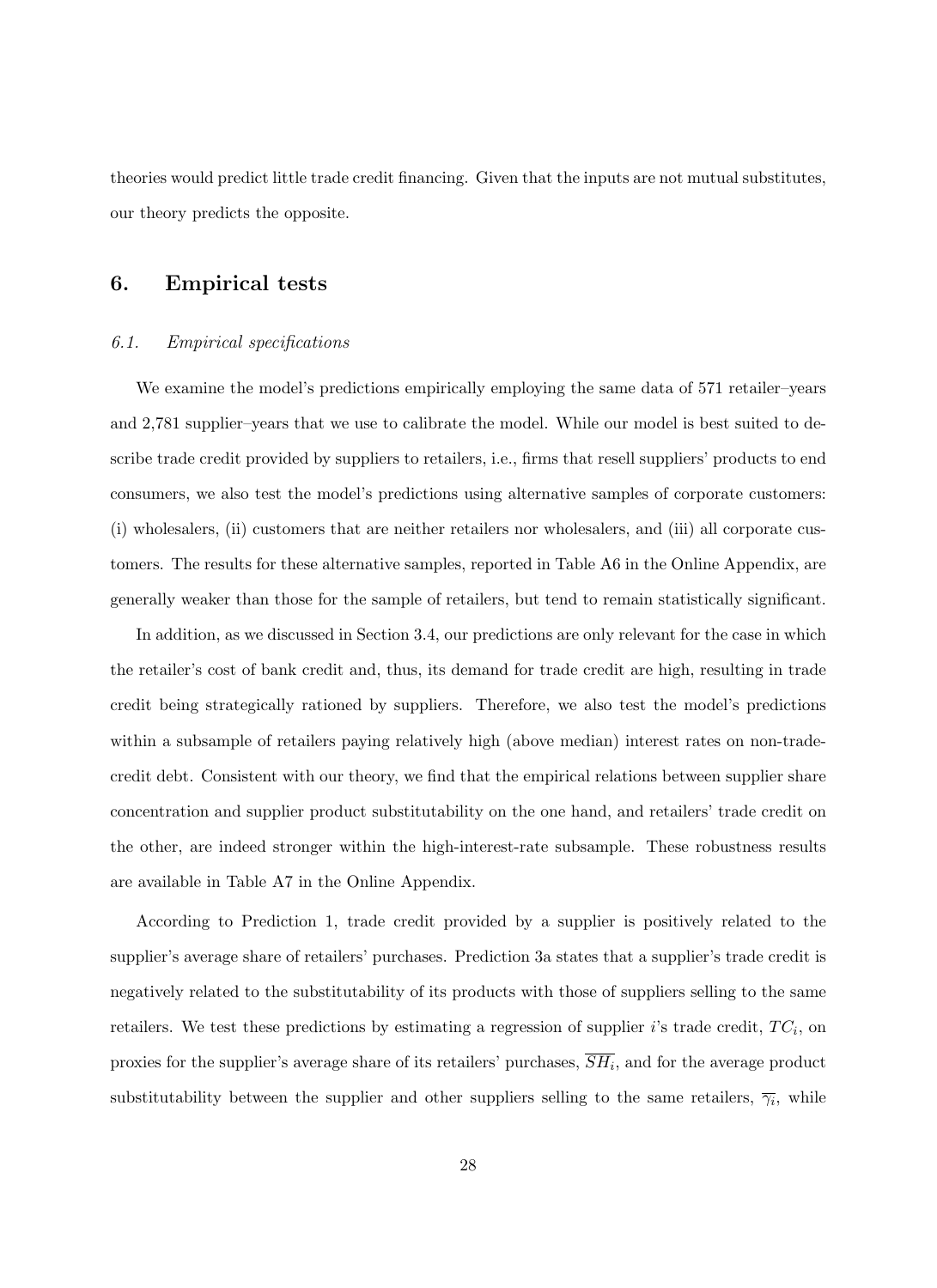theories would predict little trade credit financing. Given that the inputs are not mutual substitutes, our theory predicts the opposite.

## 6. Empirical tests

### *6.1. Empirical specifications*

We examine the model's predictions empirically employing the same data of 571 retailer–years and 2,781 supplier–years that we use to calibrate the model. While our model is best suited to describe trade credit provided by suppliers to retailers, i.e., firms that resell suppliers' products to end consumers, we also test the model's predictions using alternative samples of corporate customers: (i) wholesalers, (ii) customers that are neither retailers nor wholesalers, and (iii) all corporate customers. The results for these alternative samples, reported in Table A6 in the Online Appendix, are generally weaker than those for the sample of retailers, but tend to remain statistically significant.

In addition, as we discussed in Section 3.4, our predictions are only relevant for the case in which the retailer's cost of bank credit and, thus, its demand for trade credit are high, resulting in trade credit being strategically rationed by suppliers. Therefore, we also test the model's predictions within a subsample of retailers paying relatively high (above median) interest rates on non-trade-credit debt. Consistent with our theory, we find that the empirical relations between supplier share concentration and supplier product substitutability on the one hand, and retailers' trade credit on the other, are indeed stronger within the high-interest-rate subsample. These robustness results are available in Table A7 in the Online Appendix.

According to Prediction 1, trade credit provided by a supplier is positively related to the supplier's average share of retailers' purchases. Prediction 3a states that a supplier's trade credit is negatively related to the substitutability of its products with those of suppliers selling to the same retailers. We test these predictions by estimating a regression of supplier $i$'s trade credit, $TC_i$, on proxies for the supplier's average share of its retailers' purchases, $\overline{SH_i}$, and for the average product substitutability between the supplier and other suppliers selling to the same retailers, $\overline{\gamma_i}$, while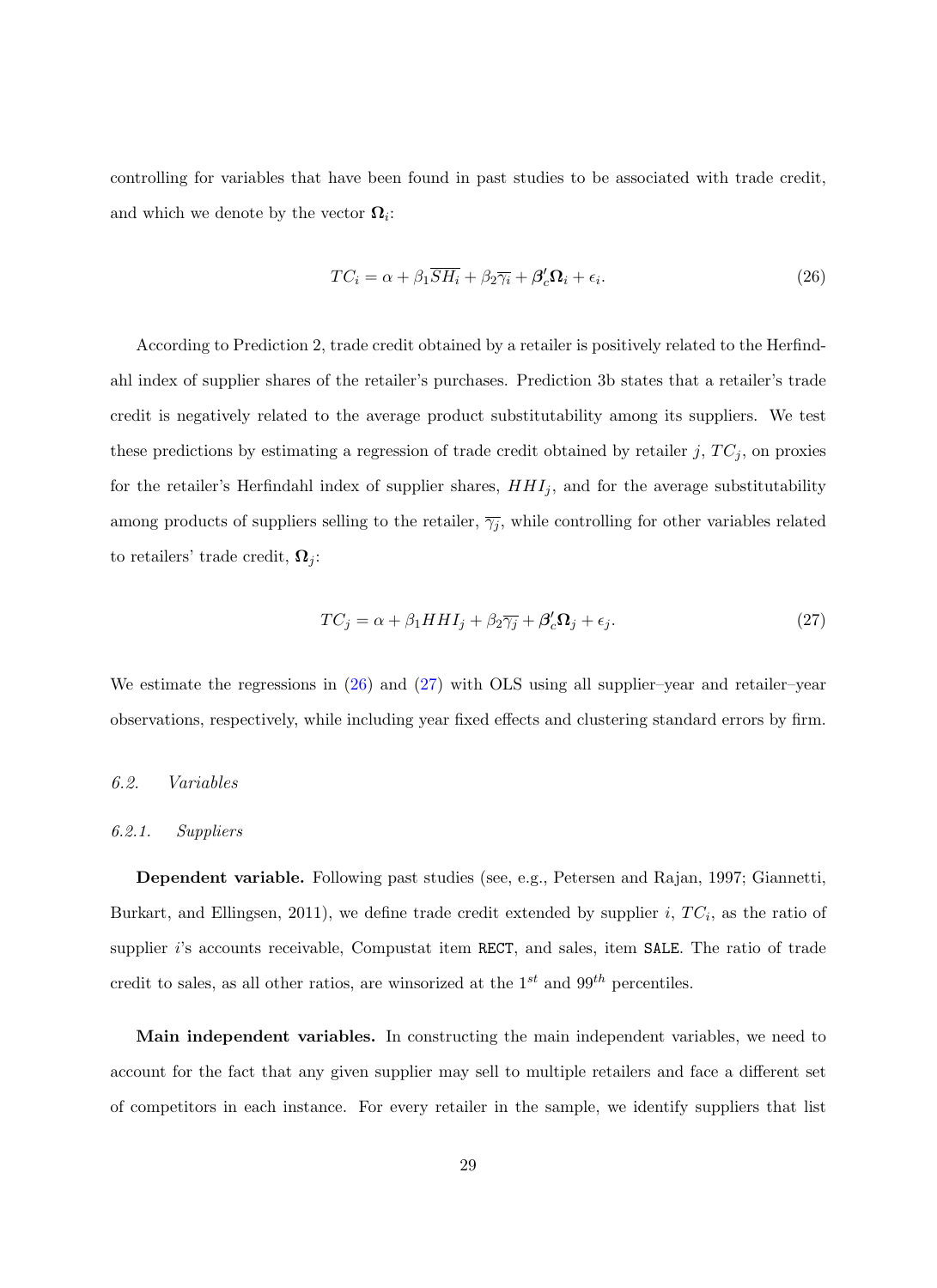controlling for variables that have been found in past studies to be associated with trade credit, and which we denote by the vector $\mathbf{\Omega}_i$:

$$TC_i = \alpha + \beta_1 \overline{SH_i} + \beta_2 \overline{\gamma_i} + \boldsymbol{\beta}_c' \mathbf{\Omega}_i + \epsilon_i. \tag{26}$$

According to Prediction 2, trade credit obtained by a retailer is positively related to the Herfindahl index of supplier shares of the retailer's purchases. Prediction 3b states that a retailer's trade credit is negatively related to the average product substitutability among its suppliers. We test these predictions by estimating a regression of trade credit obtained by retailer $j$, $TC_j$, on proxies for the retailer's Herfindahl index of supplier shares, $HHI_j$, and for the average substitutability among products of suppliers selling to the retailer, $\overline{\gamma_j}$, while controlling for other variables related to retailers' trade credit, $\mathbf{\Omega}_j$:

$$TC_j = \alpha + \beta_1 HHI_j + \beta_2 \overline{\gamma_j} + \boldsymbol{\beta}_c' \mathbf{\Omega}_j + \epsilon_j. \tag{27}$$

We estimate the regressions in (26) and (27) with OLS using all supplier–year and retailer–year observations, respectively, while including year fixed effects and clustering standard errors by firm.

## 6.2. *Variables*

### 6.2.1. *Suppliers*

**Dependent variable.** Following past studies (see, e.g., Petersen and Rajan, 1997; Giannetti, Burkart, and Ellingsen, 2011), we define trade credit extended by supplier $i$, $TC_i$, as the ratio of supplier $i$'s accounts receivable, Compustat item `RECT`, and sales, item `SALE`. The ratio of trade credit to sales, as all other ratios, are winsorized at the $1^{st}$ and $99^{th}$ percentiles.

**Main independent variables.** In constructing the main independent variables, we need to account for the fact that any given supplier may sell to multiple retailers and face a different set of competitors in each instance. For every retailer in the sample, we identify suppliers that list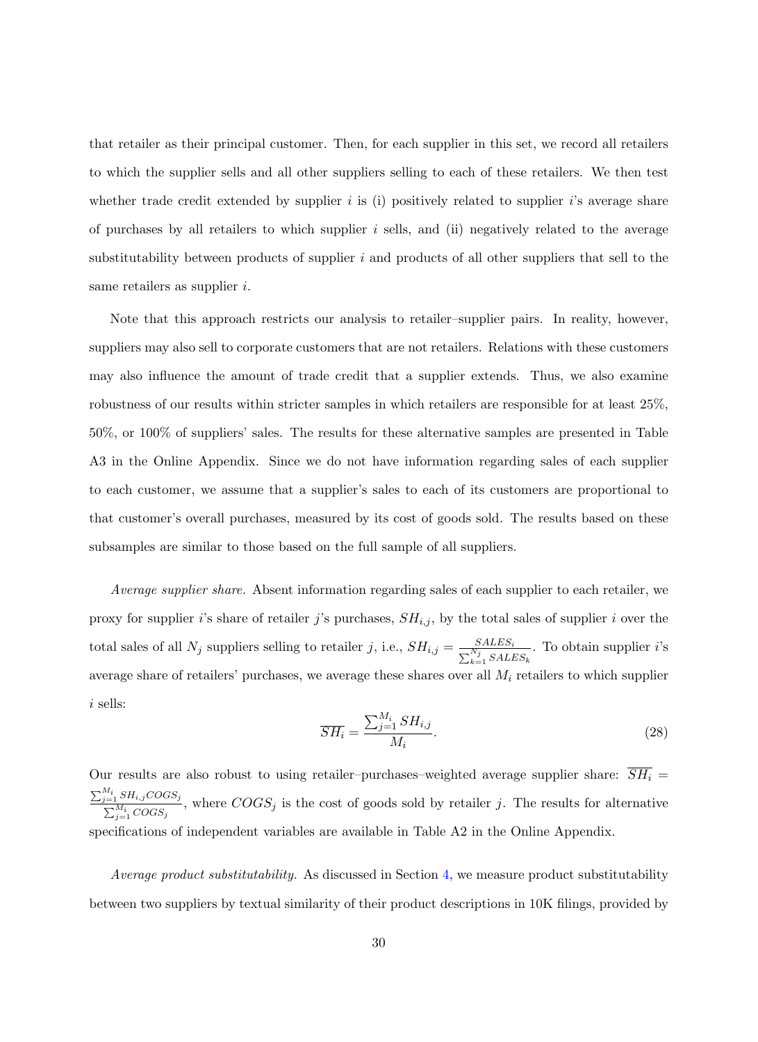that retailer as their principal customer. Then, for each supplier in this set, we record all retailers to which the supplier sells and all other suppliers selling to each of these retailers. We then test whether trade credit extended by supplier $i$ is (i) positively related to supplier $i$'s average share of purchases by all retailers to which supplier $i$ sells, and (ii) negatively related to the average substitutability between products of supplier $i$ and products of all other suppliers that sell to the same retailers as supplier $i$.

Note that this approach restricts our analysis to retailer–supplier pairs. In reality, however, suppliers may also sell to corporate customers that are not retailers. Relations with these customers may also influence the amount of trade credit that a supplier extends. Thus, we also examine robustness of our results within stricter samples in which retailers are responsible for at least 25%, 50%, or 100% of suppliers' sales. The results for these alternative samples are presented in Table A3 in the Online Appendix. Since we do not have information regarding sales of each supplier to each customer, we assume that a supplier's sales to each of its customers are proportional to that customer's overall purchases, measured by its cost of goods sold. The results based on these subsamples are similar to those based on the full sample of all suppliers.

*Average supplier share.* Absent information regarding sales of each supplier to each retailer, we proxy for supplier $i$'s share of retailer $j$'s purchases, $SH_{i,j}$, by the total sales of supplier $i$ over the total sales of all $N_j$ suppliers selling to retailer $j$, i.e., $SH_{i,j} = \frac{SALES_i}{\sum_{k=1}^{N_j} SALES_k}$. To obtain supplier $i$'s average share of retailers' purchases, we average these shares over all $M_i$ retailers to which supplier $i$ sells:

$$\overline{SH_i} = \frac{\sum_{j=1}^{M_i} SH_{i,j}}{M_i}. \tag{28}$$

Our results are also robust to using retailer–purchases–weighted average supplier share: $\overline{SH_i} = \frac{\sum_{j=1}^{M_i} SH_{i,j} COGS_j}{\sum_{j=1}^{M_i} COGS_j}$, where $COGS_j$ is the cost of goods sold by retailer $j$. The results for alternative specifications of independent variables are available in Table A2 in the Online Appendix.

*Average product substitutability.* As discussed in Section 4, we measure product substitutability between two suppliers by textual similarity of their product descriptions in 10K filings, provided by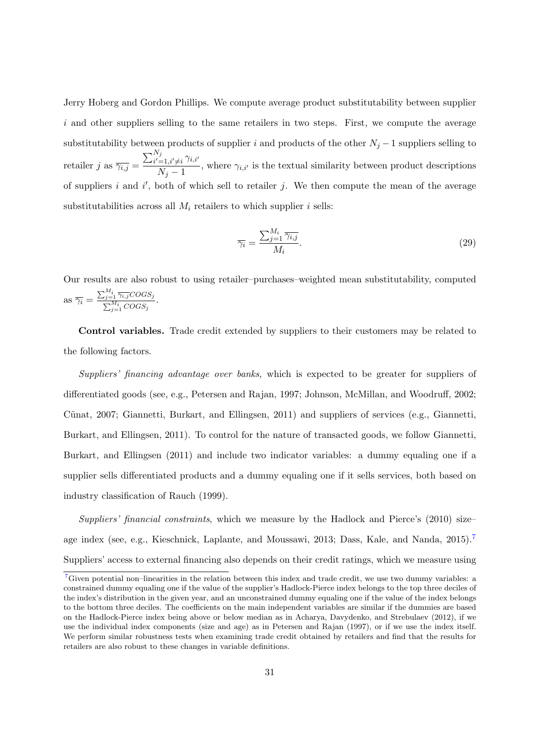Jerry Hoberg and Gordon Phillips. We compute average product substitutability between supplier $i$ and other suppliers selling to the same retailers in two steps. First, we compute the average substitutability between products of supplier $i$ and products of the other $N_j - 1$ suppliers selling to retailer $j$ as $\overline{\gamma_{i,j}} = \frac{\sum_{i'=1, i' \neq i}^{N_j} \gamma_{i,i'}}{N_j - 1}$, where $\gamma_{i,i'}$ is the textual similarity between product descriptions of suppliers $i$ and $i'$, both of which sell to retailer $j$. We then compute the mean of the average substitutabilities across all $M_i$ retailers to which supplier $i$ sells:

$$\overline{\gamma_i} = \frac{\sum_{j=1}^{M_i} \overline{\gamma_{i,j}}}{M_i}. \tag{29}$$

Our results are also robust to using retailer–purchases–weighted mean substitutability, computed as $\overline{\gamma_i} = \frac{\sum_{j=1}^{M_i} \overline{\gamma_{i,j}} COGS_j}{\sum_{j=1}^{M_i} COGS_j}$.

**Control variables.** Trade credit extended by suppliers to their customers may be related to the following factors.

*Suppliers' financing advantage over banks*, which is expected to be greater for suppliers of differentiated goods (see, e.g., Petersen and Rajan, 1997; Johnson, McMillan, and Woodruff, 2002; Cũnat, 2007; Giannetti, Burkart, and Ellingsen, 2011) and suppliers of services (e.g., Giannetti, Burkart, and Ellingsen, 2011). To control for the nature of transacted goods, we follow Giannetti, Burkart, and Ellingsen (2011) and include two indicator variables: a dummy equaling one if a supplier sells differentiated products and a dummy equaling one if it sells services, both based on industry classification of Rauch (1999).

*Suppliers' financial constraints*, which we measure by the Hadlock and Pierce's (2010) size–age index (see, e.g., Kieschnick, Laplante, and Moussawi, 2013; Dass, Kale, and Nanda, 2015).[7] Suppliers' access to external financing also depends on their credit ratings, which we measure using

[7] Given potential non–linearities in the relation between this index and trade credit, we use two dummy variables: a constrained dummy equaling one if the value of the supplier's Hadlock-Pierce index belongs to the top three deciles of the index's distribution in the given year, and an unconstrained dummy equaling one if the value of the index belongs to the bottom three deciles. The coefficients on the main independent variables are similar if the dummies are based on the Hadlock-Pierce index being above or below median as in Acharya, Davydenko, and Strebulaev (2012), if we use the individual index components (size and age) as in Petersen and Rajan (1997), or if we use the index itself. We perform similar robustness tests when examining trade credit obtained by retailers and find that the results for retailers are also robust to these changes in variable definitions.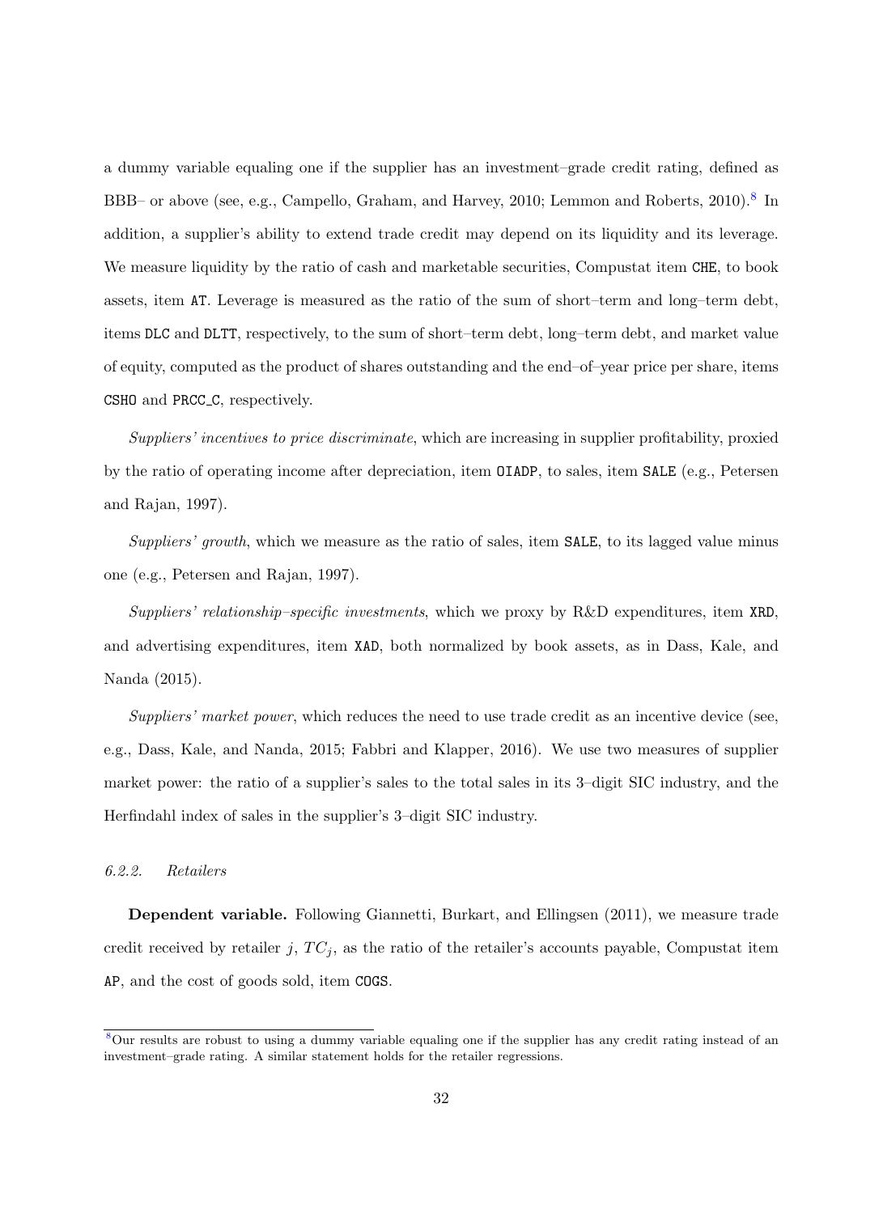a dummy variable equaling one if the supplier has an investment–grade credit rating, defined as BBB– or above (see, e.g., Campello, Graham, and Harvey, 2010; Lemmon and Roberts, 2010).[8] In addition, a supplier's ability to extend trade credit may depend on its liquidity and its leverage. We measure liquidity by the ratio of cash and marketable securities, Compustat item `CHE`, to book assets, item `AT`. Leverage is measured as the ratio of the sum of short–term and long–term debt, items `DLC` and `DLTT`, respectively, to the sum of short–term debt, long–term debt, and market value of equity, computed as the product of shares outstanding and the end–of–year price per share, items `CSHO` and `PRCC_C`, respectively.

*Suppliers' incentives to price discriminate*, which are increasing in supplier profitability, proxied by the ratio of operating income after depreciation, item `OIADP`, to sales, item `SALE` (e.g., Petersen and Rajan, 1997).

*Suppliers' growth*, which we measure as the ratio of sales, item `SALE`, to its lagged value minus one (e.g., Petersen and Rajan, 1997).

*Suppliers' relationship–specific investments*, which we proxy by R&D expenditures, item `XRD`, and advertising expenditures, item `XAD`, both normalized by book assets, as in Dass, Kale, and Nanda (2015).

*Suppliers' market power*, which reduces the need to use trade credit as an incentive device (see, e.g., Dass, Kale, and Nanda, 2015; Fabbri and Klapper, 2016). We use two measures of supplier market power: the ratio of a supplier's sales to the total sales in its 3–digit SIC industry, and the Herfindahl index of sales in the supplier's 3–digit SIC industry.

#### *6.2.2. Retailers*

**Dependent variable.** Following Giannetti, Burkart, and Ellingsen (2011), we measure trade credit received by retailer $j$, $TC_j$, as the ratio of the retailer's accounts payable, Compustat item `AP`, and the cost of goods sold, item `COGS`.

---

[8] Our results are robust to using a dummy variable equaling one if the supplier has any credit rating instead of an investment–grade rating. A similar statement holds for the retailer regressions.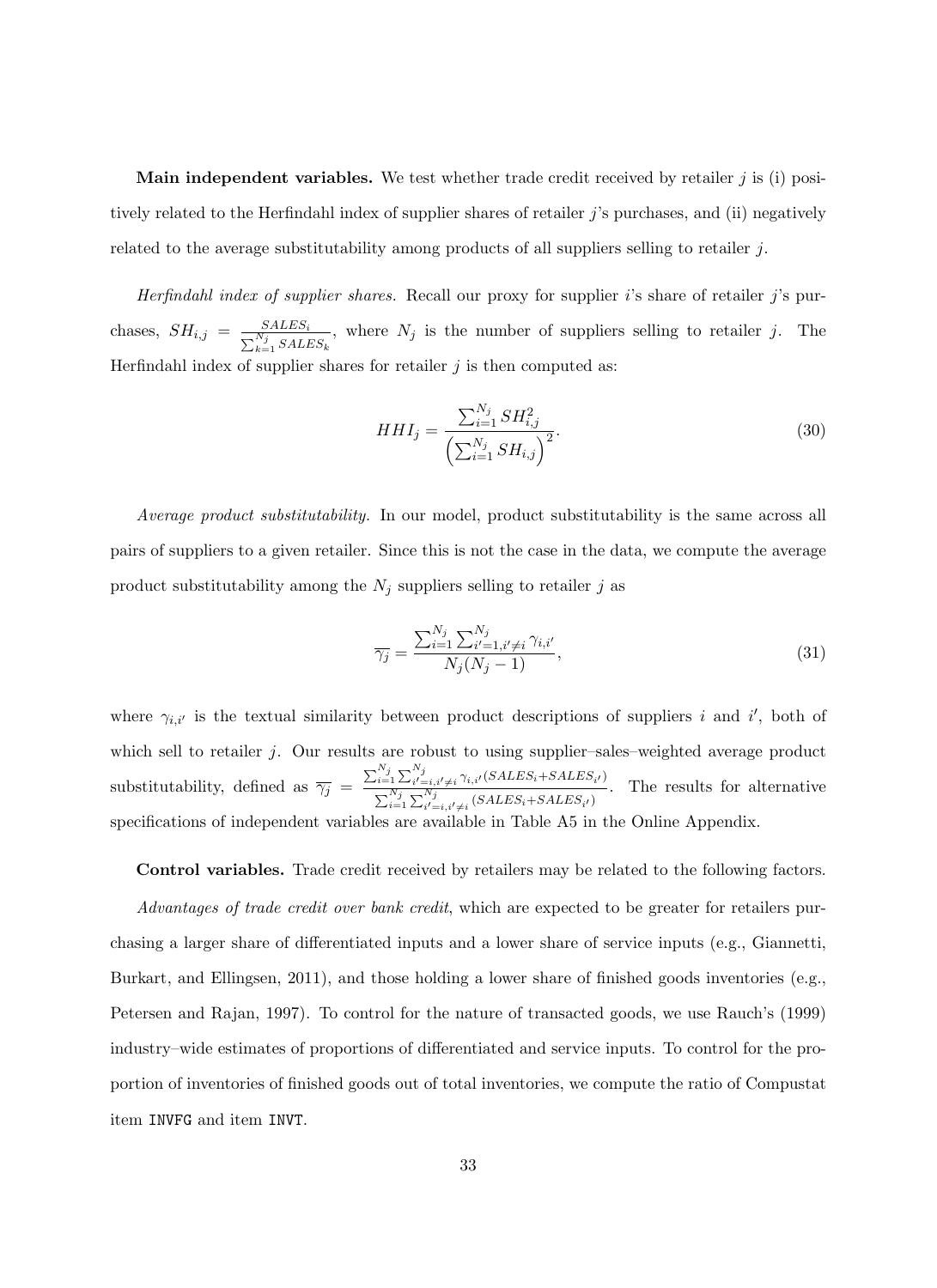**Main independent variables.** We test whether trade credit received by retailer $j$ is (i) positively related to the Herfindahl index of supplier shares of retailer $j$'s purchases, and (ii) negatively related to the average substitutability among products of all suppliers selling to retailer $j$.

*Herfindahl index of supplier shares.* Recall our proxy for supplier $i$'s share of retailer $j$'s purchases, $SH_{i,j} = \frac{SALES_i}{\sum_{k=1}^{N_j} SALES_k}$, where $N_j$ is the number of suppliers selling to retailer $j$. The Herfindahl index of supplier shares for retailer $j$ is then computed as:

$$HHI_j = \frac{\sum_{i=1}^{N_j} SH_{i,j}^2}{\left(\sum_{i=1}^{N_j} SH_{i,j}\right)^2}. \tag{30}$$

*Average product substitutability.* In our model, product substitutability is the same across all pairs of suppliers to a given retailer. Since this is not the case in the data, we compute the average product substitutability among the $N_j$ suppliers selling to retailer $j$ as

$$\overline{\gamma_j} = \frac{\sum_{i=1}^{N_j} \sum_{i'=1, i' \neq i}^{N_j} \gamma_{i,i'}}{N_j(N_j - 1)}, \tag{31}$$

where $\gamma_{i,i'}$ is the textual similarity between product descriptions of suppliers $i$ and $i'$, both of which sell to retailer $j$. Our results are robust to using supplier–sales–weighted average product substitutability, defined as $\overline{\gamma_j} = \frac{\sum_{i=1}^{N_j} \sum_{i'=i, i' \neq i}^{N_j} \gamma_{i,i'}(SALES_i + SALES_{i'})}{\sum_{i=1}^{N_j} \sum_{i'=i, i' \neq i}^{N_j} (SALES_i + SALES_{i'})}$. The results for alternative specifications of independent variables are available in Table A5 in the Online Appendix.

**Control variables.** Trade credit received by retailers may be related to the following factors.

*Advantages of trade credit over bank credit*, which are expected to be greater for retailers purchasing a larger share of differentiated inputs and a lower share of service inputs (e.g., Giannetti, Burkart, and Ellingsen, 2011), and those holding a lower share of finished goods inventories (e.g., Petersen and Rajan, 1997). To control for the nature of transacted goods, we use Rauch's (1999) industry–wide estimates of proportions of differentiated and service inputs. To control for the proportion of inventories of finished goods out of total inventories, we compute the ratio of Compustat item `INVFG` and item `INVT`.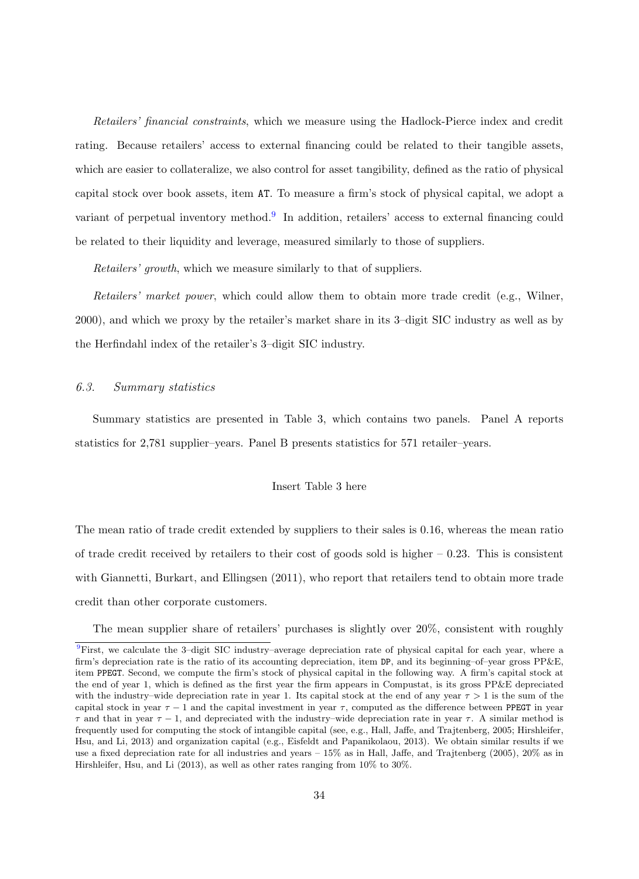*Retailers' financial constraints*, which we measure using the Hadlock-Pierce index and credit rating. Because retailers' access to external financing could be related to their tangible assets, which are easier to collateralize, we also control for asset tangibility, defined as the ratio of physical capital stock over book assets, item AT. To measure a firm's stock of physical capital, we adopt a variant of perpetual inventory method.[9] In addition, retailers' access to external financing could be related to their liquidity and leverage, measured similarly to those of suppliers.

*Retailers' growth*, which we measure similarly to that of suppliers.

*Retailers' market power*, which could allow them to obtain more trade credit (e.g., Wilner, 2000), and which we proxy by the retailer's market share in its 3–digit SIC industry as well as by the Herfindahl index of the retailer's 3–digit SIC industry.

### 6.3. *Summary statistics*

Summary statistics are presented in Table 3, which contains two panels. Panel A reports statistics for 2,781 supplier–years. Panel B presents statistics for 571 retailer–years.

Insert Table 3 here

The mean ratio of trade credit extended by suppliers to their sales is 0.16, whereas the mean ratio of trade credit received by retailers to their cost of goods sold is higher – 0.23. This is consistent with Giannetti, Burkart, and Ellingsen (2011), who report that retailers tend to obtain more trade credit than other corporate customers.

The mean supplier share of retailers' purchases is slightly over 20%, consistent with roughly

[9] First, we calculate the 3–digit SIC industry–average depreciation rate of physical capital for each year, where a firm's depreciation rate is the ratio of its accounting depreciation, item DP, and its beginning–of–year gross PP&E, item PPEGT. Second, we compute the firm's stock of physical capital in the following way. A firm's capital stock at the end of year 1, which is defined as the first year the firm appears in Compustat, is its gross PP&E depreciated with the industry–wide depreciation rate in year 1. Its capital stock at the end of any year $\tau > 1$ is the sum of the capital stock in year $\tau - 1$ and the capital investment in year $\tau$, computed as the difference between PPEGT in year $\tau$ and that in year $\tau - 1$, and depreciated with the industry–wide depreciation rate in year $\tau$. A similar method is frequently used for computing the stock of intangible capital (see, e.g., Hall, Jaffe, and Trajtenberg, 2005; Hirshleifer, Hsu, and Li, 2013) and organization capital (e.g., Eisfeldt and Papanikolaou, 2013). We obtain similar results if we use a fixed depreciation rate for all industries and years – 15% as in Hall, Jaffe, and Trajtenberg (2005), 20% as in Hirshleifer, Hsu, and Li (2013), as well as other rates ranging from 10% to 30%.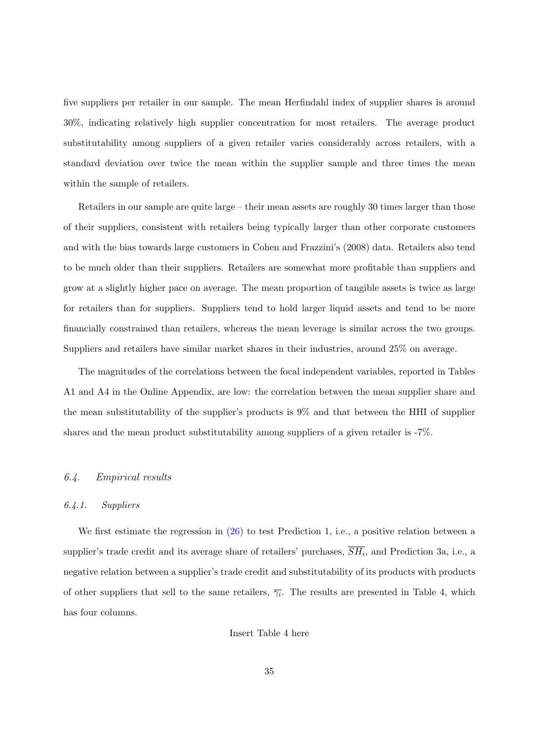five suppliers per retailer in our sample. The mean Herfindahl index of supplier shares is around 30%, indicating relatively high supplier concentration for most retailers. The average product substitutability among suppliers of a given retailer varies considerably across retailers, with a standard deviation over twice the mean within the supplier sample and three times the mean within the sample of retailers.

Retailers in our sample are quite large – their mean assets are roughly 30 times larger than those of their suppliers, consistent with retailers being typically larger than other corporate customers and with the bias towards large customers in Cohen and Frazzini's (2008) data. Retailers also tend to be much older than their suppliers. Retailers are somewhat more profitable than suppliers and grow at a slightly higher pace on average. The mean proportion of tangible assets is twice as large for retailers than for suppliers. Suppliers tend to hold larger liquid assets and tend to be more financially constrained than retailers, whereas the mean leverage is similar across the two groups. Suppliers and retailers have similar market shares in their industries, around 25% on average.

The magnitudes of the correlations between the focal independent variables, reported in Tables A1 and A4 in the Online Appendix, are low: the correlation between the mean supplier share and the mean substitutability of the supplier's products is 9% and that between the HHI of supplier shares and the mean product substitutability among suppliers of a given retailer is -7%.

### *6.4. Empirical results*

#### *6.4.1. Suppliers*

We first estimate the regression in (26) to test Prediction 1, i.e., a positive relation between a supplier's trade credit and its average share of retailers' purchases, $\overline{SH_i}$, and Prediction 3a, i.e., a negative relation between a supplier's trade credit and substitutability of its products with products of other suppliers that sell to the same retailers, $\overline{\gamma_i}$. The results are presented in Table 4, which has four columns.

Insert Table 4 here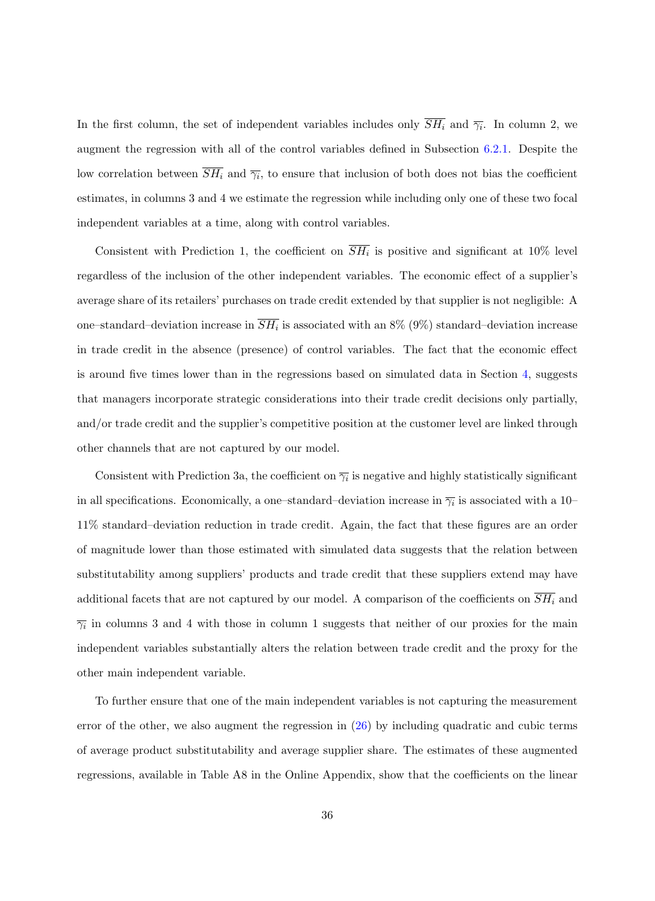In the first column, the set of independent variables includes only $\overline{SH_i}$ and $\overline{\gamma_i}$. In column 2, we augment the regression with all of the control variables defined in Subsection 6.2.1. Despite the low correlation between $\overline{SH_i}$ and $\overline{\gamma_i}$, to ensure that inclusion of both does not bias the coefficient estimates, in columns 3 and 4 we estimate the regression while including only one of these two focal independent variables at a time, along with control variables.

Consistent with Prediction 1, the coefficient on $\overline{SH_i}$ is positive and significant at 10% level regardless of the inclusion of the other independent variables. The economic effect of a supplier's average share of its retailers' purchases on trade credit extended by that supplier is not negligible: A one–standard–deviation increase in $\overline{SH_i}$ is associated with an 8% (9%) standard–deviation increase in trade credit in the absence (presence) of control variables. The fact that the economic effect is around five times lower than in the regressions based on simulated data in Section 4, suggests that managers incorporate strategic considerations into their trade credit decisions only partially, and/or trade credit and the supplier's competitive position at the customer level are linked through other channels that are not captured by our model.

Consistent with Prediction 3a, the coefficient on $\overline{\gamma_i}$ is negative and highly statistically significant in all specifications. Economically, a one–standard–deviation increase in $\overline{\gamma_i}$ is associated with a 10–11% standard–deviation reduction in trade credit. Again, the fact that these figures are an order of magnitude lower than those estimated with simulated data suggests that the relation between substitutability among suppliers' products and trade credit that these suppliers extend may have additional facets that are not captured by our model. A comparison of the coefficients on $\overline{SH_i}$ and $\overline{\gamma_i}$ in columns 3 and 4 with those in column 1 suggests that neither of our proxies for the main independent variables substantially alters the relation between trade credit and the proxy for the other main independent variable.

To further ensure that one of the main independent variables is not capturing the measurement error of the other, we also augment the regression in (26) by including quadratic and cubic terms of average product substitutability and average supplier share. The estimates of these augmented regressions, available in Table A8 in the Online Appendix, show that the coefficients on the linear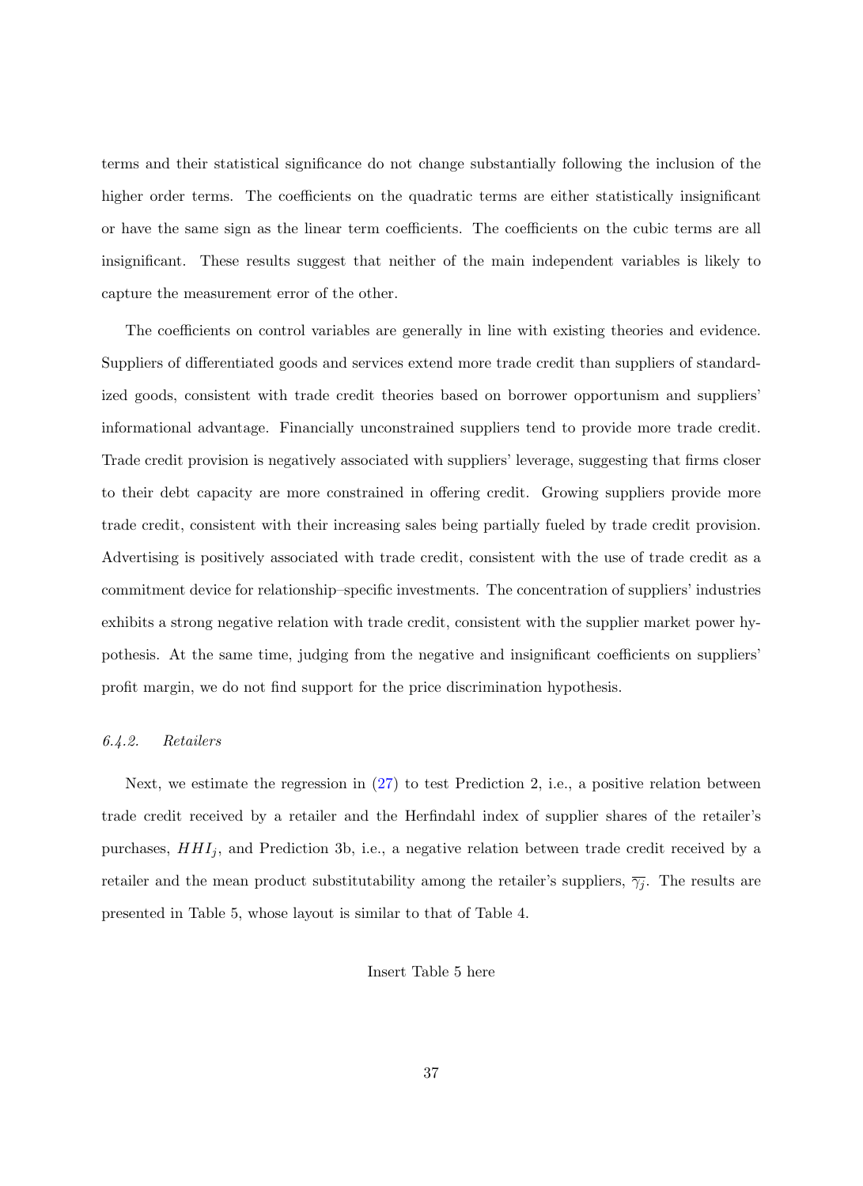terms and their statistical significance do not change substantially following the inclusion of the higher order terms. The coefficients on the quadratic terms are either statistically insignificant or have the same sign as the linear term coefficients. The coefficients on the cubic terms are all insignificant. These results suggest that neither of the main independent variables is likely to capture the measurement error of the other.

The coefficients on control variables are generally in line with existing theories and evidence. Suppliers of differentiated goods and services extend more trade credit than suppliers of standardized goods, consistent with trade credit theories based on borrower opportunism and suppliers' informational advantage. Financially unconstrained suppliers tend to provide more trade credit. Trade credit provision is negatively associated with suppliers' leverage, suggesting that firms closer to their debt capacity are more constrained in offering credit. Growing suppliers provide more trade credit, consistent with their increasing sales being partially fueled by trade credit provision. Advertising is positively associated with trade credit, consistent with the use of trade credit as a commitment device for relationship–specific investments. The concentration of suppliers' industries exhibits a strong negative relation with trade credit, consistent with the supplier market power hypothesis. At the same time, judging from the negative and insignificant coefficients on suppliers' profit margin, we do not find support for the price discrimination hypothesis.

### *6.4.2. Retailers*

Next, we estimate the regression in (27) to test Prediction 2, i.e., a positive relation between trade credit received by a retailer and the Herfindahl index of supplier shares of the retailer's purchases, $HHI_j$, and Prediction 3b, i.e., a negative relation between trade credit received by a retailer and the mean product substitutability among the retailer's suppliers, $\overline{\gamma_j}$. The results are presented in Table 5, whose layout is similar to that of Table 4.

Insert Table 5 here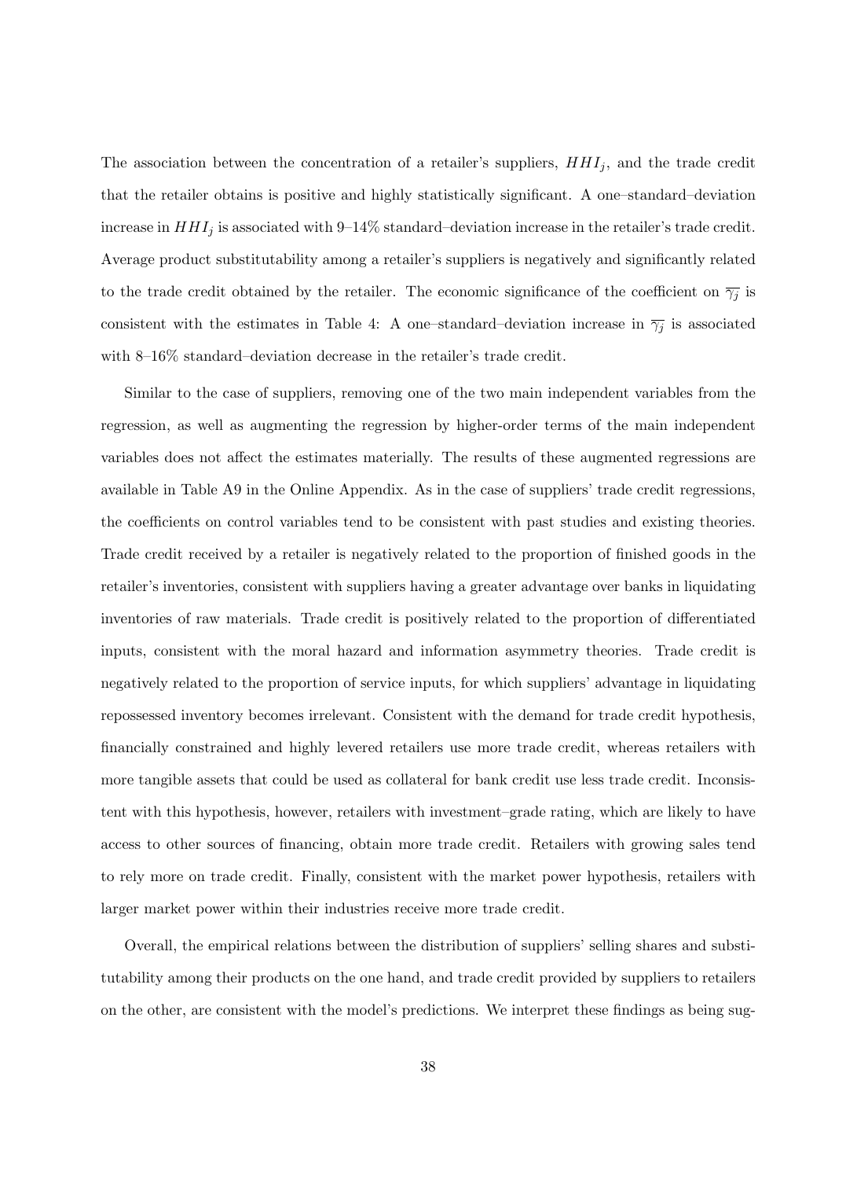The association between the concentration of a retailer's suppliers, $HHI_j$, and the trade credit that the retailer obtains is positive and highly statistically significant. A one–standard–deviation increase in $HHI_j$ is associated with 9–14% standard–deviation increase in the retailer's trade credit. Average product substitutability among a retailer's suppliers is negatively and significantly related to the trade credit obtained by the retailer. The economic significance of the coefficient on $\overline{\gamma_j}$ is consistent with the estimates in Table 4: A one–standard–deviation increase in $\overline{\gamma_j}$ is associated with 8–16% standard–deviation decrease in the retailer's trade credit.

Similar to the case of suppliers, removing one of the two main independent variables from the regression, as well as augmenting the regression by higher-order terms of the main independent variables does not affect the estimates materially. The results of these augmented regressions are available in Table A9 in the Online Appendix. As in the case of suppliers' trade credit regressions, the coefficients on control variables tend to be consistent with past studies and existing theories. Trade credit received by a retailer is negatively related to the proportion of finished goods in the retailer's inventories, consistent with suppliers having a greater advantage over banks in liquidating inventories of raw materials. Trade credit is positively related to the proportion of differentiated inputs, consistent with the moral hazard and information asymmetry theories. Trade credit is negatively related to the proportion of service inputs, for which suppliers' advantage in liquidating repossessed inventory becomes irrelevant. Consistent with the demand for trade credit hypothesis, financially constrained and highly levered retailers use more trade credit, whereas retailers with more tangible assets that could be used as collateral for bank credit use less trade credit. Inconsistent with this hypothesis, however, retailers with investment–grade rating, which are likely to have access to other sources of financing, obtain more trade credit. Retailers with growing sales tend to rely more on trade credit. Finally, consistent with the market power hypothesis, retailers with larger market power within their industries receive more trade credit.

Overall, the empirical relations between the distribution of suppliers' selling shares and substitutability among their products on the one hand, and trade credit provided by suppliers to retailers on the other, are consistent with the model's predictions. We interpret these findings as being sug-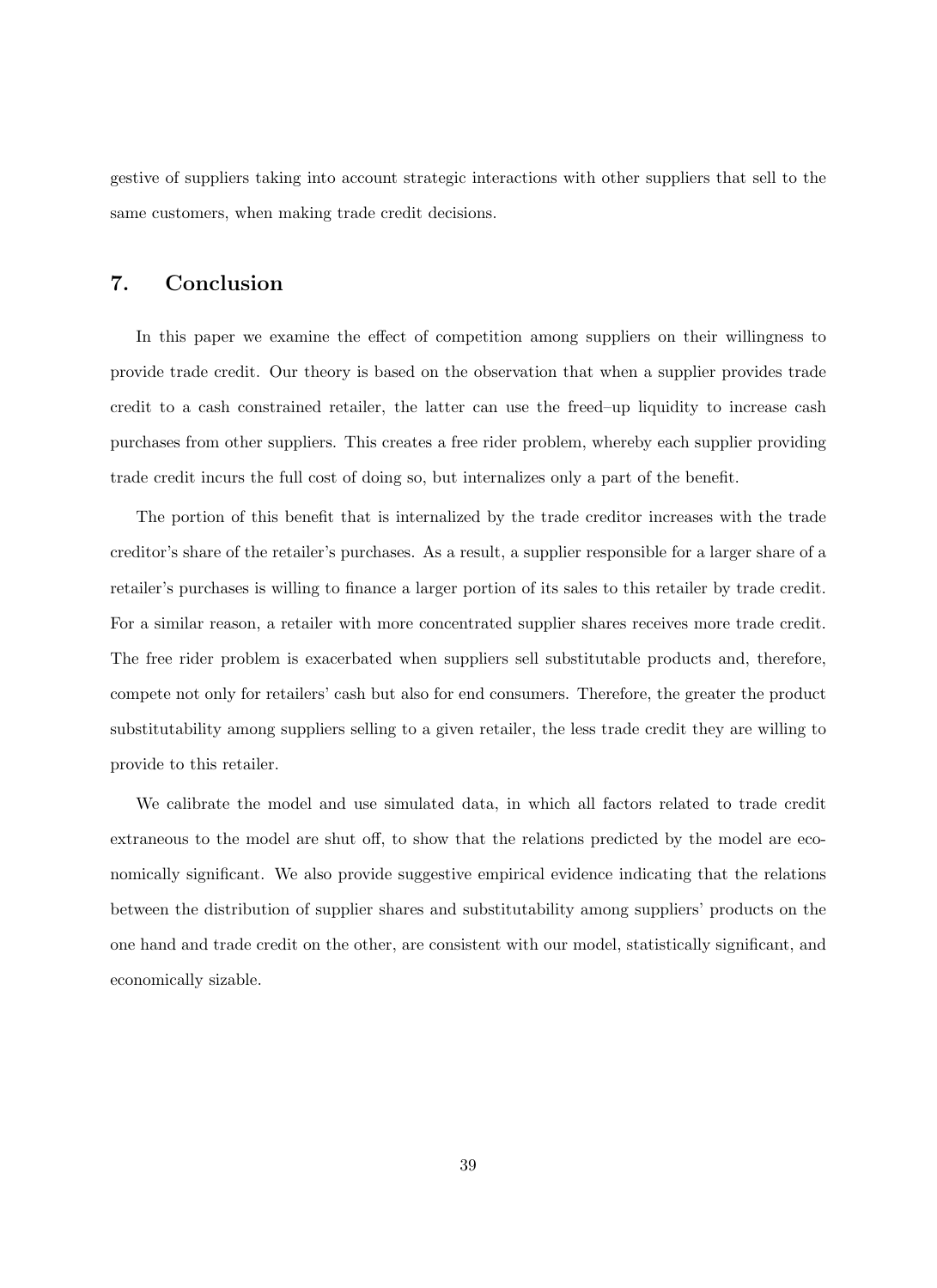gestive of suppliers taking into account strategic interactions with other suppliers that sell to the same customers, when making trade credit decisions.

## 7. Conclusion

In this paper we examine the effect of competition among suppliers on their willingness to provide trade credit. Our theory is based on the observation that when a supplier provides trade credit to a cash constrained retailer, the latter can use the freed–up liquidity to increase cash purchases from other suppliers. This creates a free rider problem, whereby each supplier providing trade credit incurs the full cost of doing so, but internalizes only a part of the benefit.

The portion of this benefit that is internalized by the trade creditor increases with the trade creditor's share of the retailer's purchases. As a result, a supplier responsible for a larger share of a retailer's purchases is willing to finance a larger portion of its sales to this retailer by trade credit. For a similar reason, a retailer with more concentrated supplier shares receives more trade credit. The free rider problem is exacerbated when suppliers sell substitutable products and, therefore, compete not only for retailers' cash but also for end consumers. Therefore, the greater the product substitutability among suppliers selling to a given retailer, the less trade credit they are willing to provide to this retailer.

We calibrate the model and use simulated data, in which all factors related to trade credit extraneous to the model are shut off, to show that the relations predicted by the model are economically significant. We also provide suggestive empirical evidence indicating that the relations between the distribution of supplier shares and substitutability among suppliers' products on the one hand and trade credit on the other, are consistent with our model, statistically significant, and economically sizable.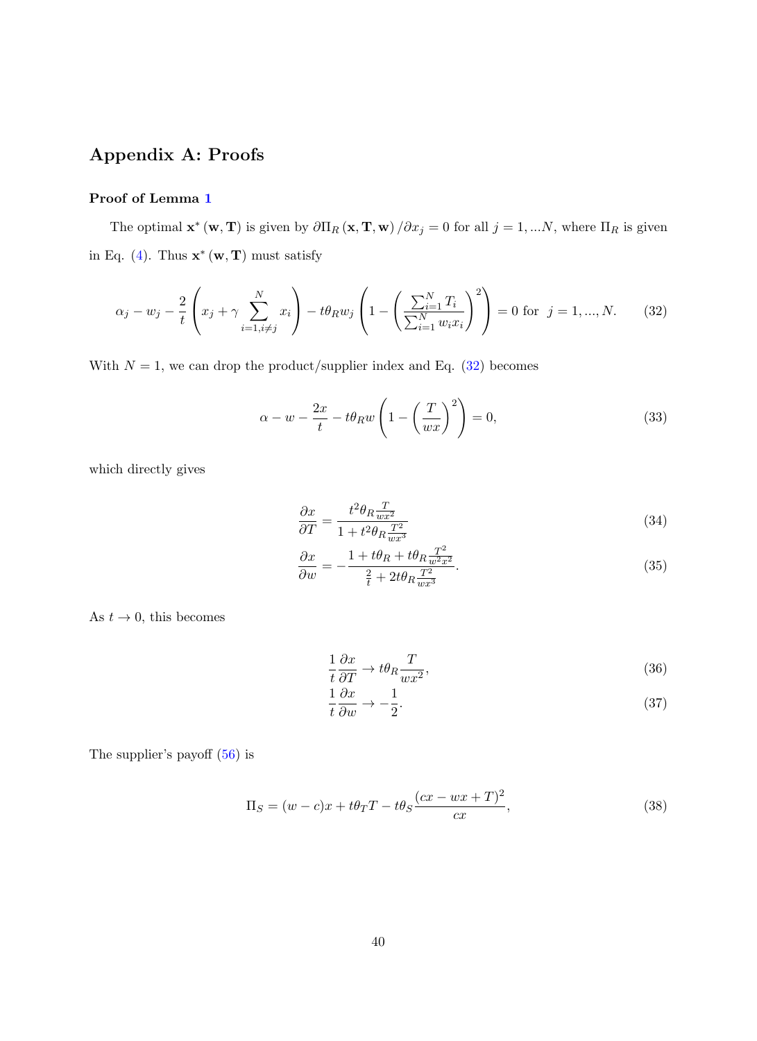# Appendix A: Proofs

### Proof of Lemma 1

The optimal $\mathbf{x}^*(\mathbf{w}, \mathbf{T})$ is given by $\partial \Pi_R(\mathbf{x}, \mathbf{T}, \mathbf{w}) / \partial x_j = 0$ for all $j = 1, ...N$, where $\Pi_R$ is given in Eq. (4). Thus $\mathbf{x}^*(\mathbf{w}, \mathbf{T})$ must satisfy

$$\alpha_j - w_j - \frac{2}{t}\left(x_j + \gamma \sum_{i=1, i\neq j}^{N} x_i\right) - t\theta_R w_j \left(1 - \left(\frac{\sum_{i=1}^{N} T_i}{\sum_{i=1}^{N} w_i x_i}\right)^2\right) = 0 \text{ for } j = 1, ..., N. \tag{32}$$

With $N = 1$, we can drop the product/supplier index and Eq. (32) becomes

$$\alpha - w - \frac{2x}{t} - t\theta_R w \left(1 - \left(\frac{T}{wx}\right)^2\right) = 0, \tag{33}$$

which directly gives

$$\frac{\partial x}{\partial T} = \frac{t^2 \theta_R \frac{T}{wx^2}}{1 + t^2 \theta_R \frac{T^2}{wx^3}} \tag{34}$$

$$\frac{\partial x}{\partial w} = -\frac{1 + t\theta_R + t\theta_R \frac{T^2}{w^2 x^2}}{\frac{2}{t} + 2t\theta_R \frac{T^2}{wx^3}}. \tag{35}$$

As $t \to 0$, this becomes

$$\frac{1}{t}\frac{\partial x}{\partial T} \to t\theta_R \frac{T}{wx^2}, \tag{36}$$

$$\frac{1}{t}\frac{\partial x}{\partial w} \to -\frac{1}{2}. \tag{37}$$

The supplier's payoff (56) is

$$\Pi_S = (w - c)x + t\theta_T T - t\theta_S \frac{(cx - wx + T)^2}{cx}, \tag{38}$$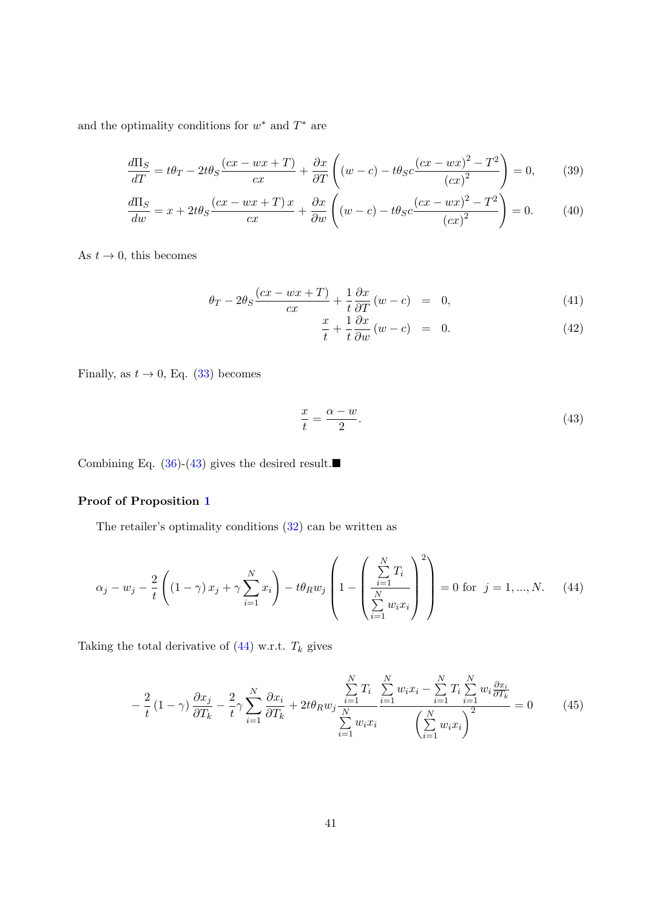and the optimality conditions for $w^*$ and $T^*$ are

$$\frac{d\Pi_S}{dT} = t\theta_T - 2t\theta_S \frac{(cx - wx + T)}{cx} + \frac{\partial x}{\partial T}\left((w-c) - t\theta_S c \frac{(cx-wx)^2 - T^2}{(cx)^2}\right) = 0, \tag{39}$$

$$\frac{d\Pi_S}{dw} = x + 2t\theta_S \frac{(cx - wx + T)\,x}{cx} + \frac{\partial x}{\partial w}\left((w-c) - t\theta_S c \frac{(cx-wx)^2 - T^2}{(cx)^2}\right) = 0. \tag{40}$$

As $t \to 0$, this becomes

$$\theta_T - 2\theta_S \frac{(cx - wx + T)}{cx} + \frac{1}{t}\frac{\partial x}{\partial T}(w-c) = 0, \tag{41}$$

$$\frac{x}{t} + \frac{1}{t}\frac{\partial x}{\partial w}(w-c) = 0. \tag{42}$$

Finally, as $t \to 0$, Eq. (33) becomes

$$\frac{x}{t} = \frac{\alpha - w}{2}. \tag{43}$$

Combining Eq. (36)-(43) gives the desired result.■

**Proof of Proposition 1**

The retailer's optimality conditions (32) can be written as

$$\alpha_j - w_j - \frac{2}{t}\left((1-\gamma)\,x_j + \gamma \sum_{i=1}^{N} x_i\right) - t\theta_R w_j \left(1 - \left(\frac{\sum_{i=1}^{N} T_i}{\sum_{i=1}^{N} w_i x_i}\right)^2\right) = 0 \text{ for } j = 1, ..., N. \tag{44}$$

Taking the total derivative of (44) w.r.t. $T_k$ gives

$$-\frac{2}{t}(1-\gamma)\frac{\partial x_j}{\partial T_k} - \frac{2}{t}\gamma \sum_{i=1}^{N} \frac{\partial x_i}{\partial T_k} + 2t\theta_R w_j \frac{\sum_{i=1}^{N} T_i}{\sum_{i=1}^{N} w_i x_i} \frac{\sum_{i=1}^{N} w_i x_i - \sum_{i=1}^{N} T_i \sum_{i=1}^{N} w_i \frac{\partial x_i}{\partial T_k}}{\left(\sum_{i=1}^{N} w_i x_i\right)^2} = 0 \tag{45}$$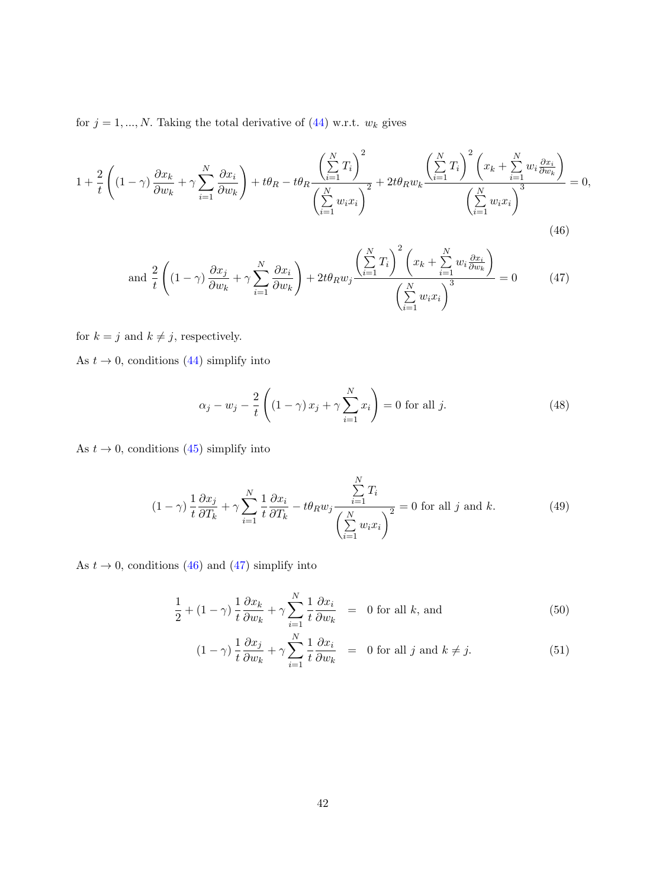for $j = 1, ..., N$. Taking the total derivative of (44) w.r.t. $w_k$ gives

$$1 + \frac{2}{t}\left((1-\gamma)\frac{\partial x_k}{\partial w_k} + \gamma \sum_{i=1}^{N} \frac{\partial x_i}{\partial w_k}\right) + t\theta_R - t\theta_R \frac{\left(\sum_{i=1}^{N} T_i\right)^2}{\left(\sum_{i=1}^{N} w_i x_i\right)^2} + 2t\theta_R w_k \frac{\left(\sum_{i=1}^{N} T_i\right)^2 \left(x_k + \sum_{i=1}^{N} w_i \frac{\partial x_i}{\partial w_k}\right)}{\left(\sum_{i=1}^{N} w_i x_i\right)^3} = 0, \tag{46}$$

$$\text{and } \frac{2}{t}\left((1-\gamma)\frac{\partial x_j}{\partial w_k} + \gamma \sum_{i=1}^{N} \frac{\partial x_i}{\partial w_k}\right) + 2t\theta_R w_j \frac{\left(\sum_{i=1}^{N} T_i\right)^2 \left(x_k + \sum_{i=1}^{N} w_i \frac{\partial x_i}{\partial w_k}\right)}{\left(\sum_{i=1}^{N} w_i x_i\right)^3} = 0 \tag{47}$$

for $k = j$ and $k \neq j$, respectively.

As $t \to 0$, conditions (44) simplify into

$$\alpha_j - w_j - \frac{2}{t}\left((1-\gamma)x_j + \gamma \sum_{i=1}^{N} x_i\right) = 0 \text{ for all } j. \tag{48}$$

As $t \to 0$, conditions (45) simplify into

$$(1-\gamma)\frac{1}{t}\frac{\partial x_j}{\partial T_k} + \gamma \sum_{i=1}^{N} \frac{1}{t}\frac{\partial x_i}{\partial T_k} - t\theta_R w_j \frac{\sum_{i=1}^{N} T_i}{\left(\sum_{i=1}^{N} w_i x_i\right)^2} = 0 \text{ for all } j \text{ and } k. \tag{49}$$

As $t \to 0$, conditions (46) and (47) simplify into

$$\frac{1}{2} + (1-\gamma)\frac{1}{t}\frac{\partial x_k}{\partial w_k} + \gamma \sum_{i=1}^{N} \frac{1}{t}\frac{\partial x_i}{\partial w_k} = 0 \text{ for all } k, \text{ and} \tag{50}$$

$$(1-\gamma)\frac{1}{t}\frac{\partial x_j}{\partial w_k} + \gamma \sum_{i=1}^{N} \frac{1}{t}\frac{\partial x_i}{\partial w_k} = 0 \text{ for all } j \text{ and } k \neq j. \tag{51}$$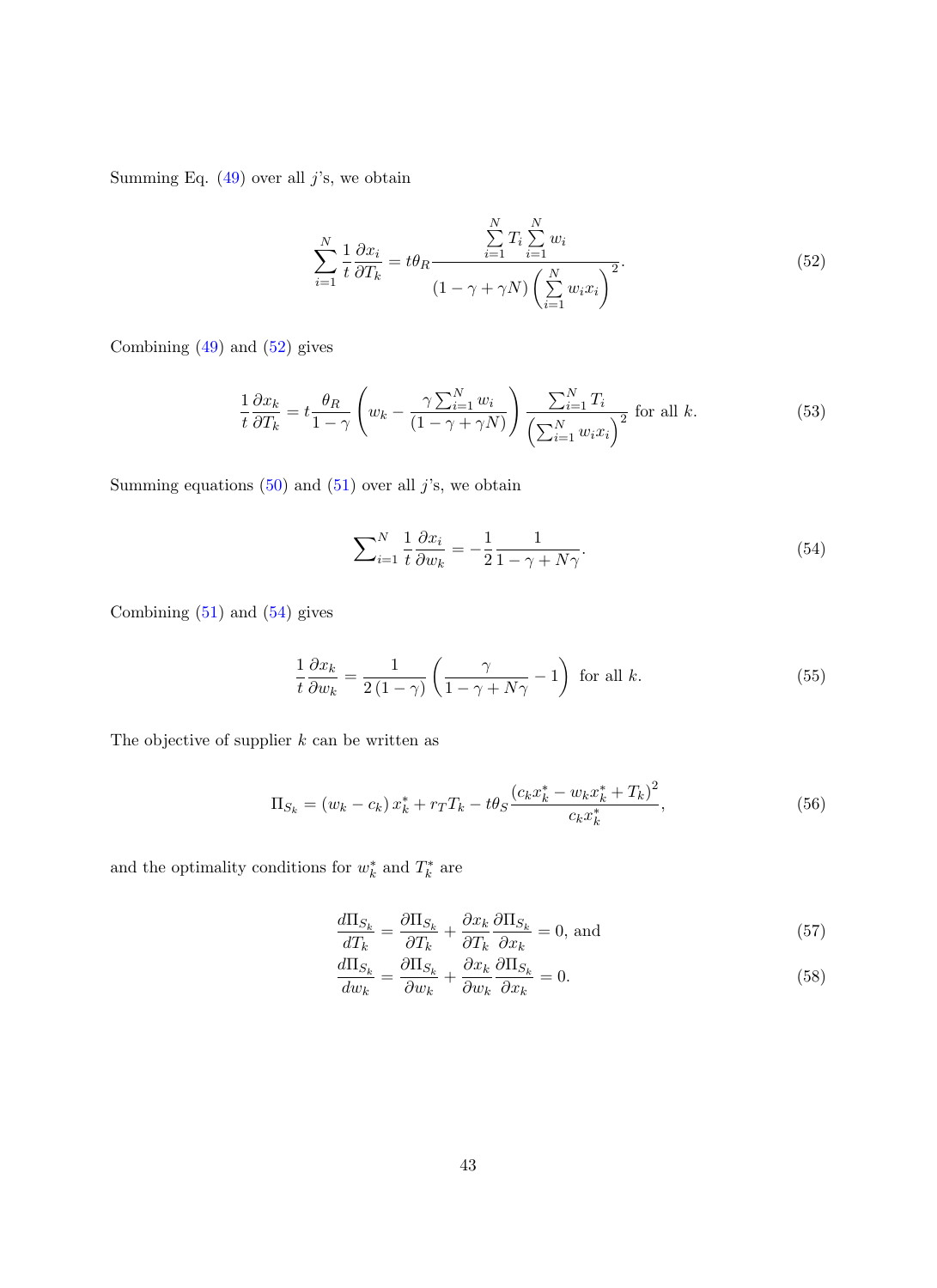Summing Eq. (49) over all $j$'s, we obtain

$$\sum_{i=1}^{N} \frac{1}{t} \frac{\partial x_i}{\partial T_k} = t\theta_R \frac{\sum_{i=1}^{N} T_i \sum_{i=1}^{N} w_i}{\left(1-\gamma+\gamma N\right)\left(\sum_{i=1}^{N} w_i x_i\right)^2}. \tag{52}$$

Combining (49) and (52) gives

$$\frac{1}{t} \frac{\partial x_k}{\partial T_k} = t \frac{\theta_R}{1-\gamma} \left( w_k - \frac{\gamma \sum_{i=1}^{N} w_i}{\left(1-\gamma+\gamma N\right)} \right) \frac{\sum_{i=1}^{N} T_i}{\left(\sum_{i=1}^{N} w_i x_i\right)^2} \text{ for all } k. \tag{53}$$

Summing equations (50) and (51) over all $j$'s, we obtain

$$\sum_{i=1}^{N} \frac{1}{t} \frac{\partial x_i}{\partial w_k} = -\frac{1}{2} \frac{1}{1-\gamma+N\gamma}. \tag{54}$$

Combining (51) and (54) gives

$$\frac{1}{t} \frac{\partial x_k}{\partial w_k} = \frac{1}{2\left(1-\gamma\right)} \left( \frac{\gamma}{1-\gamma+N\gamma} - 1 \right) \text{ for all } k. \tag{55}$$

The objective of supplier $k$ can be written as

$$\Pi_{S_k} = \left(w_k - c_k\right) x_k^* + r_T T_k - t\theta_S \frac{\left(c_k x_k^* - w_k x_k^* + T_k\right)^2}{c_k x_k^*}, \tag{56}$$

and the optimality conditions for $w_k^*$ and $T_k^*$ are

$$\frac{d\Pi_{S_k}}{dT_k} = \frac{\partial \Pi_{S_k}}{\partial T_k} + \frac{\partial x_k}{\partial T_k} \frac{\partial \Pi_{S_k}}{\partial x_k} = 0, \text{ and} \tag{57}$$

$$\frac{d\Pi_{S_k}}{dw_k} = \frac{\partial \Pi_{S_k}}{\partial w_k} + \frac{\partial x_k}{\partial w_k} \frac{\partial \Pi_{S_k}}{\partial x_k} = 0. \tag{58}$$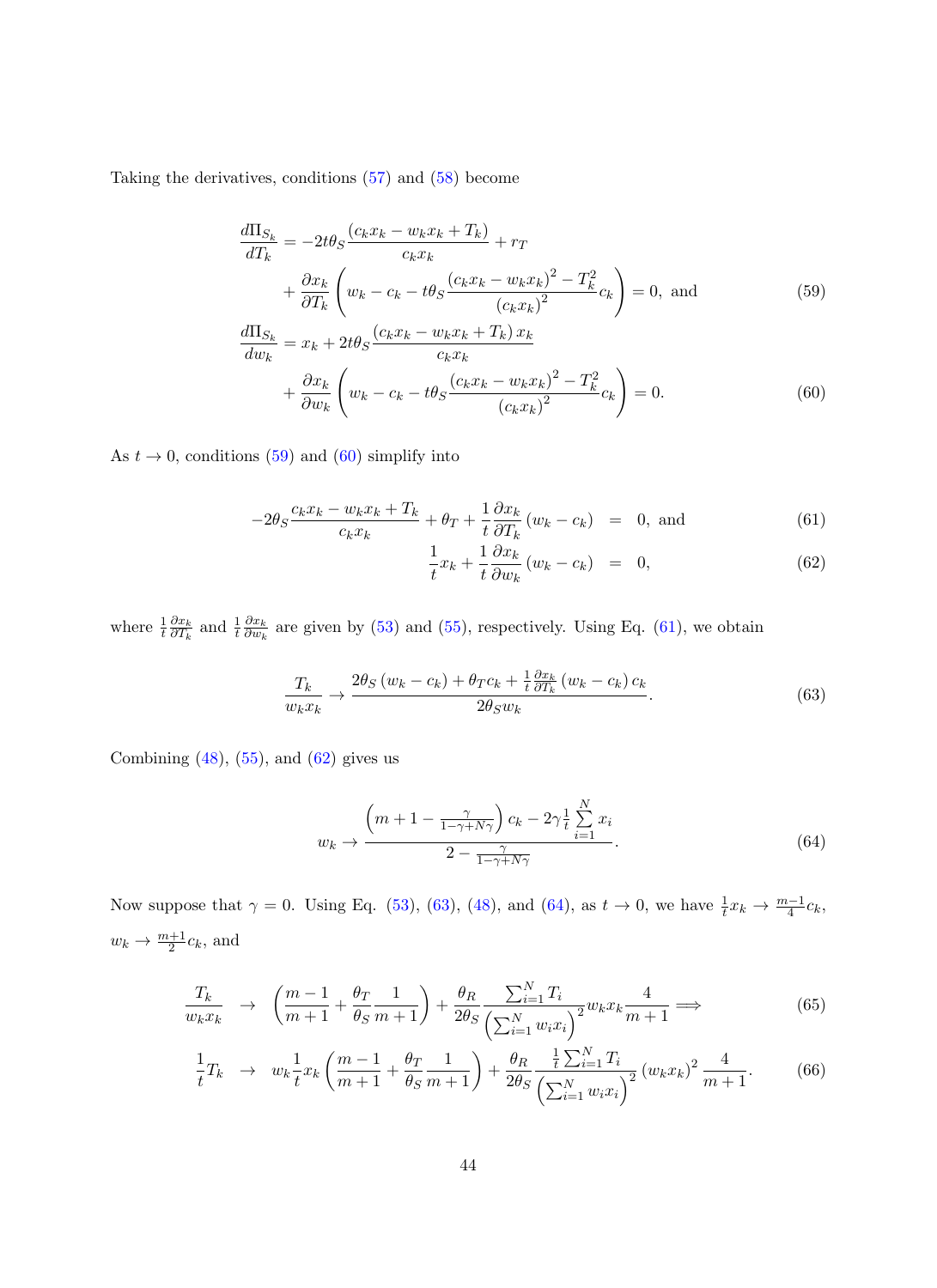Taking the derivatives, conditions (57) and (58) become

$$
\begin{aligned}
\frac{d\Pi_{S_k}}{dT_k} &= -2t\theta_S \frac{(c_k x_k - w_k x_k + T_k)}{c_k x_k} + r_T \\
&\quad + \frac{\partial x_k}{\partial T_k}\left(w_k - c_k - t\theta_S \frac{(c_k x_k - w_k x_k)^2 - T_k^2}{(c_k x_k)^2} c_k\right) = 0, \text{ and} \qquad (59) \\
\frac{d\Pi_{S_k}}{dw_k} &= x_k + 2t\theta_S \frac{(c_k x_k - w_k x_k + T_k)\, x_k}{c_k x_k} \\
&\quad + \frac{\partial x_k}{\partial w_k}\left(w_k - c_k - t\theta_S \frac{(c_k x_k - w_k x_k)^2 - T_k^2}{(c_k x_k)^2} c_k\right) = 0. \qquad (60)
\end{aligned}
$$

As $t \to 0$, conditions (59) and (60) simplify into

$$
\begin{aligned}
-2\theta_S \frac{c_k x_k - w_k x_k + T_k}{c_k x_k} + \theta_T + \frac{1}{t}\frac{\partial x_k}{\partial T_k}(w_k - c_k) &= 0, \text{ and} \qquad (61) \\
\frac{1}{t} x_k + \frac{1}{t}\frac{\partial x_k}{\partial w_k}(w_k - c_k) &= 0, \qquad (62)
\end{aligned}
$$

where $\frac{1}{t}\frac{\partial x_k}{\partial T_k}$ and $\frac{1}{t}\frac{\partial x_k}{\partial w_k}$ are given by (53) and (55), respectively. Using Eq. (61), we obtain

$$
\frac{T_k}{w_k x_k} \to \frac{2\theta_S (w_k - c_k) + \theta_T c_k + \frac{1}{t}\frac{\partial x_k}{\partial T_k}(w_k - c_k) c_k}{2\theta_S w_k}. \qquad (63)
$$

Combining (48), (55), and (62) gives us

$$
w_k \to \frac{\left(m + 1 - \frac{\gamma}{1-\gamma+N\gamma}\right) c_k - 2\gamma \frac{1}{t}\sum_{i=1}^{N} x_i}{2 - \frac{\gamma}{1-\gamma+N\gamma}}. \qquad (64)
$$

Now suppose that $\gamma = 0$. Using Eq. (53), (63), (48), and (64), as $t \to 0$, we have $\frac{1}{t}x_k \to \frac{m-1}{4}c_k$, $w_k \to \frac{m+1}{2}c_k$, and

$$
\begin{aligned}
\frac{T_k}{w_k x_k} &\to \left(\frac{m-1}{m+1} + \frac{\theta_T}{\theta_S}\frac{1}{m+1}\right) + \frac{\theta_R}{2\theta_S}\frac{\sum_{i=1}^{N} T_i}{\left(\sum_{i=1}^{N} w_i x_i\right)^2} w_k x_k \frac{4}{m+1} \Longrightarrow \qquad (65) \\
\frac{1}{t}T_k &\to w_k \frac{1}{t}x_k \left(\frac{m-1}{m+1} + \frac{\theta_T}{\theta_S}\frac{1}{m+1}\right) + \frac{\theta_R}{2\theta_S}\frac{\frac{1}{t}\sum_{i=1}^{N} T_i}{\left(\sum_{i=1}^{N} w_i x_i\right)^2}(w_k x_k)^2 \frac{4}{m+1}. \qquad (66)
\end{aligned}
$$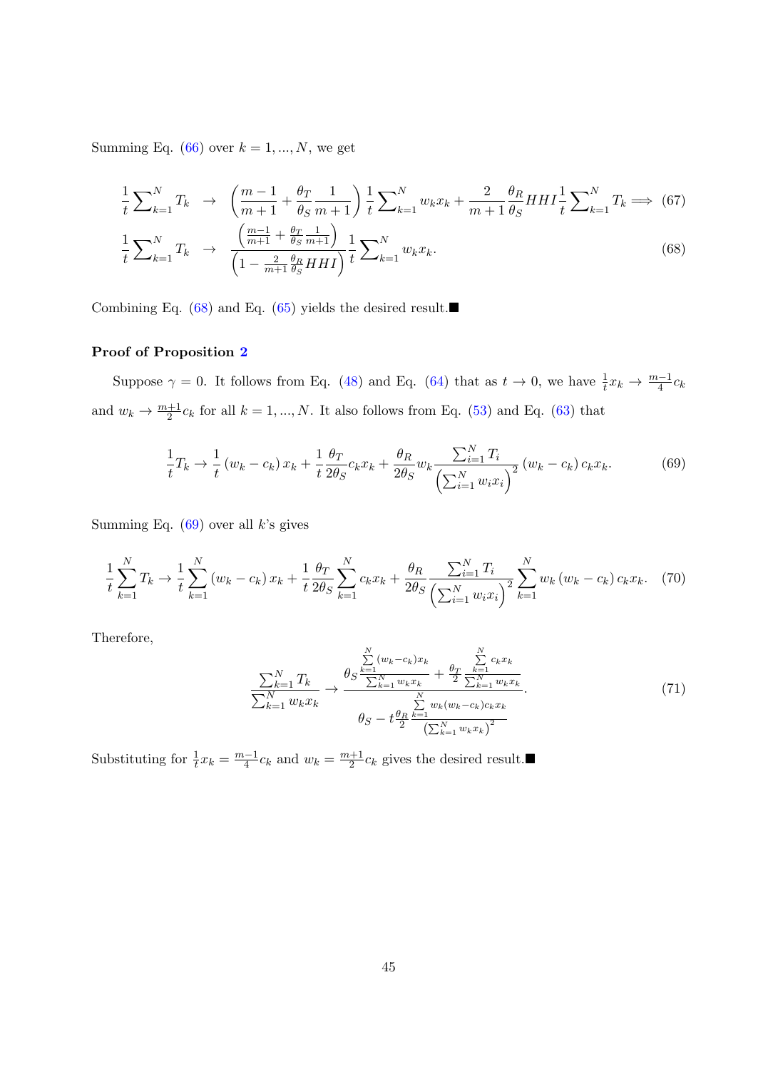Summing Eq. (66) over $k = 1, ..., N$, we get

$$\frac{1}{t}\sum_{k=1}^{N} T_k \;\rightarrow\; \left(\frac{m-1}{m+1} + \frac{\theta_T}{\theta_S}\frac{1}{m+1}\right)\frac{1}{t}\sum_{k=1}^{N} w_k x_k + \frac{2}{m+1}\frac{\theta_R}{\theta_S} HHI \frac{1}{t}\sum_{k=1}^{N} T_k \Longrightarrow \tag{67}$$

$$\frac{1}{t}\sum_{k=1}^{N} T_k \;\rightarrow\; \frac{\left(\frac{m-1}{m+1} + \frac{\theta_T}{\theta_S}\frac{1}{m+1}\right)}{\left(1 - \frac{2}{m+1}\frac{\theta_R}{\theta_S} HHI\right)}\frac{1}{t}\sum_{k=1}^{N} w_k x_k. \tag{68}$$

Combining Eq. (68) and Eq. (65) yields the desired result.■

**Proof of Proposition 2**

Suppose $\gamma = 0$. It follows from Eq. (48) and Eq. (64) that as $t \to 0$, we have $\frac{1}{t}x_k \to \frac{m-1}{4}c_k$ and $w_k \to \frac{m+1}{2}c_k$ for all $k = 1, ..., N$. It also follows from Eq. (53) and Eq. (63) that

$$\frac{1}{t}T_k \to \frac{1}{t}\left(w_k - c_k\right)x_k + \frac{1}{t}\frac{\theta_T}{2\theta_S}c_k x_k + \frac{\theta_R}{2\theta_S}w_k \frac{\sum_{i=1}^{N} T_i}{\left(\sum_{i=1}^{N} w_i x_i\right)^2}\left(w_k - c_k\right)c_k x_k. \tag{69}$$

Summing Eq. (69) over all $k$'s gives

$$\frac{1}{t}\sum_{k=1}^{N} T_k \to \frac{1}{t}\sum_{k=1}^{N}\left(w_k - c_k\right)x_k + \frac{1}{t}\frac{\theta_T}{2\theta_S}\sum_{k=1}^{N} c_k x_k + \frac{\theta_R}{2\theta_S}\frac{\sum_{i=1}^{N} T_i}{\left(\sum_{i=1}^{N} w_i x_i\right)^2}\sum_{k=1}^{N} w_k\left(w_k - c_k\right)c_k x_k. \tag{70}$$

Therefore,

$$\frac{\sum_{k=1}^{N} T_k}{\sum_{k=1}^{N} w_k x_k} \to \frac{\theta_S \frac{\sum_{k=1}^{N}(w_k - c_k)x_k}{\sum_{k=1}^{N} w_k x_k} + \frac{\theta_T}{2}\frac{\sum_{k=1}^{N} c_k x_k}{\sum_{k=1}^{N} w_k x_k}}{\theta_S - t\frac{\theta_R}{2}\frac{\sum_{k=1}^{N} w_k(w_k - c_k)c_k x_k}{\left(\sum_{k=1}^{N} w_k x_k\right)^2}}. \tag{71}$$

Substituting for $\frac{1}{t}x_k = \frac{m-1}{4}c_k$ and $w_k = \frac{m+1}{2}c_k$ gives the desired result.■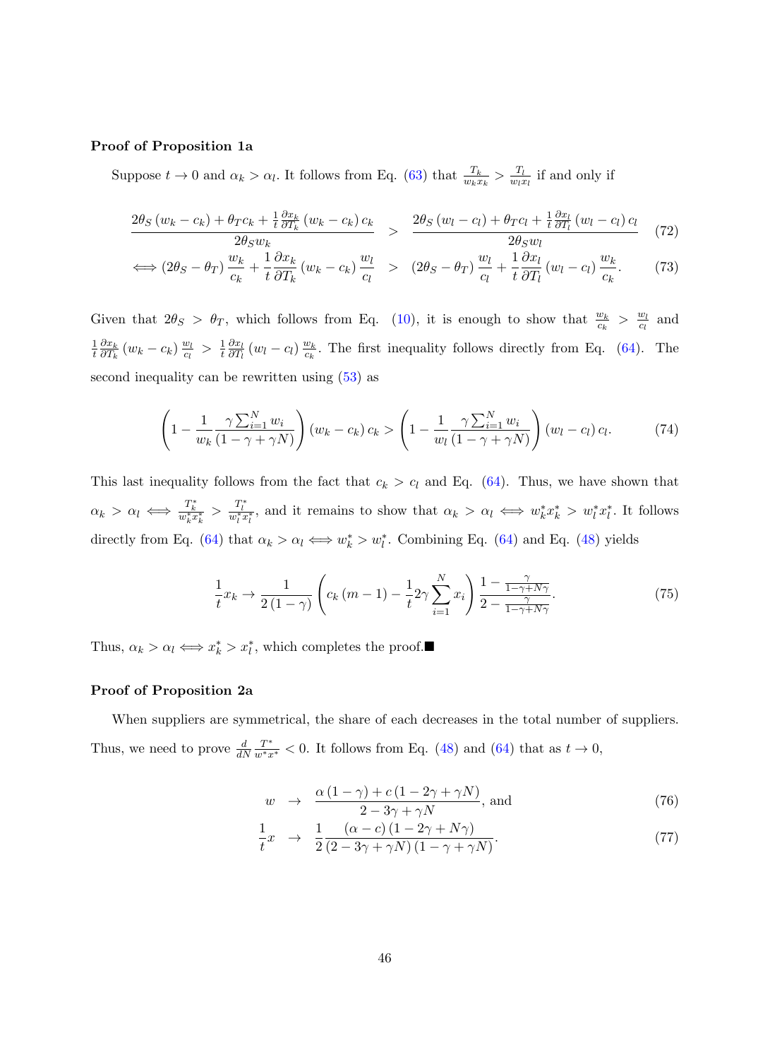**Proof of Proposition 1a**

Suppose $t \to 0$ and $\alpha_k > \alpha_l$. It follows from Eq. (63) that $\frac{T_k}{w_k x_k} > \frac{T_l}{w_l x_l}$ if and only if

$$\frac{2\theta_S (w_k - c_k) + \theta_T c_k + \frac{1}{t}\frac{\partial x_k}{\partial T_k}(w_k - c_k) c_k}{2\theta_S w_k} > \frac{2\theta_S (w_l - c_l) + \theta_T c_l + \frac{1}{t}\frac{\partial x_l}{\partial T_l}(w_l - c_l) c_l}{2\theta_S w_l} \tag{72}$$

$$\iff (2\theta_S - \theta_T)\frac{w_k}{c_k} + \frac{1}{t}\frac{\partial x_k}{\partial T_k}(w_k - c_k)\frac{w_l}{c_l} > (2\theta_S - \theta_T)\frac{w_l}{c_l} + \frac{1}{t}\frac{\partial x_l}{\partial T_l}(w_l - c_l)\frac{w_k}{c_k}. \tag{73}$$

Given that $2\theta_S > \theta_T$, which follows from Eq. (10), it is enough to show that $\frac{w_k}{c_k} > \frac{w_l}{c_l}$ and $\frac{1}{t}\frac{\partial x_k}{\partial T_k}(w_k - c_k)\frac{w_l}{c_l} > \frac{1}{t}\frac{\partial x_l}{\partial T_l}(w_l - c_l)\frac{w_k}{c_k}$. The first inequality follows directly from Eq. (64). The second inequality can be rewritten using (53) as

$$\left(1 - \frac{1}{w_k}\frac{\gamma \sum_{i=1}^N w_i}{(1 - \gamma + \gamma N)}\right)(w_k - c_k) c_k > \left(1 - \frac{1}{w_l}\frac{\gamma \sum_{i=1}^N w_i}{(1 - \gamma + \gamma N)}\right)(w_l - c_l) c_l. \tag{74}$$

This last inequality follows from the fact that $c_k > c_l$ and Eq. (64). Thus, we have shown that $\alpha_k > \alpha_l \iff \frac{T_k^*}{w_k^* x_k^*} > \frac{T_l^*}{w_l^* x_l^*}$, and it remains to show that $\alpha_k > \alpha_l \iff w_k^* x_k^* > w_l^* x_l^*$. It follows directly from Eq. (64) that $\alpha_k > \alpha_l \iff w_k^* > w_l^*$. Combining Eq. (64) and Eq. (48) yields

$$\frac{1}{t} x_k \to \frac{1}{2(1-\gamma)}\left(c_k (m - 1) - \frac{1}{t} 2\gamma \sum_{i=1}^N x_i\right)\frac{1 - \frac{\gamma}{1-\gamma+N\gamma}}{2 - \frac{\gamma}{1-\gamma+N\gamma}}. \tag{75}$$

Thus, $\alpha_k > \alpha_l \iff x_k^* > x_l^*$, which completes the proof.■

**Proof of Proposition 2a**

When suppliers are symmetrical, the share of each decreases in the total number of suppliers. Thus, we need to prove $\frac{d}{dN}\frac{T^*}{w^* x^*} < 0$. It follows from Eq. (48) and (64) that as $t \to 0$,

$$w \to \frac{\alpha(1-\gamma) + c(1 - 2\gamma + \gamma N)}{2 - 3\gamma + \gamma N}, \text{ and} \tag{76}$$

$$\frac{1}{t} x \to \frac{1}{2}\frac{(\alpha - c)(1 - 2\gamma + N\gamma)}{(2 - 3\gamma + \gamma N)(1 - \gamma + \gamma N)}. \tag{77}$$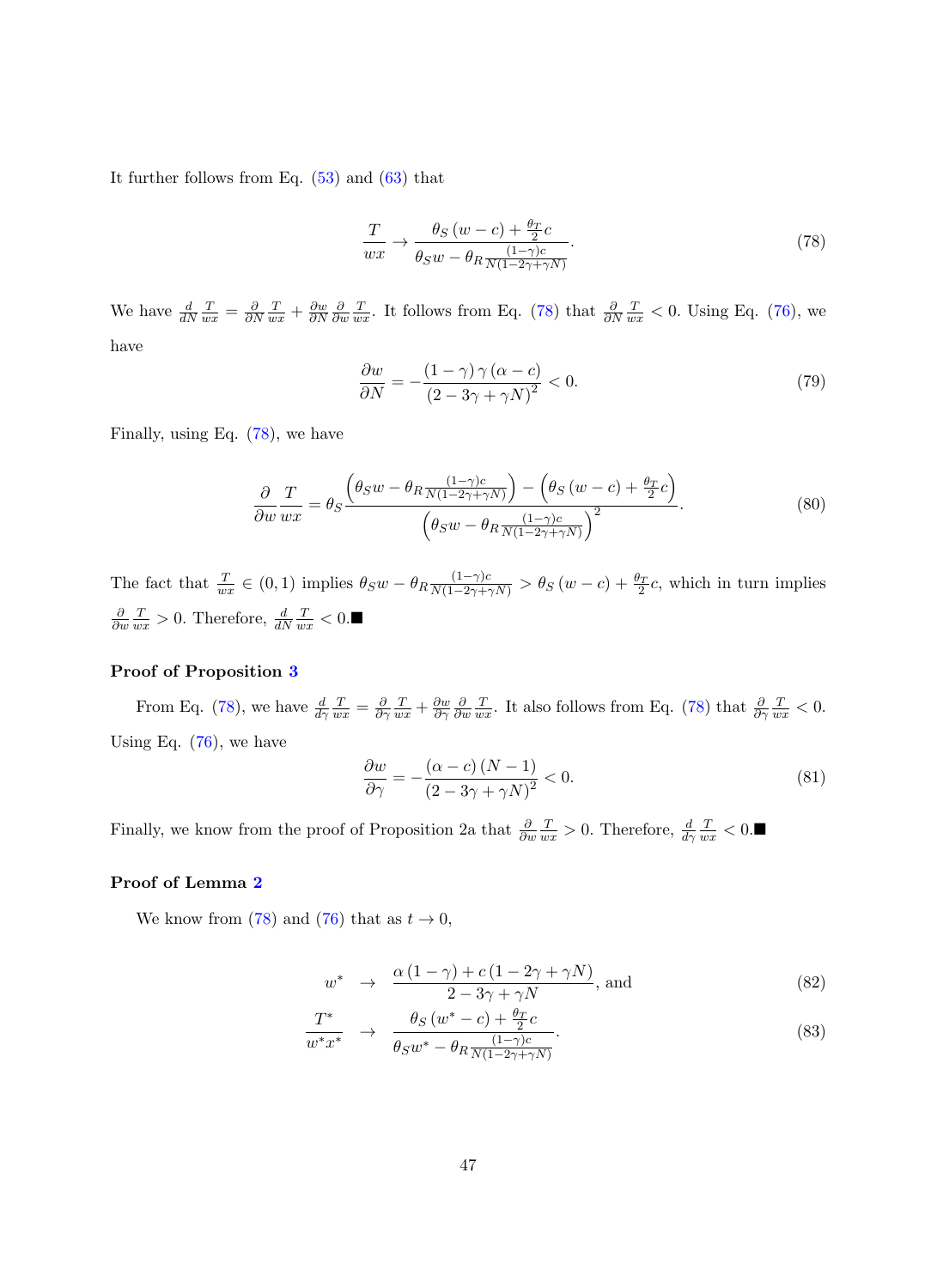It further follows from Eq. (53) and (63) that

$$\frac{T}{wx} \to \frac{\theta_S (w-c) + \frac{\theta_T}{2} c}{\theta_S w - \theta_R \frac{(1-\gamma)c}{N(1-2\gamma+\gamma N)}}. \tag{78}$$

We have $\frac{d}{dN}\frac{T}{wx} = \frac{\partial}{\partial N}\frac{T}{wx} + \frac{\partial w}{\partial N}\frac{\partial}{\partial w}\frac{T}{wx}$. It follows from Eq. (78) that $\frac{\partial}{\partial N}\frac{T}{wx} < 0$. Using Eq. (76), we have

$$\frac{\partial w}{\partial N} = -\frac{(1-\gamma)\gamma(\alpha - c)}{(2-3\gamma+\gamma N)^2} < 0. \tag{79}$$

Finally, using Eq. (78), we have

$$\frac{\partial}{\partial w}\frac{T}{wx} = \theta_S \frac{\left(\theta_S w - \theta_R \frac{(1-\gamma)c}{N(1-2\gamma+\gamma N)}\right) - \left(\theta_S (w-c) + \frac{\theta_T}{2} c\right)}{\left(\theta_S w - \theta_R \frac{(1-\gamma)c}{N(1-2\gamma+\gamma N)}\right)^2}. \tag{80}$$

The fact that $\frac{T}{wx} \in (0,1)$ implies $\theta_S w - \theta_R \frac{(1-\gamma)c}{N(1-2\gamma+\gamma N)} > \theta_S (w-c) + \frac{\theta_T}{2} c$, which in turn implies $\frac{\partial}{\partial w}\frac{T}{wx} > 0$. Therefore, $\frac{d}{dN}\frac{T}{wx} < 0$.■

**Proof of Proposition 3**

From Eq. (78), we have $\frac{d}{d\gamma}\frac{T}{wx} = \frac{\partial}{\partial \gamma}\frac{T}{wx} + \frac{\partial w}{\partial \gamma}\frac{\partial}{\partial w}\frac{T}{wx}$. It also follows from Eq. (78) that $\frac{\partial}{\partial \gamma}\frac{T}{wx} < 0$. Using Eq. (76), we have

$$\frac{\partial w}{\partial \gamma} = -\frac{(\alpha - c)(N-1)}{(2-3\gamma+\gamma N)^2} < 0. \tag{81}$$

Finally, we know from the proof of Proposition 2a that $\frac{\partial}{\partial w}\frac{T}{wx} > 0$. Therefore, $\frac{d}{d\gamma}\frac{T}{wx} < 0$.■

**Proof of Lemma 2**

We know from (78) and (76) that as $t \to 0$,

$$w^* \to \frac{\alpha(1-\gamma) + c(1-2\gamma+\gamma N)}{2-3\gamma+\gamma N}, \text{ and} \tag{82}$$

$$\frac{T^*}{w^* x^*} \to \frac{\theta_S (w^* - c) + \frac{\theta_T}{2} c}{\theta_S w^* - \theta_R \frac{(1-\gamma)c}{N(1-2\gamma+\gamma N)}}. \tag{83}$$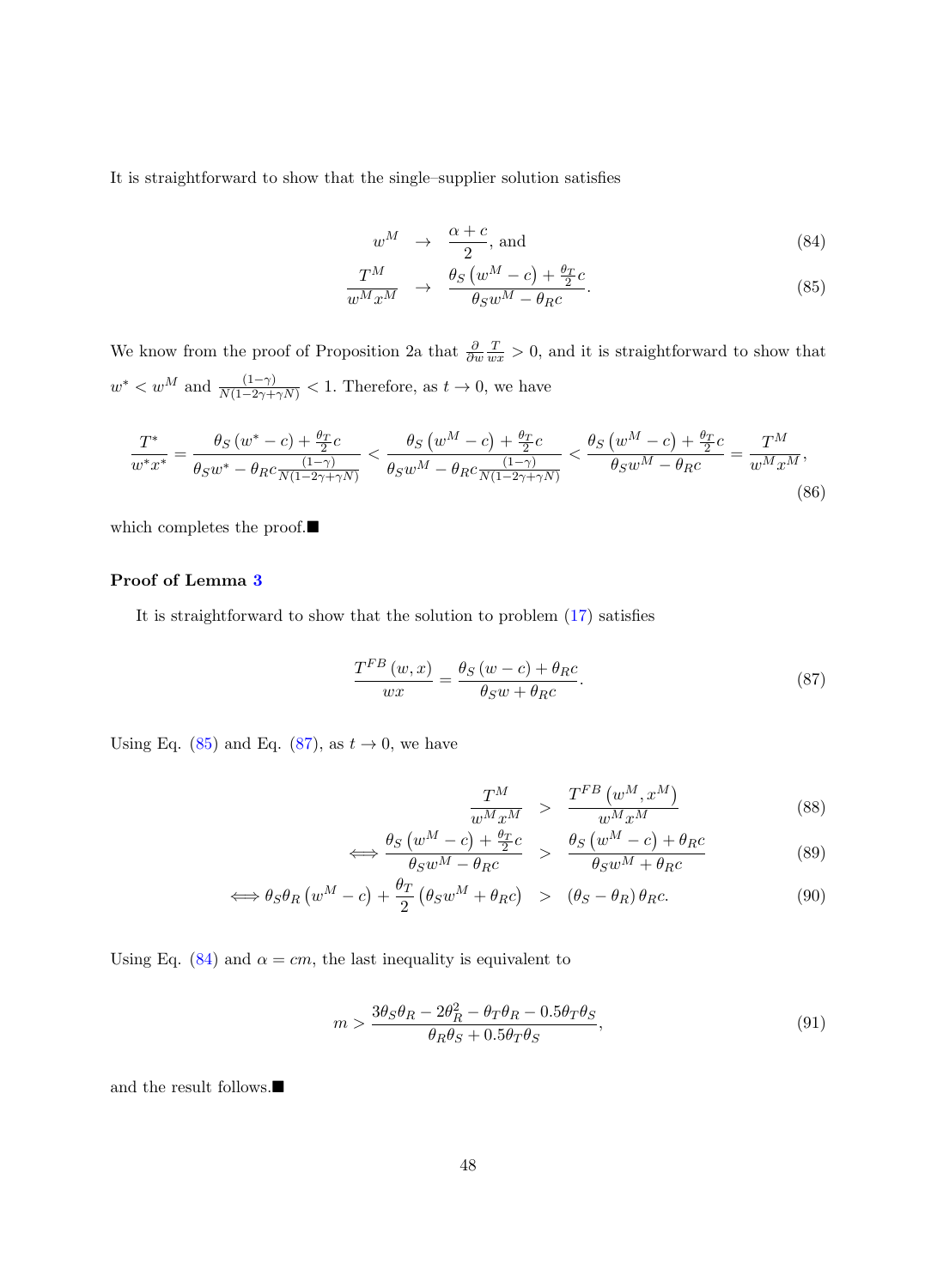It is straightforward to show that the single–supplier solution satisfies

$$w^M \rightarrow \frac{\alpha + c}{2}, \text{ and} \tag{84}$$

$$\frac{T^M}{w^M x^M} \rightarrow \frac{\theta_S \left(w^M - c\right) + \frac{\theta_T}{2} c}{\theta_S w^M - \theta_R c}. \tag{85}$$

We know from the proof of Proposition 2a that $\frac{\partial}{\partial w} \frac{T}{wx} > 0$, and it is straightforward to show that $w^* < w^M$ and $\frac{(1-\gamma)}{N(1-2\gamma+\gamma N)} < 1$. Therefore, as $t \to 0$, we have

$$\frac{T^*}{w^* x^*} = \frac{\theta_S \left(w^* - c\right) + \frac{\theta_T}{2} c}{\theta_S w^* - \theta_R c \frac{(1-\gamma)}{N(1-2\gamma+\gamma N)}} < \frac{\theta_S \left(w^M - c\right) + \frac{\theta_T}{2} c}{\theta_S w^M - \theta_R c \frac{(1-\gamma)}{N(1-2\gamma+\gamma N)}} < \frac{\theta_S \left(w^M - c\right) + \frac{\theta_T}{2} c}{\theta_S w^M - \theta_R c} = \frac{T^M}{w^M x^M}, \tag{86}$$

which completes the proof.■

**Proof of Lemma 3**

It is straightforward to show that the solution to problem (17) satisfies

$$\frac{T^{FB}(w, x)}{wx} = \frac{\theta_S (w - c) + \theta_R c}{\theta_S w + \theta_R c}. \tag{87}$$

Using Eq. (85) and Eq. (87), as $t \to 0$, we have

$$\frac{T^M}{w^M x^M} > \frac{T^{FB}\left(w^M, x^M\right)}{w^M x^M} \tag{88}$$

$$\iff \frac{\theta_S \left(w^M - c\right) + \frac{\theta_T}{2} c}{\theta_S w^M - \theta_R c} > \frac{\theta_S \left(w^M - c\right) + \theta_R c}{\theta_S w^M + \theta_R c} \tag{89}$$

$$\iff \theta_S \theta_R \left(w^M - c\right) + \frac{\theta_T}{2}\left(\theta_S w^M + \theta_R c\right) > \left(\theta_S - \theta_R\right) \theta_R c. \tag{90}$$

Using Eq. (84) and $\alpha = cm$, the last inequality is equivalent to

$$m > \frac{3\theta_S \theta_R - 2\theta_R^2 - \theta_T \theta_R - 0.5\theta_T \theta_S}{\theta_R \theta_S + 0.5\theta_T \theta_S}, \tag{91}$$

and the result follows.■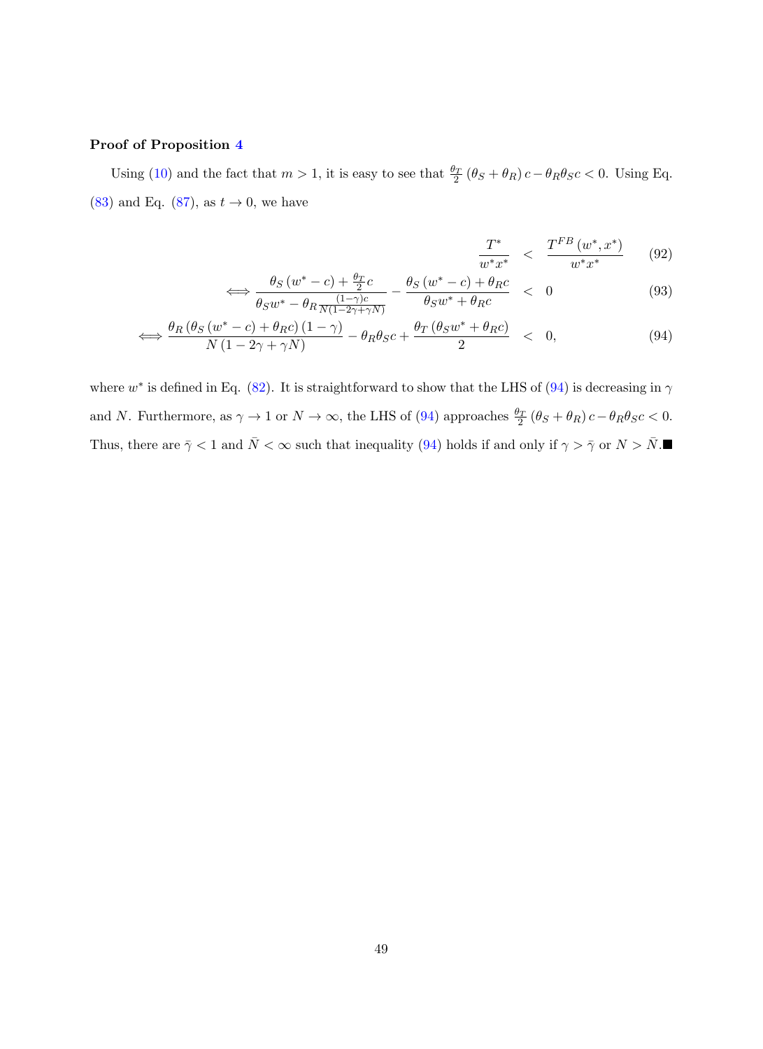**Proof of Proposition 4**

Using (10) and the fact that $m > 1$, it is easy to see that $\frac{\theta_T}{2}(\theta_S + \theta_R)c - \theta_R\theta_S c < 0$. Using Eq. (83) and Eq. (87), as $t \to 0$, we have

$$
\begin{aligned}
\frac{T^*}{w^* x^*} &< \frac{T^{FB}(w^*, x^*)}{w^* x^*} && (92)\\
\iff \frac{\theta_S(w^* - c) + \frac{\theta_T}{2}c}{\theta_S w^* - \theta_R \frac{(1-\gamma)c}{N(1-2\gamma+\gamma N)}} - \frac{\theta_S(w^* - c) + \theta_R c}{\theta_S w^* + \theta_R c} &< 0 && (93)\\
\iff \frac{\theta_R(\theta_S(w^* - c) + \theta_R c)(1-\gamma)}{N(1-2\gamma+\gamma N)} - \theta_R\theta_S c + \frac{\theta_T(\theta_S w^* + \theta_R c)}{2} &< 0, && (94)
\end{aligned}
$$

where $w^*$ is defined in Eq. (82). It is straightforward to show that the LHS of (94) is decreasing in $\gamma$ and $N$. Furthermore, as $\gamma \to 1$ or $N \to \infty$, the LHS of (94) approaches $\frac{\theta_T}{2}(\theta_S + \theta_R)c - \theta_R\theta_S c < 0$. Thus, there are $\bar{\gamma} < 1$ and $\bar{N} < \infty$ such that inequality (94) holds if and only if $\gamma > \bar{\gamma}$ or $N > \bar{N}$.■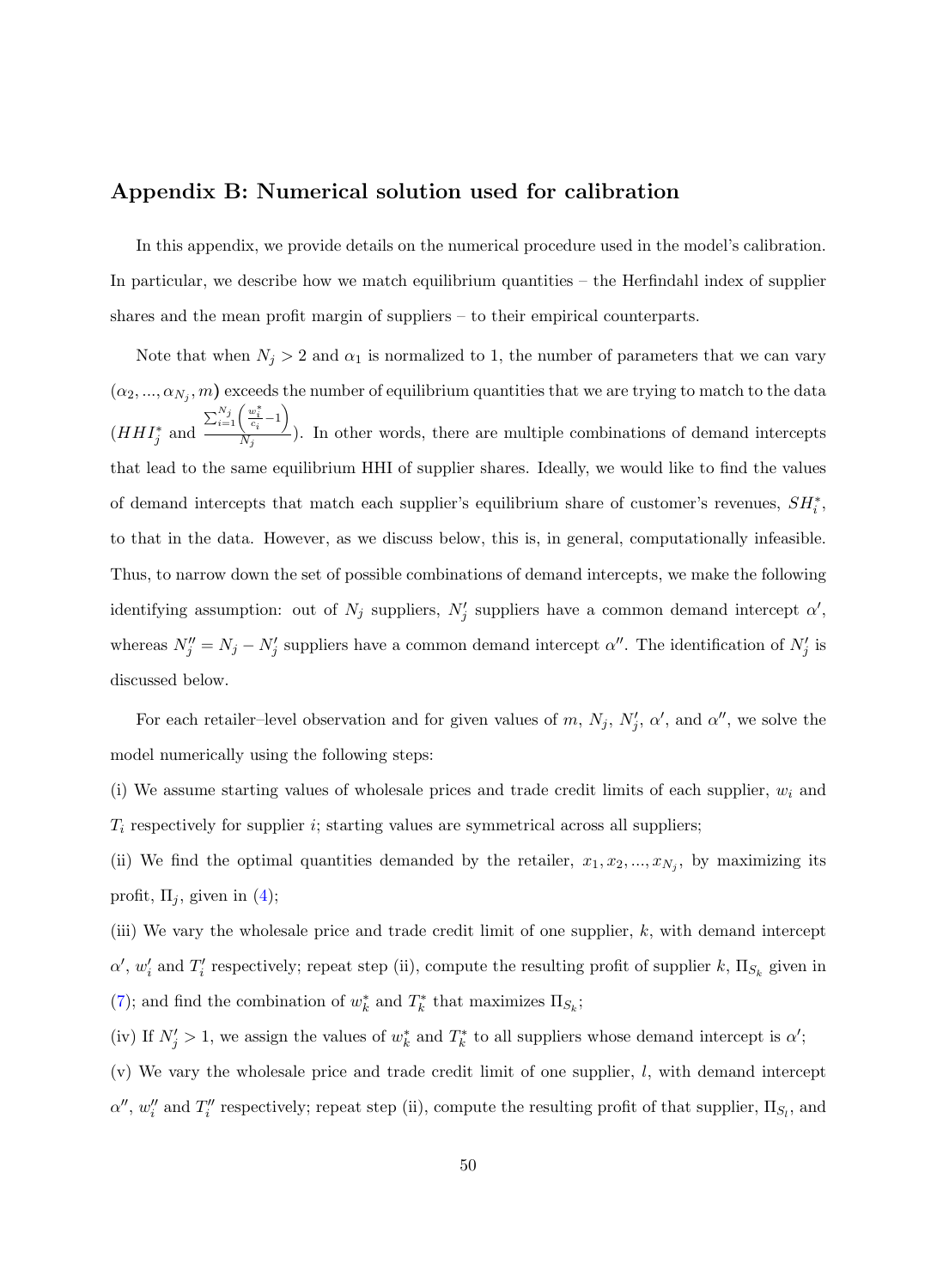## Appendix B: Numerical solution used for calibration

In this appendix, we provide details on the numerical procedure used in the model's calibration. In particular, we describe how we match equilibrium quantities – the Herfindahl index of supplier shares and the mean profit margin of suppliers – to their empirical counterparts.

Note that when $N_j > 2$ and $\alpha_1$ is normalized to 1, the number of parameters that we can vary $(\alpha_2, ..., \alpha_{N_j}, m)$ exceeds the number of equilibrium quantities that we are trying to match to the data ($HHI_j^*$ and $\frac{\sum_{i=1}^{N_j}\left(\frac{w_i^*}{c_i}-1\right)}{N_j}$). In other words, there are multiple combinations of demand intercepts that lead to the same equilibrium HHI of supplier shares. Ideally, we would like to find the values of demand intercepts that match each supplier's equilibrium share of customer's revenues, $SH_i^*$, to that in the data. However, as we discuss below, this is, in general, computationally infeasible. Thus, to narrow down the set of possible combinations of demand intercepts, we make the following identifying assumption: out of $N_j$ suppliers, $N_j'$ suppliers have a common demand intercept $\alpha'$, whereas $N_j'' = N_j - N_j'$ suppliers have a common demand intercept $\alpha''$. The identification of $N_j'$ is discussed below.

For each retailer–level observation and for given values of $m$, $N_j$, $N_j'$, $\alpha'$, and $\alpha''$, we solve the model numerically using the following steps:

(i) We assume starting values of wholesale prices and trade credit limits of each supplier, $w_i$ and $T_i$ respectively for supplier $i$; starting values are symmetrical across all suppliers;

(ii) We find the optimal quantities demanded by the retailer, $x_1, x_2, ..., x_{N_j}$, by maximizing its profit, $\Pi_j$, given in (4);

(iii) We vary the wholesale price and trade credit limit of one supplier, $k$, with demand intercept $\alpha'$, $w_i'$ and $T_i'$ respectively; repeat step (ii), compute the resulting profit of supplier $k$, $\Pi_{S_k}$ given in (7); and find the combination of $w_k^*$ and $T_k^*$ that maximizes $\Pi_{S_k}$;

(iv) If $N_j' > 1$, we assign the values of $w_k^*$ and $T_k^*$ to all suppliers whose demand intercept is $\alpha'$;

(v) We vary the wholesale price and trade credit limit of one supplier, $l$, with demand intercept $\alpha''$, $w_i''$ and $T_i''$ respectively; repeat step (ii), compute the resulting profit of that supplier, $\Pi_{S_l}$, and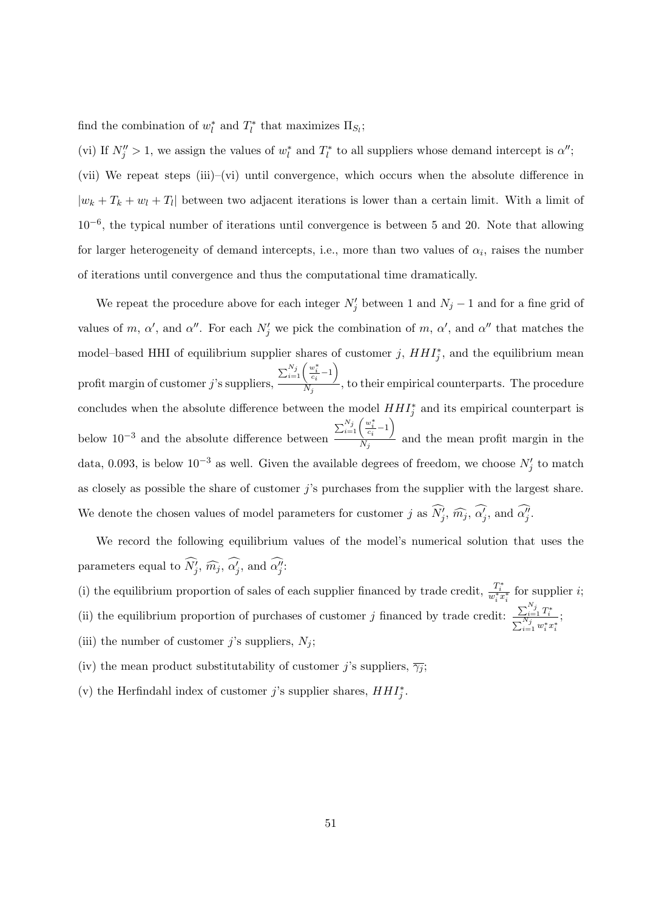find the combination of $w_l^*$ and $T_l^*$ that maximizes $\Pi_{S_l}$;

(vi) If $N_j'' > 1$, we assign the values of $w_l^*$ and $T_l^*$ to all suppliers whose demand intercept is $\alpha''$;

(vii) We repeat steps (iii)–(vi) until convergence, which occurs when the absolute difference in $|w_k + T_k + w_l + T_l|$ between two adjacent iterations is lower than a certain limit. With a limit of $10^{-6}$, the typical number of iterations until convergence is between 5 and 20. Note that allowing for larger heterogeneity of demand intercepts, i.e., more than two values of $\alpha_i$, raises the number of iterations until convergence and thus the computational time dramatically.

We repeat the procedure above for each integer $N_j'$ between 1 and $N_j - 1$ and for a fine grid of values of $m$, $\alpha'$, and $\alpha''$. For each $N_j'$ we pick the combination of $m$, $\alpha'$, and $\alpha''$ that matches the model–based HHI of equilibrium supplier shares of customer $j$, $HHI_j^*$, and the equilibrium mean profit margin of customer $j$'s suppliers, $\frac{\sum_{i=1}^{N_j}\left(\frac{w_i^*}{c_i}-1\right)}{N_j}$, to their empirical counterparts. The procedure concludes when the absolute difference between the model $HHI_j^*$ and its empirical counterpart is below $10^{-3}$ and the absolute difference between $\frac{\sum_{i=1}^{N_j}\left(\frac{w_i^*}{c_i}-1\right)}{N_j}$ and the mean profit margin in the data, 0.093, is below $10^{-3}$ as well. Given the available degrees of freedom, we choose $N_j'$ to match as closely as possible the share of customer $j$'s purchases from the supplier with the largest share. We denote the chosen values of model parameters for customer $j$ as $\widehat{N_j'}$, $\widehat{m_j}$, $\widehat{\alpha_j'}$, and $\widehat{\alpha_j''}$.

We record the following equilibrium values of the model's numerical solution that uses the parameters equal to $\widehat{N_j'}$, $\widehat{m_j}$, $\widehat{\alpha_j'}$, and $\widehat{\alpha_j''}$:

(i) the equilibrium proportion of sales of each supplier financed by trade credit, $\frac{T_i^*}{w_i^* x_i^*}$ for supplier $i$;

(ii) the equilibrium proportion of purchases of customer $j$ financed by trade credit: $\frac{\sum_{i=1}^{N_j} T_i^*}{\sum_{i=1}^{N_j} w_i^* x_i^*}$;

(iii) the number of customer $j$'s suppliers, $N_j$;

(iv) the mean product substitutability of customer $j$'s suppliers, $\overline{\gamma_j}$;

(v) the Herfindahl index of customer $j$'s supplier shares, $HHI_j^*$.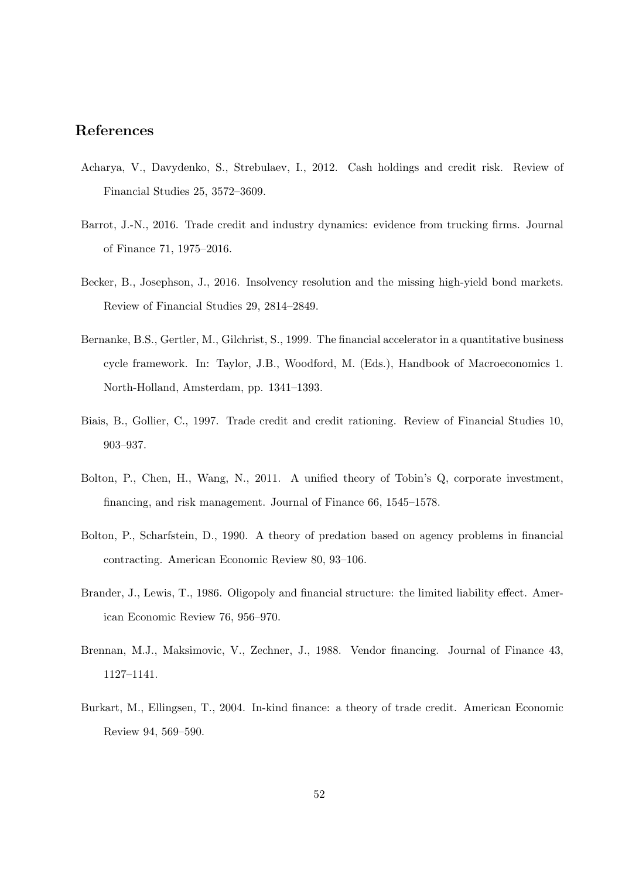## References

Acharya, V., Davydenko, S., Strebulaev, I., 2012. Cash holdings and credit risk. Review of Financial Studies 25, 3572–3609.

Barrot, J.-N., 2016. Trade credit and industry dynamics: evidence from trucking firms. Journal of Finance 71, 1975–2016.

Becker, B., Josephson, J., 2016. Insolvency resolution and the missing high-yield bond markets. Review of Financial Studies 29, 2814–2849.

Bernanke, B.S., Gertler, M., Gilchrist, S., 1999. The financial accelerator in a quantitative business cycle framework. In: Taylor, J.B., Woodford, M. (Eds.), Handbook of Macroeconomics 1. North-Holland, Amsterdam, pp. 1341–1393.

Biais, B., Gollier, C., 1997. Trade credit and credit rationing. Review of Financial Studies 10, 903–937.

Bolton, P., Chen, H., Wang, N., 2011. A unified theory of Tobin's Q, corporate investment, financing, and risk management. Journal of Finance 66, 1545–1578.

Bolton, P., Scharfstein, D., 1990. A theory of predation based on agency problems in financial contracting. American Economic Review 80, 93–106.

Brander, J., Lewis, T., 1986. Oligopoly and financial structure: the limited liability effect. American Economic Review 76, 956–970.

Brennan, M.J., Maksimovic, V., Zechner, J., 1988. Vendor financing. Journal of Finance 43, 1127–1141.

Burkart, M., Ellingsen, T., 2004. In-kind finance: a theory of trade credit. American Economic Review 94, 569–590.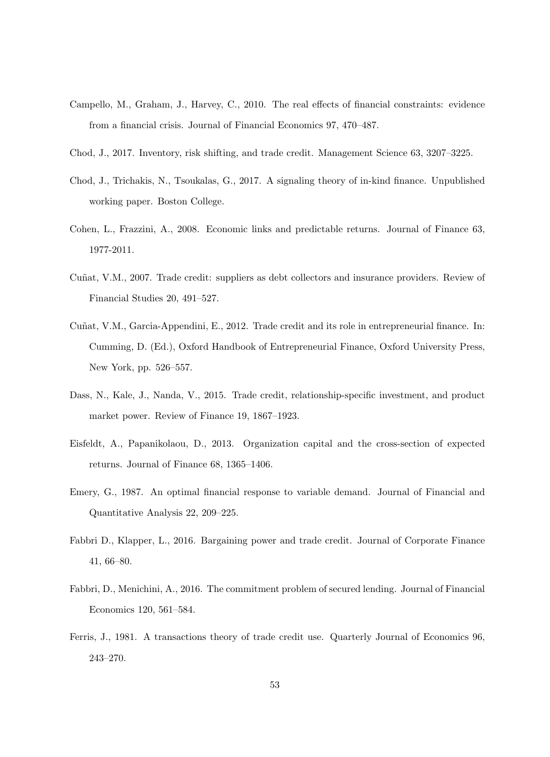Campello, M., Graham, J., Harvey, C., 2010. The real effects of financial constraints: evidence from a financial crisis. Journal of Financial Economics 97, 470–487.

Chod, J., 2017. Inventory, risk shifting, and trade credit. Management Science 63, 3207–3225.

Chod, J., Trichakis, N., Tsoukalas, G., 2017. A signaling theory of in-kind finance. Unpublished working paper. Boston College.

Cohen, L., Frazzini, A., 2008. Economic links and predictable returns. Journal of Finance 63, 1977-2011.

Cuñat, V.M., 2007. Trade credit: suppliers as debt collectors and insurance providers. Review of Financial Studies 20, 491–527.

Cuñat, V.M., Garcia-Appendini, E., 2012. Trade credit and its role in entrepreneurial finance. In: Cumming, D. (Ed.), Oxford Handbook of Entrepreneurial Finance, Oxford University Press, New York, pp. 526–557.

Dass, N., Kale, J., Nanda, V., 2015. Trade credit, relationship-specific investment, and product market power. Review of Finance 19, 1867–1923.

Eisfeldt, A., Papanikolaou, D., 2013. Organization capital and the cross-section of expected returns. Journal of Finance 68, 1365–1406.

Emery, G., 1987. An optimal financial response to variable demand. Journal of Financial and Quantitative Analysis 22, 209–225.

Fabbri D., Klapper, L., 2016. Bargaining power and trade credit. Journal of Corporate Finance 41, 66–80.

Fabbri, D., Menichini, A., 2016. The commitment problem of secured lending. Journal of Financial Economics 120, 561–584.

Ferris, J., 1981. A transactions theory of trade credit use. Quarterly Journal of Economics 96, 243–270.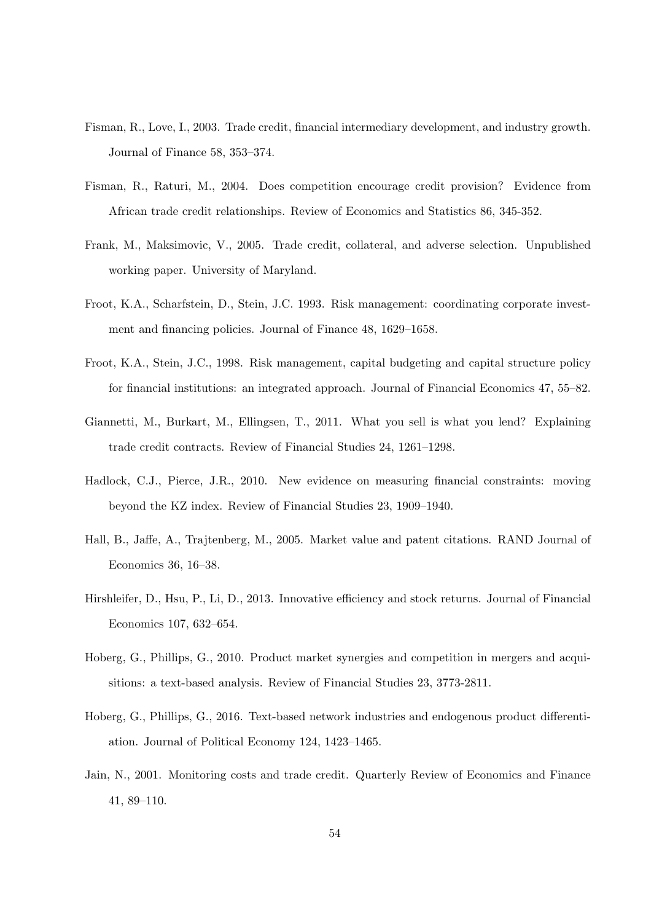Fisman, R., Love, I., 2003. Trade credit, financial intermediary development, and industry growth. Journal of Finance 58, 353–374.

Fisman, R., Raturi, M., 2004. Does competition encourage credit provision? Evidence from African trade credit relationships. Review of Economics and Statistics 86, 345-352.

Frank, M., Maksimovic, V., 2005. Trade credit, collateral, and adverse selection. Unpublished working paper. University of Maryland.

Froot, K.A., Scharfstein, D., Stein, J.C. 1993. Risk management: coordinating corporate investment and financing policies. Journal of Finance 48, 1629–1658.

Froot, K.A., Stein, J.C., 1998. Risk management, capital budgeting and capital structure policy for financial institutions: an integrated approach. Journal of Financial Economics 47, 55–82.

Giannetti, M., Burkart, M., Ellingsen, T., 2011. What you sell is what you lend? Explaining trade credit contracts. Review of Financial Studies 24, 1261–1298.

Hadlock, C.J., Pierce, J.R., 2010. New evidence on measuring financial constraints: moving beyond the KZ index. Review of Financial Studies 23, 1909–1940.

Hall, B., Jaffe, A., Trajtenberg, M., 2005. Market value and patent citations. RAND Journal of Economics 36, 16–38.

Hirshleifer, D., Hsu, P., Li, D., 2013. Innovative efficiency and stock returns. Journal of Financial Economics 107, 632–654.

Hoberg, G., Phillips, G., 2010. Product market synergies and competition in mergers and acquisitions: a text-based analysis. Review of Financial Studies 23, 3773-2811.

Hoberg, G., Phillips, G., 2016. Text-based network industries and endogenous product differentiation. Journal of Political Economy 124, 1423–1465.

Jain, N., 2001. Monitoring costs and trade credit. Quarterly Review of Economics and Finance 41, 89–110.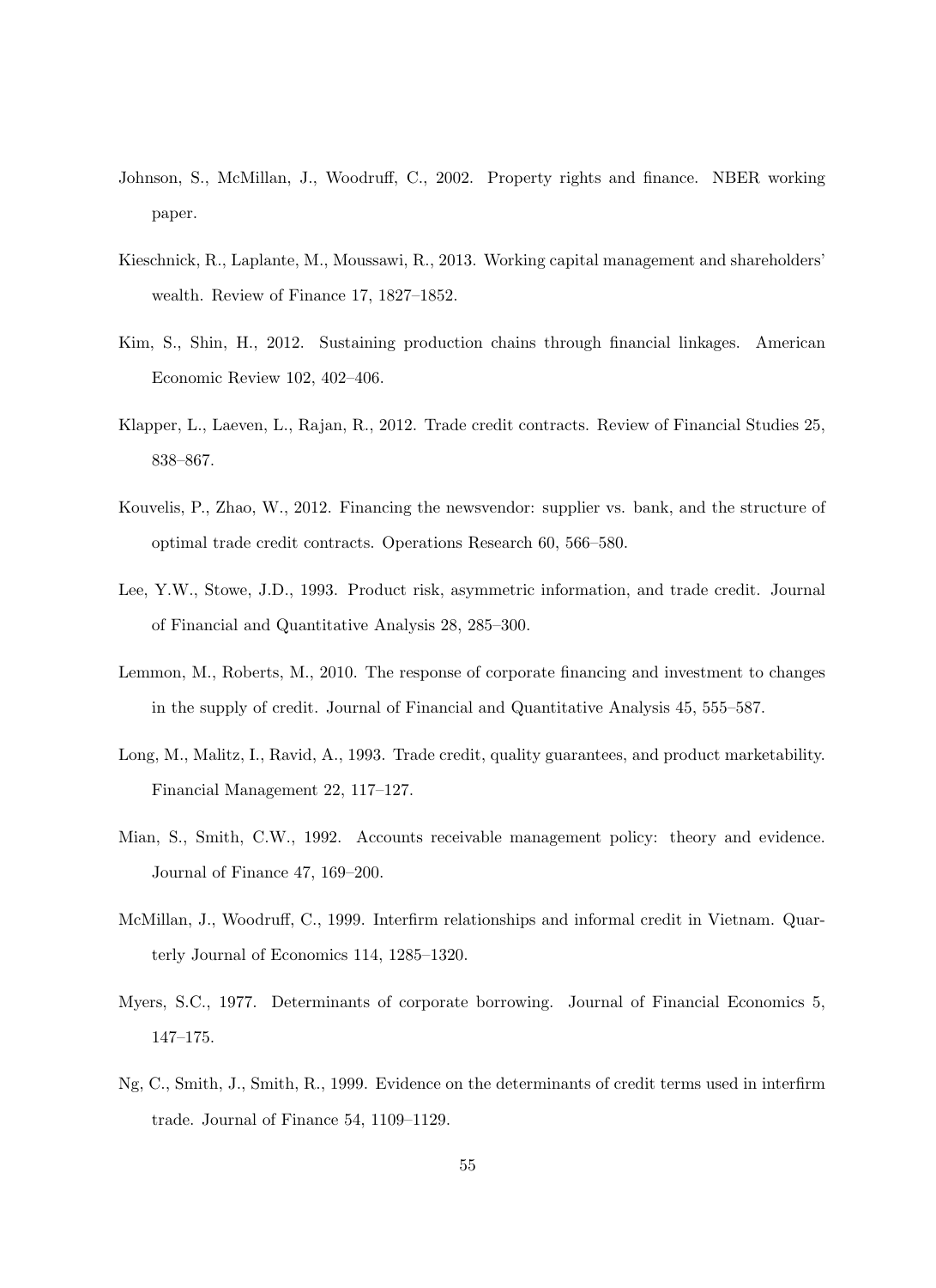Johnson, S., McMillan, J., Woodruff, C., 2002. Property rights and finance. NBER working paper.

Kieschnick, R., Laplante, M., Moussawi, R., 2013. Working capital management and shareholders' wealth. Review of Finance 17, 1827–1852.

Kim, S., Shin, H., 2012. Sustaining production chains through financial linkages. American Economic Review 102, 402–406.

Klapper, L., Laeven, L., Rajan, R., 2012. Trade credit contracts. Review of Financial Studies 25, 838–867.

Kouvelis, P., Zhao, W., 2012. Financing the newsvendor: supplier vs. bank, and the structure of optimal trade credit contracts. Operations Research 60, 566–580.

Lee, Y.W., Stowe, J.D., 1993. Product risk, asymmetric information, and trade credit. Journal of Financial and Quantitative Analysis 28, 285–300.

Lemmon, M., Roberts, M., 2010. The response of corporate financing and investment to changes in the supply of credit. Journal of Financial and Quantitative Analysis 45, 555–587.

Long, M., Malitz, I., Ravid, A., 1993. Trade credit, quality guarantees, and product marketability. Financial Management 22, 117–127.

Mian, S., Smith, C.W., 1992. Accounts receivable management policy: theory and evidence. Journal of Finance 47, 169–200.

McMillan, J., Woodruff, C., 1999. Interfirm relationships and informal credit in Vietnam. Quarterly Journal of Economics 114, 1285–1320.

Myers, S.C., 1977. Determinants of corporate borrowing. Journal of Financial Economics 5, 147–175.

Ng, C., Smith, J., Smith, R., 1999. Evidence on the determinants of credit terms used in interfirm trade. Journal of Finance 54, 1109–1129.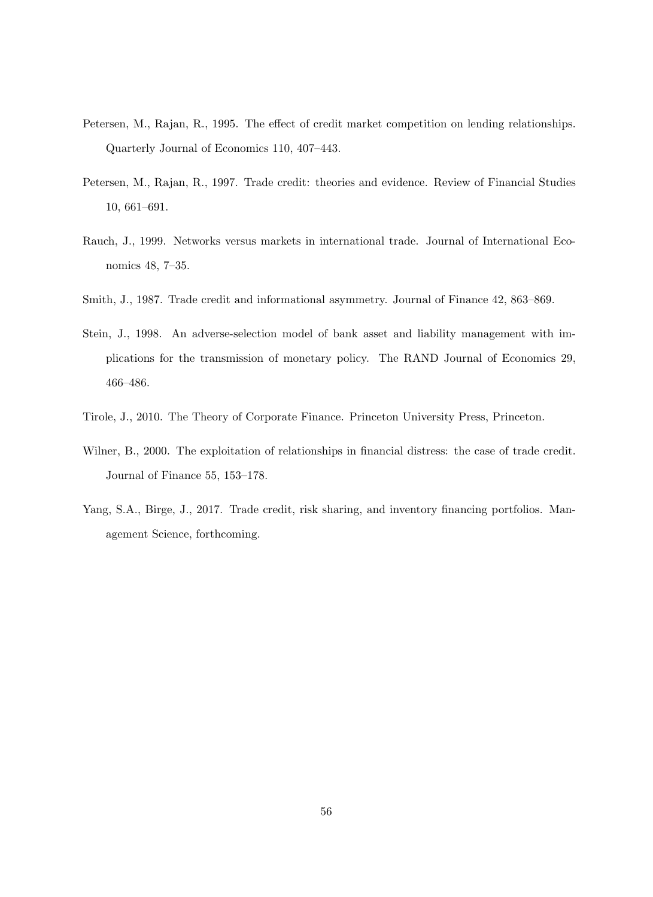Petersen, M., Rajan, R., 1995. The effect of credit market competition on lending relationships. Quarterly Journal of Economics 110, 407–443.

Petersen, M., Rajan, R., 1997. Trade credit: theories and evidence. Review of Financial Studies 10, 661–691.

Rauch, J., 1999. Networks versus markets in international trade. Journal of International Economics 48, 7–35.

Smith, J., 1987. Trade credit and informational asymmetry. Journal of Finance 42, 863–869.

Stein, J., 1998. An adverse-selection model of bank asset and liability management with implications for the transmission of monetary policy. The RAND Journal of Economics 29, 466–486.

Tirole, J., 2010. The Theory of Corporate Finance. Princeton University Press, Princeton.

Wilner, B., 2000. The exploitation of relationships in financial distress: the case of trade credit. Journal of Finance 55, 153–178.

Yang, S.A., Birge, J., 2017. Trade credit, risk sharing, and inventory financing portfolios. Management Science, forthcoming.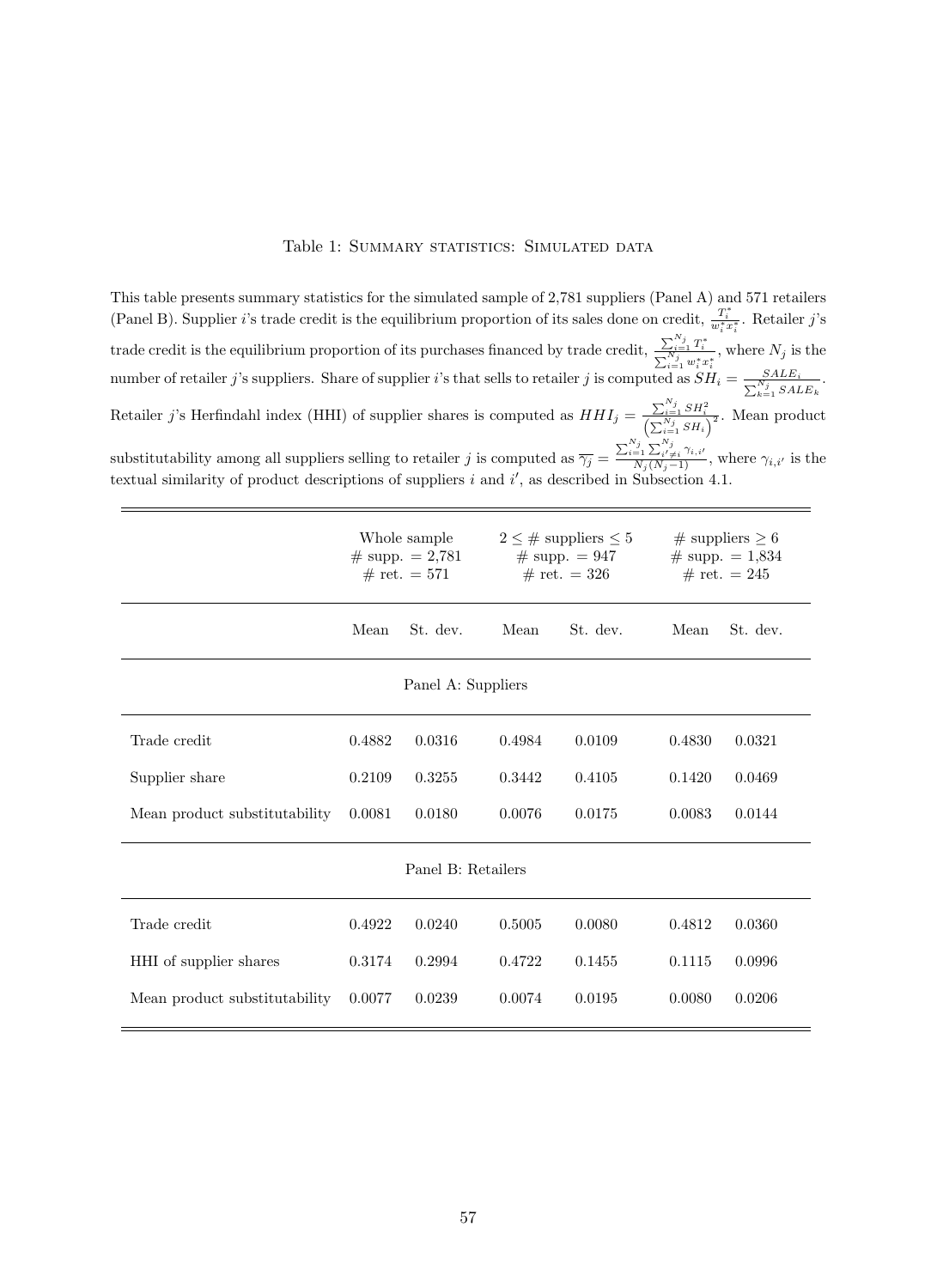Table 1: Summary statistics: Simulated data

This table presents summary statistics for the simulated sample of 2,781 suppliers (Panel A) and 571 retailers (Panel B). Supplier $i$'s trade credit is the equilibrium proportion of its sales done on credit, $\frac{T_i^*}{w_i^* x_i^*}$. Retailer $j$'s trade credit is the equilibrium proportion of its purchases financed by trade credit, $\frac{\sum_{i=1}^{N_j} T_i^*}{\sum_{i=1}^{N_j} w_i^* x_i^*}$, where $N_j$ is the number of retailer $j$'s suppliers. Share of supplier $i$'s that sells to retailer $j$ is computed as $SH_i = \frac{SALE_i}{\sum_{k=1}^{N_j} SALE_k}$. Retailer $j$'s Herfindahl index (HHI) of supplier shares is computed as $HHI_j = \frac{\sum_{i=1}^{N_j} SH_i^2}{\left(\sum_{i=1}^{N_j} SH_i\right)^2}$. Mean product substitutability among all suppliers selling to retailer $j$ is computed as $\overline{\gamma_j} = \frac{\sum_{i=1}^{N_j} \sum_{i' \neq i}^{N_j} \gamma_{i,i'}}{N_j(N_j-1)}$, where $\gamma_{i,i'}$ is the textual similarity of product descriptions of suppliers $i$ and $i'$, as described in Subsection 4.1.

| | Whole sample # supp. = 2,781 # ret. = 571 | | $2 \leq$ # suppliers $\leq 5$ # supp. = 947 # ret. = 326 | | # suppliers $\geq 6$ # supp. = 1,834 # ret. = 245 | |
|---|---|---|---|---|---|---|
| | Mean | St. dev. | Mean | St. dev. | Mean | St. dev. |
| **Panel A: Suppliers** | | | | | | |
| Trade credit | 0.4882 | 0.0316 | 0.4984 | 0.0109 | 0.4830 | 0.0321 |
| Supplier share | 0.2109 | 0.3255 | 0.3442 | 0.4105 | 0.1420 | 0.0469 |
| Mean product substitutability | 0.0081 | 0.0180 | 0.0076 | 0.0175 | 0.0083 | 0.0144 |
| **Panel B: Retailers** | | | | | | |
| Trade credit | 0.4922 | 0.0240 | 0.5005 | 0.0080 | 0.4812 | 0.0360 |
| HHI of supplier shares | 0.3174 | 0.2994 | 0.4722 | 0.1455 | 0.1115 | 0.0996 |
| Mean product substitutability | 0.0077 | 0.0239 | 0.0074 | 0.0195 | 0.0080 | 0.0206 |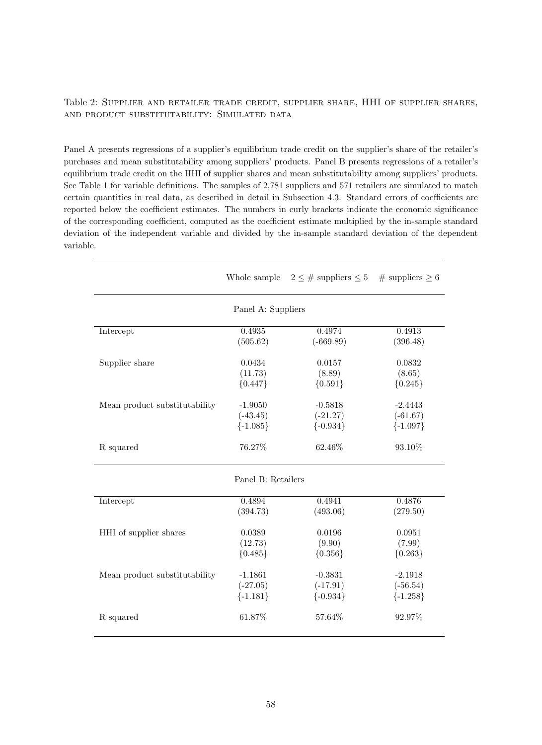Table 2: Supplier and retailer trade credit, supplier share, HHI of supplier shares, and product substitutability: Simulated data

Panel A presents regressions of a supplier's equilibrium trade credit on the supplier's share of the retailer's purchases and mean substitutability among suppliers' products. Panel B presents regressions of a retailer's equilibrium trade credit on the HHI of supplier shares and mean substitutability among suppliers' products. See Table 1 for variable definitions. The samples of 2,781 suppliers and 571 retailers are simulated to match certain quantities in real data, as described in detail in Subsection 4.3. Standard errors of coefficients are reported below the coefficient estimates. The numbers in curly brackets indicate the economic significance of the corresponding coefficient, computed as the coefficient estimate multiplied by the in-sample standard deviation of the independent variable and divided by the in-sample standard deviation of the dependent variable.

| | Whole sample | $2 \leq$ # suppliers $\leq 5$ | # suppliers $\geq 6$ |
|---|---|---|---|
| **Panel A: Suppliers** | | | |
| Intercept | 0.4935 | 0.4974 | 0.4913 |
| | (505.62) | (-669.89) | (396.48) |
| Supplier share | 0.0434 | 0.0157 | 0.0832 |
| | (11.73) | (8.89) | (8.65) |
| | {0.447} | {0.591} | {0.245} |
| Mean product substitutability | -1.9050 | -0.5818 | -2.4443 |
| | (-43.45) | (-21.27) | (-61.67) |
| | {-1.085} | {-0.934} | {-1.097} |
| R squared | 76.27% | 62.46% | 93.10% |
| **Panel B: Retailers** | | | |
| Intercept | 0.4894 | 0.4941 | 0.4876 |
| | (394.73) | (493.06) | (279.50) |
| HHI of supplier shares | 0.0389 | 0.0196 | 0.0951 |
| | (12.73) | (9.90) | (7.99) |
| | {0.485} | {0.356} | {0.263} |
| Mean product substitutability | -1.1861 | -0.3831 | -2.1918 |
| | (-27.05) | (-17.91) | (-56.54) |
| | {-1.181} | {-0.934} | {-1.258} |
| R squared | 61.87% | 57.64% | 92.97% |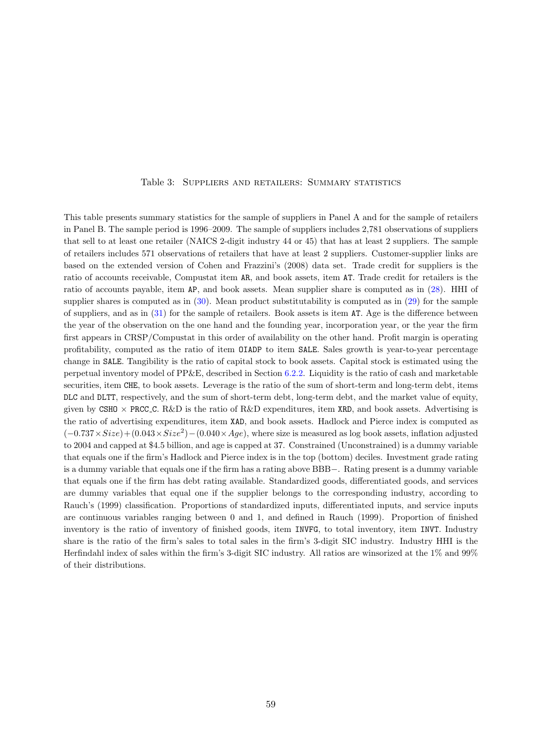Table 3: Suppliers and retailers: Summary statistics

This table presents summary statistics for the sample of suppliers in Panel A and for the sample of retailers in Panel B. The sample period is 1996–2009. The sample of suppliers includes 2,781 observations of suppliers that sell to at least one retailer (NAICS 2-digit industry 44 or 45) that has at least 2 suppliers. The sample of retailers includes 571 observations of retailers that have at least 2 suppliers. Customer-supplier links are based on the extended version of Cohen and Frazzini's (2008) data set. Trade credit for suppliers is the ratio of accounts receivable, Compustat item `AR`, and book assets, item `AT`. Trade credit for retailers is the ratio of accounts payable, item `AP`, and book assets. Mean supplier share is computed as in (28). HHI of supplier shares is computed as in (30). Mean product substitutability is computed as in (29) for the sample of suppliers, and as in (31) for the sample of retailers. Book assets is item `AT`. Age is the difference between the year of the observation on the one hand and the founding year, incorporation year, or the year the firm first appears in CRSP/Compustat in this order of availability on the other hand. Profit margin is operating profitability, computed as the ratio of item `OIADP` to item `SALE`. Sales growth is year-to-year percentage change in `SALE`. Tangibility is the ratio of capital stock to book assets. Capital stock is estimated using the perpetual inventory model of PP&E, described in Section 6.2.2. Liquidity is the ratio of cash and marketable securities, item `CHE`, to book assets. Leverage is the ratio of the sum of short-term and long-term debt, items `DLC` and `DLTT`, respectively, and the sum of short-term debt, long-term debt, and the market value of equity, given by `CSHO` × `PRCC_C`. R&D is the ratio of R&D expenditures, item `XRD`, and book assets. Advertising is the ratio of advertising expenditures, item `XAD`, and book assets. Hadlock and Pierce index is computed as $(-0.737 \times Size) + (0.043 \times Size^2) - (0.040 \times Age)$, where size is measured as log book assets, inflation adjusted to 2004 and capped at \$4.5 billion, and age is capped at 37. Constrained (Unconstrained) is a dummy variable that equals one if the firm's Hadlock and Pierce index is in the top (bottom) deciles. Investment grade rating is a dummy variable that equals one if the firm has a rating above BBB−. Rating present is a dummy variable that equals one if the firm has debt rating available. Standardized goods, differentiated goods, and services are dummy variables that equal one if the supplier belongs to the corresponding industry, according to Rauch's (1999) classification. Proportions of standardized inputs, differentiated inputs, and service inputs are continuous variables ranging between 0 and 1, and defined in Rauch (1999). Proportion of finished inventory is the ratio of inventory of finished goods, item `INVFG`, to total inventory, item `INVT`. Industry share is the ratio of the firm's sales to total sales in the firm's 3-digit SIC industry. Industry HHI is the Herfindahl index of sales within the firm's 3-digit SIC industry. All ratios are winsorized at the 1% and 99% of their distributions.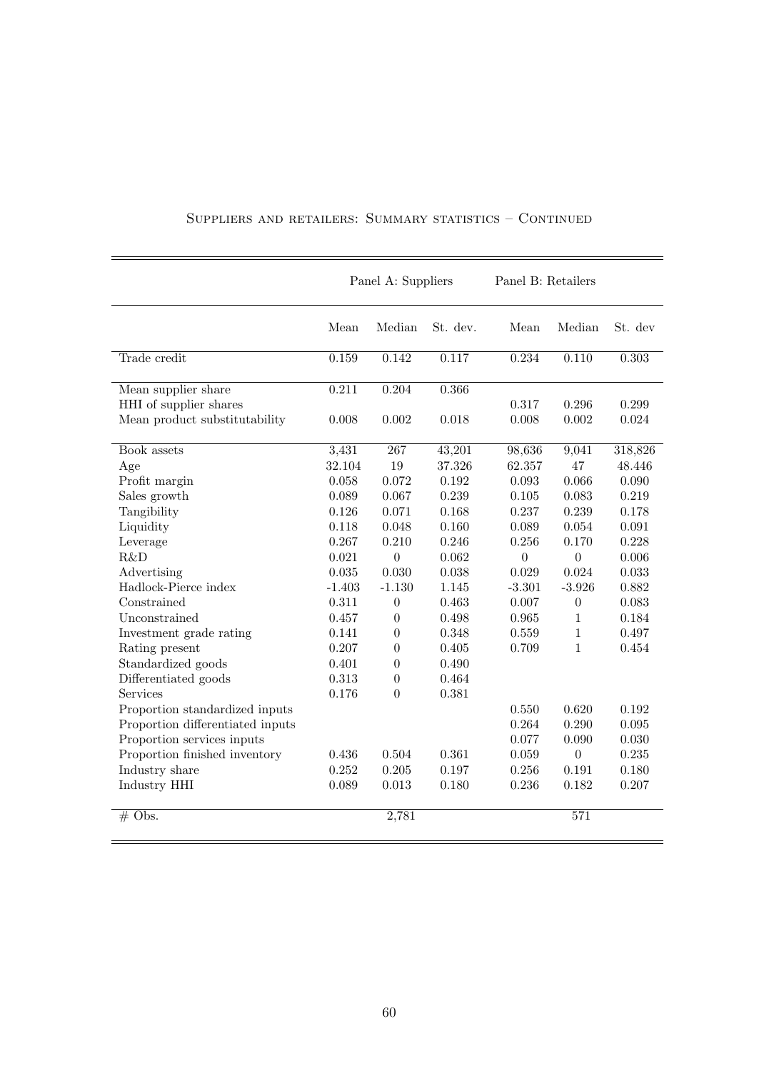Suppliers and retailers: Summary statistics – Continued

| | Panel A: Suppliers | | | Panel B: Retailers | | |
|---|---|---|---|---|---|---|
| | Mean | Median | St. dev. | Mean | Median | St. dev |
| Trade credit | 0.159 | 0.142 | 0.117 | 0.234 | 0.110 | 0.303 |
| Mean supplier share | 0.211 | 0.204 | 0.366 | | | |
| HHI of supplier shares | | | | 0.317 | 0.296 | 0.299 |
| Mean product substitutability | 0.008 | 0.002 | 0.018 | 0.008 | 0.002 | 0.024 |
| Book assets | 3,431 | 267 | 43,201 | 98,636 | 9,041 | 318,826 |
| Age | 32.104 | 19 | 37.326 | 62.357 | 47 | 48.446 |
| Profit margin | 0.058 | 0.072 | 0.192 | 0.093 | 0.066 | 0.090 |
| Sales growth | 0.089 | 0.067 | 0.239 | 0.105 | 0.083 | 0.219 |
| Tangibility | 0.126 | 0.071 | 0.168 | 0.237 | 0.239 | 0.178 |
| Liquidity | 0.118 | 0.048 | 0.160 | 0.089 | 0.054 | 0.091 |
| Leverage | 0.267 | 0.210 | 0.246 | 0.256 | 0.170 | 0.228 |
| R&D | 0.021 | 0 | 0.062 | 0 | 0 | 0.006 |
| Advertising | 0.035 | 0.030 | 0.038 | 0.029 | 0.024 | 0.033 |
| Hadlock-Pierce index | -1.403 | -1.130 | 1.145 | -3.301 | -3.926 | 0.882 |
| Constrained | 0.311 | 0 | 0.463 | 0.007 | 0 | 0.083 |
| Unconstrained | 0.457 | 0 | 0.498 | 0.965 | 1 | 0.184 |
| Investment grade rating | 0.141 | 0 | 0.348 | 0.559 | 1 | 0.497 |
| Rating present | 0.207 | 0 | 0.405 | 0.709 | 1 | 0.454 |
| Standardized goods | 0.401 | 0 | 0.490 | | | |
| Differentiated goods | 0.313 | 0 | 0.464 | | | |
| Services | 0.176 | 0 | 0.381 | | | |
| Proportion standardized inputs | | | | 0.550 | 0.620 | 0.192 |
| Proportion differentiated inputs | | | | 0.264 | 0.290 | 0.095 |
| Proportion services inputs | | | | 0.077 | 0.090 | 0.030 |
| Proportion finished inventory | 0.436 | 0.504 | 0.361 | 0.059 | 0 | 0.235 |
| Industry share | 0.252 | 0.205 | 0.197 | 0.256 | 0.191 | 0.180 |
| Industry HHI | 0.089 | 0.013 | 0.180 | 0.236 | 0.182 | 0.207 |
| # Obs. | | 2,781 | | | 571 | |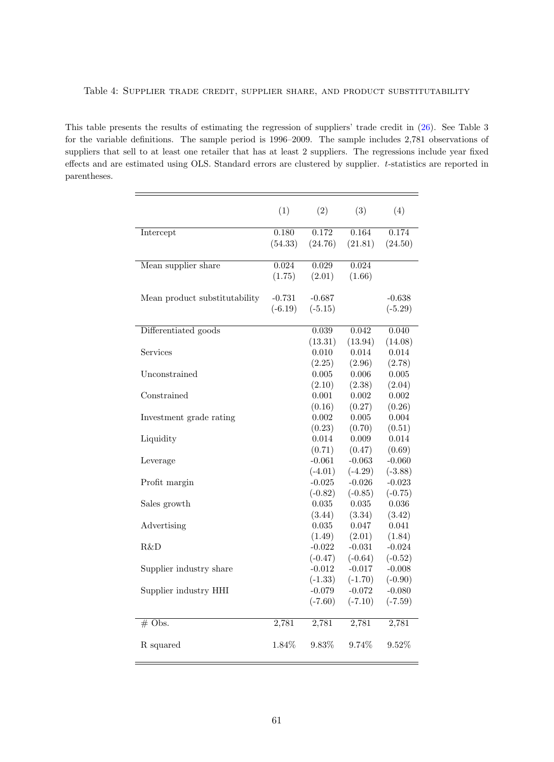Table 4: Supplier trade credit, supplier share, and product substitutability

This table presents the results of estimating the regression of suppliers' trade credit in (26). See Table 3 for the variable definitions. The sample period is 1996–2009. The sample includes 2,781 observations of suppliers that sell to at least one retailer that has at least 2 suppliers. The regressions include year fixed effects and are estimated using OLS. Standard errors are clustered by supplier. $t$-statistics are reported in parentheses.

| | (1) | (2) | (3) | (4) |
|---|---|---|---|---|
| Intercept | 0.180 | 0.172 | 0.164 | 0.174 |
| | (54.33) | (24.76) | (21.81) | (24.50) |
| Mean supplier share | 0.024 | 0.029 | 0.024 | |
| | (1.75) | (2.01) | (1.66) | |
| Mean product substitutability | -0.731 | -0.687 | | -0.638 |
| | (-6.19) | (-5.15) | | (-5.29) |
| Differentiated goods | | 0.039 | 0.042 | 0.040 |
| | | (13.31) | (13.94) | (14.08) |
| Services | | 0.010 | 0.014 | 0.014 |
| | | (2.25) | (2.96) | (2.78) |
| Unconstrained | | 0.005 | 0.006 | 0.005 |
| | | (2.10) | (2.38) | (2.04) |
| Constrained | | 0.001 | 0.002 | 0.002 |
| | | (0.16) | (0.27) | (0.26) |
| Investment grade rating | | 0.002 | 0.005 | 0.004 |
| | | (0.23) | (0.70) | (0.51) |
| Liquidity | | 0.014 | 0.009 | 0.014 |
| | | (0.71) | (0.47) | (0.69) |
| Leverage | | -0.061 | -0.063 | -0.060 |
| | | (-4.01) | (-4.29) | (-3.88) |
| Profit margin | | -0.025 | -0.026 | -0.023 |
| | | (-0.82) | (-0.85) | (-0.75) |
| Sales growth | | 0.035 | 0.035 | 0.036 |
| | | (3.44) | (3.34) | (3.42) |
| Advertising | | 0.035 | 0.047 | 0.041 |
| | | (1.49) | (2.01) | (1.84) |
| R&D | | -0.022 | -0.031 | -0.024 |
| | | (-0.47) | (-0.64) | (-0.52) |
| Supplier industry share | | -0.012 | -0.017 | -0.008 |
| | | (-1.33) | (-1.70) | (-0.90) |
| Supplier industry HHI | | -0.079 | -0.072 | -0.080 |
| | | (-7.60) | (-7.10) | (-7.59) |
| # Obs. | 2,781 | 2,781 | 2,781 | 2,781 |
| R squared | 1.84% | 9.83% | 9.74% | 9.52% |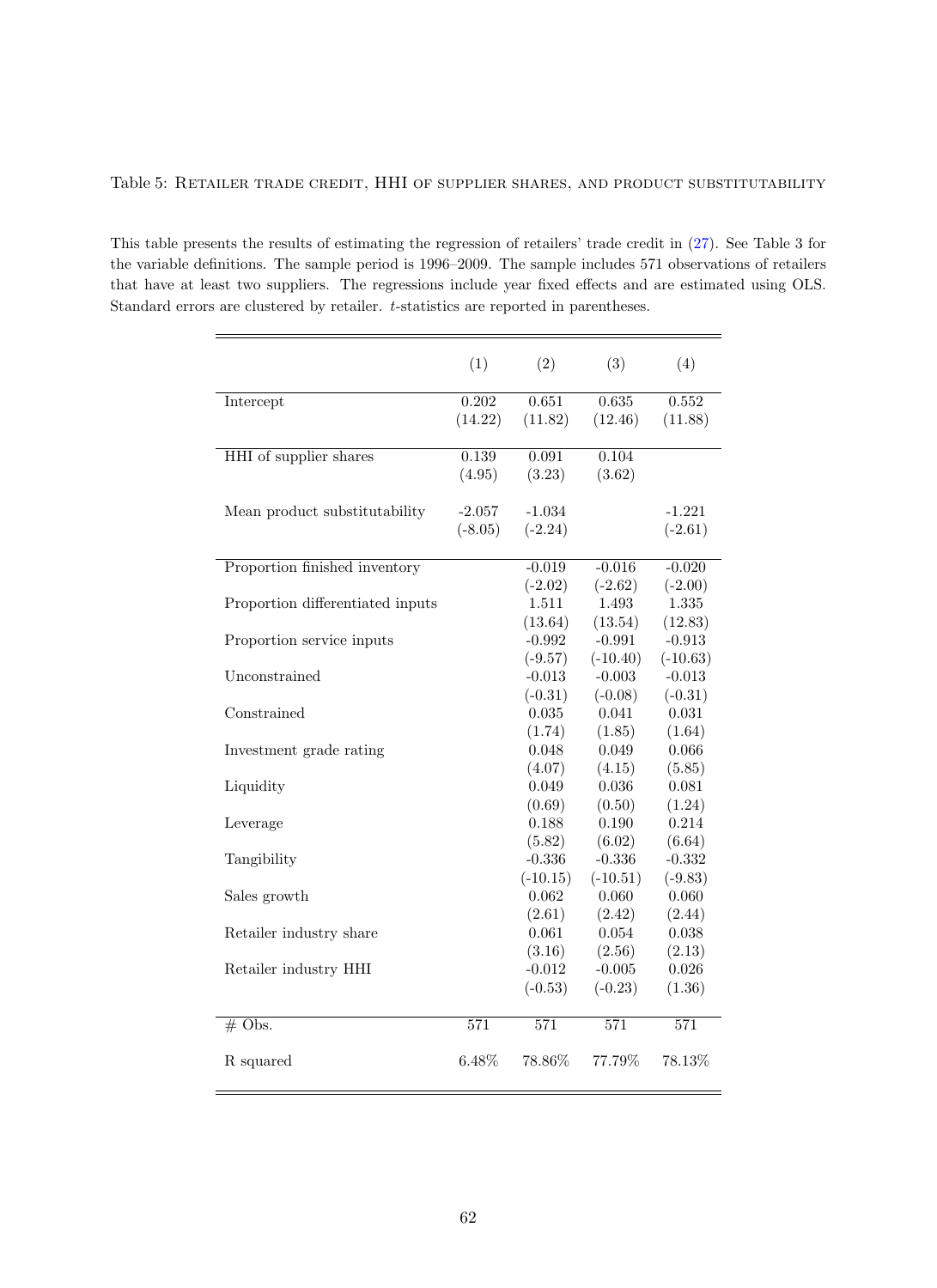Table 5: Retailer trade credit, HHI of supplier shares, and product substitutability

This table presents the results of estimating the regression of retailers' trade credit in (27). See Table 3 for the variable definitions. The sample period is 1996–2009. The sample includes 571 observations of retailers that have at least two suppliers. The regressions include year fixed effects and are estimated using OLS. Standard errors are clustered by retailer. *t*-statistics are reported in parentheses.

| | (1) | (2) | (3) | (4) |
|---|---|---|---|---|
| Intercept | 0.202 | 0.651 | 0.635 | 0.552 |
| | (14.22) | (11.82) | (12.46) | (11.88) |
| HHI of supplier shares | 0.139 | 0.091 | 0.104 | |
| | (4.95) | (3.23) | (3.62) | |
| Mean product substitutability | -2.057 | -1.034 | | -1.221 |
| | (-8.05) | (-2.24) | | (-2.61) |
| Proportion finished inventory | | -0.019 | -0.016 | -0.020 |
| | | (-2.02) | (-2.62) | (-2.00) |
| Proportion differentiated inputs | | 1.511 | 1.493 | 1.335 |
| | | (13.64) | (13.54) | (12.83) |
| Proportion service inputs | | -0.992 | -0.991 | -0.913 |
| | | (-9.57) | (-10.40) | (-10.63) |
| Unconstrained | | -0.013 | -0.003 | -0.013 |
| | | (-0.31) | (-0.08) | (-0.31) |
| Constrained | | 0.035 | 0.041 | 0.031 |
| | | (1.74) | (1.85) | (1.64) |
| Investment grade rating | | 0.048 | 0.049 | 0.066 |
| | | (4.07) | (4.15) | (5.85) |
| Liquidity | | 0.049 | 0.036 | 0.081 |
| | | (0.69) | (0.50) | (1.24) |
| Leverage | | 0.188 | 0.190 | 0.214 |
| | | (5.82) | (6.02) | (6.64) |
| Tangibility | | -0.336 | -0.336 | -0.332 |
| | | (-10.15) | (-10.51) | (-9.83) |
| Sales growth | | 0.062 | 0.060 | 0.060 |
| | | (2.61) | (2.42) | (2.44) |
| Retailer industry share | | 0.061 | 0.054 | 0.038 |
| | | (3.16) | (2.56) | (2.13) |
| Retailer industry HHI | | -0.012 | -0.005 | 0.026 |
| | | (-0.53) | (-0.23) | (1.36) |
| # Obs. | 571 | 571 | 571 | 571 |
| R squared | 6.48% | 78.86% | 77.79% | 78.13% |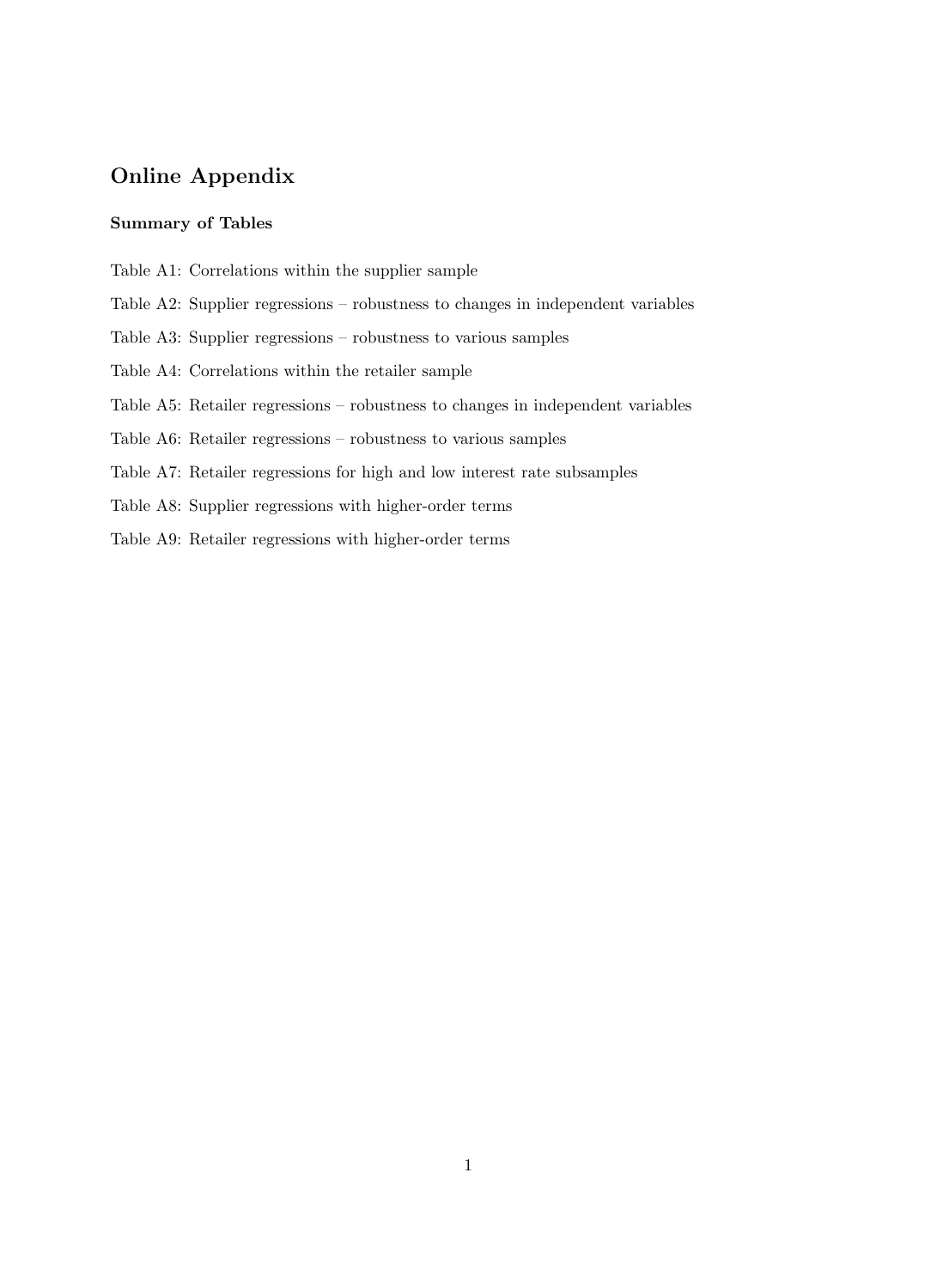# Online Appendix

### Summary of Tables

Table A1: Correlations within the supplier sample

Table A2: Supplier regressions – robustness to changes in independent variables

Table A3: Supplier regressions – robustness to various samples

Table A4: Correlations within the retailer sample

Table A5: Retailer regressions – robustness to changes in independent variables

Table A6: Retailer regressions – robustness to various samples

Table A7: Retailer regressions for high and low interest rate subsamples

Table A8: Supplier regressions with higher-order terms

Table A9: Retailer regressions with higher-order terms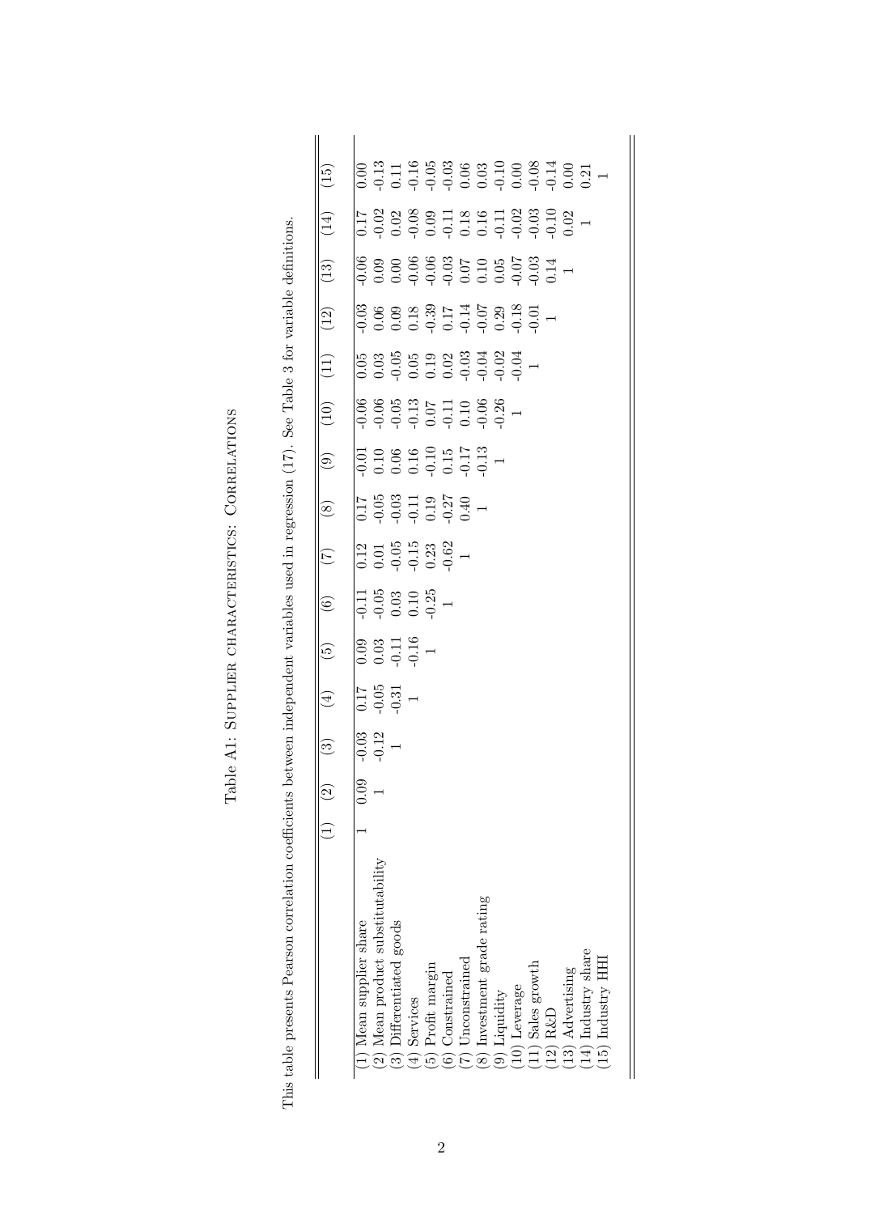Table A1: Supplier characteristics: Correlations

This table presents Pearson correlation coefficients between independent variables used in regression (17). See Table 3 for variable definitions.

| | (1) | (2) | (3) | (4) | (5) | (6) | (7) | (8) | (9) | (10) | (11) | (12) | (13) | (14) | (15) |
|---|---|---|---|---|---|---|---|---|---|---|---|---|---|---|---|
| (1) Mean supplier share | 1 | 0.09 | -0.03 | 0.17 | 0.09 | -0.11 | 0.12 | 0.17 | -0.01 | -0.06 | 0.05 | -0.03 | -0.06 | 0.17 | 0.00 |
| (2) Mean product substitutability | | 1 | -0.12 | -0.05 | 0.03 | -0.05 | 0.01 | -0.05 | 0.10 | -0.06 | 0.03 | 0.06 | 0.09 | -0.02 | -0.13 |
| (3) Differentiated goods | | | 1 | -0.31 | -0.11 | 0.03 | -0.05 | -0.03 | 0.06 | -0.05 | -0.05 | 0.09 | 0.00 | 0.02 | 0.11 |
| (4) Services | | | | 1 | -0.16 | 0.10 | -0.15 | -0.11 | 0.16 | -0.13 | 0.05 | 0.18 | -0.06 | -0.08 | -0.16 |
| (5) Profit margin | | | | | 1 | -0.25 | 0.23 | 0.19 | -0.10 | 0.07 | 0.19 | -0.39 | -0.06 | 0.09 | -0.05 |
| (6) Constrained | | | | | | 1 | -0.62 | -0.27 | 0.15 | -0.11 | 0.02 | 0.17 | -0.03 | -0.11 | -0.03 |
| (7) Unconstrained | | | | | | | 1 | 0.40 | -0.17 | 0.10 | -0.03 | -0.14 | 0.07 | 0.18 | 0.06 |
| (8) Investment grade rating | | | | | | | | 1 | -0.13 | -0.06 | -0.04 | -0.07 | 0.10 | 0.16 | 0.03 |
| (9) Liquidity | | | | | | | | | 1 | -0.26 | -0.02 | 0.29 | 0.05 | -0.11 | -0.10 |
| (10) Leverage | | | | | | | | | | 1 | -0.04 | -0.18 | -0.07 | -0.02 | 0.00 |
| (11) Sales growth | | | | | | | | | | | 1 | -0.01 | -0.03 | -0.03 | -0.08 |
| (12) R&D | | | | | | | | | | | | 1 | 0.14 | -0.10 | -0.14 |
| (13) Advertising | | | | | | | | | | | | | 1 | 0.02 | 0.00 |
| (14) Industry share | | | | | | | | | | | | | | 1 | 0.21 |
| (15) Industry HHI | | | | | | | | | | | | | | | 1 |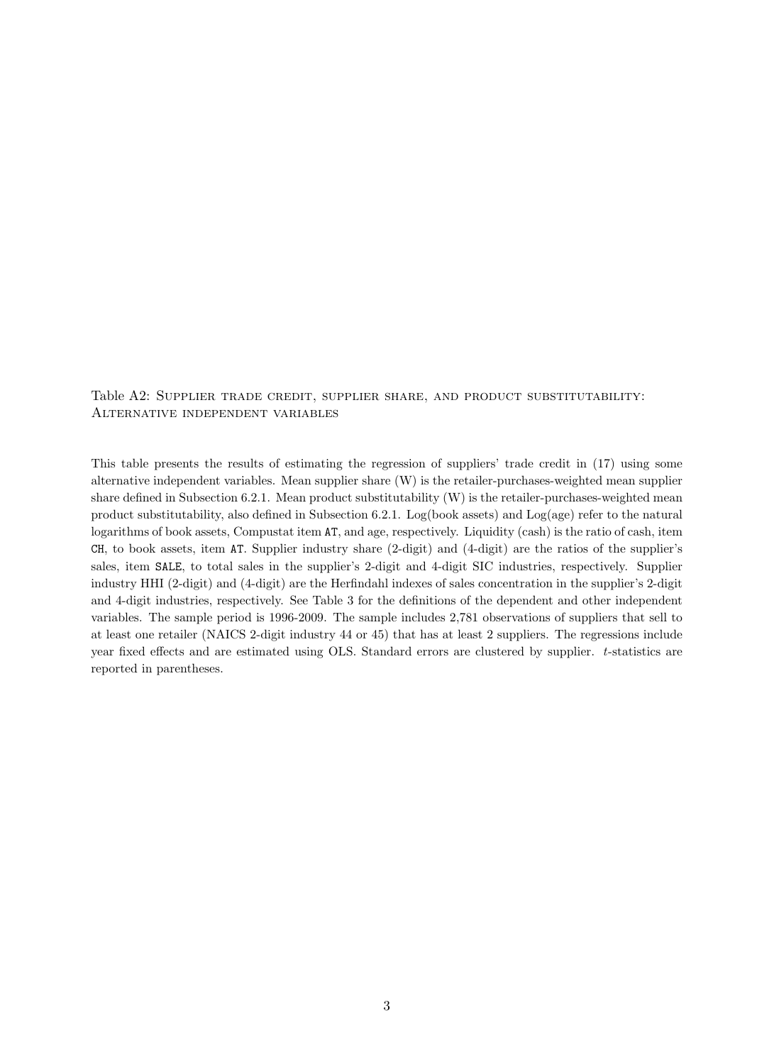Table A2: Supplier trade credit, supplier share, and product substitutability: Alternative independent variables

This table presents the results of estimating the regression of suppliers' trade credit in (17) using some alternative independent variables. Mean supplier share (W) is the retailer-purchases-weighted mean supplier share defined in Subsection 6.2.1. Mean product substitutability (W) is the retailer-purchases-weighted mean product substitutability, also defined in Subsection 6.2.1. Log(book assets) and Log(age) refer to the natural logarithms of book assets, Compustat item `AT`, and age, respectively. Liquidity (cash) is the ratio of cash, item `CH`, to book assets, item `AT`. Supplier industry share (2-digit) and (4-digit) are the ratios of the supplier's sales, item `SALE`, to total sales in the supplier's 2-digit and 4-digit SIC industries, respectively. Supplier industry HHI (2-digit) and (4-digit) are the Herfindahl indexes of sales concentration in the supplier's 2-digit and 4-digit industries, respectively. See Table 3 for the definitions of the dependent and other independent variables. The sample period is 1996-2009. The sample includes 2,781 observations of suppliers that sell to at least one retailer (NAICS 2-digit industry 44 or 45) that has at least 2 suppliers. The regressions include year fixed effects and are estimated using OLS. Standard errors are clustered by supplier. *t*-statistics are reported in parentheses.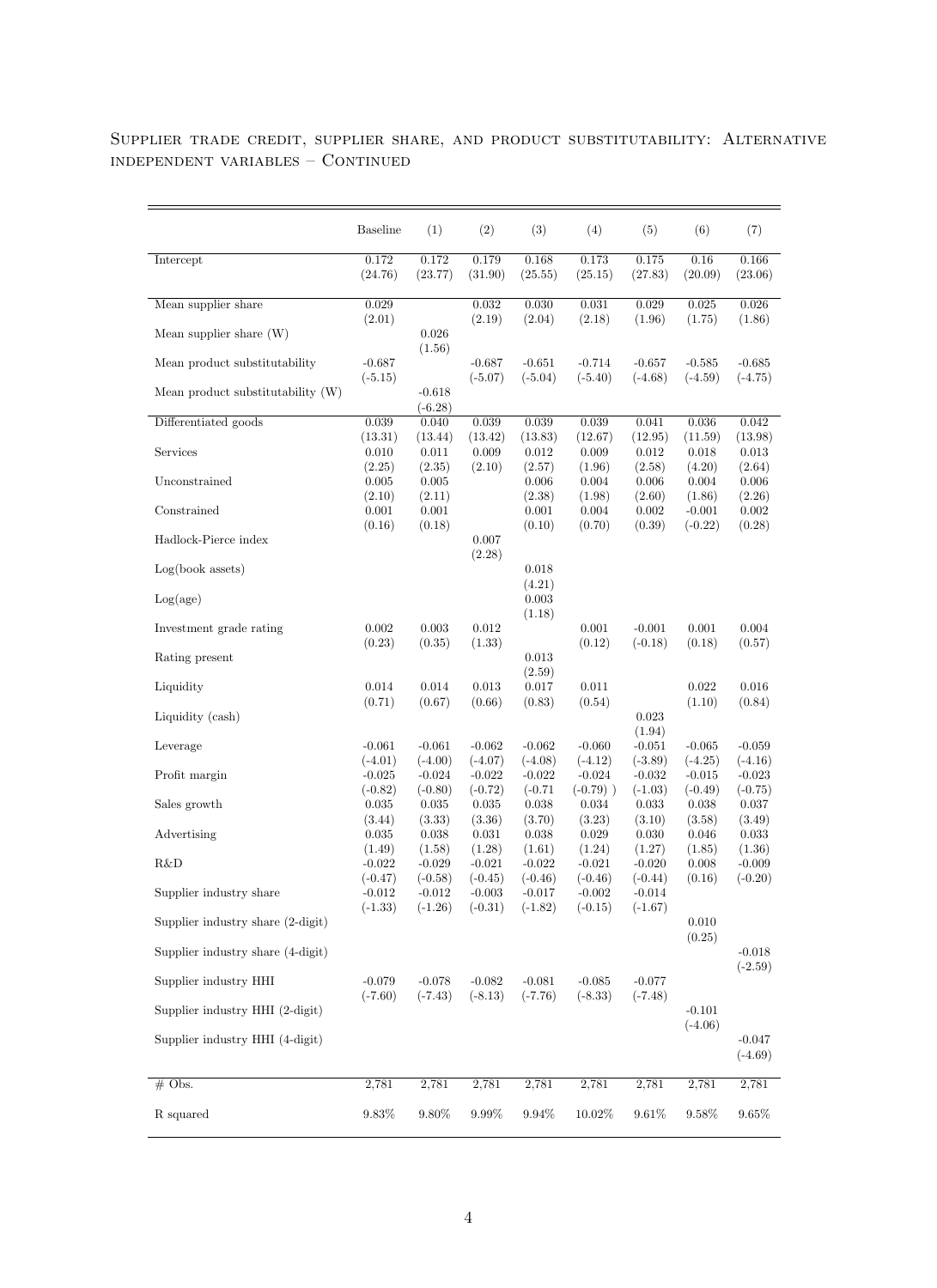Supplier trade credit, supplier share, and product substitutability: Alternative independent variables – Continued

| | Baseline | (1) | (2) | (3) | (4) | (5) | (6) | (7) |
|---|---|---|---|---|---|---|---|---|
| Intercept | 0.172 | 0.172 | 0.179 | 0.168 | 0.173 | 0.175 | 0.16 | 0.166 |
| | (24.76) | (23.77) | (31.90) | (25.55) | (25.15) | (27.83) | (20.09) | (23.06) |
| Mean supplier share | 0.029 | | 0.032 | 0.030 | 0.031 | 0.029 | 0.025 | 0.026 |
| | (2.01) | | (2.19) | (2.04) | (2.18) | (1.96) | (1.75) | (1.86) |
| Mean supplier share (W) | | 0.026 | | | | | | |
| | | (1.56) | | | | | | |
| Mean product substitutability | -0.687 | | -0.687 | -0.651 | -0.714 | -0.657 | -0.585 | -0.685 |
| | (-5.15) | | (-5.07) | (-5.04) | (-5.40) | (-4.68) | (-4.59) | (-4.75) |
| Mean product substitutability (W) | | -0.618 | | | | | | |
| | | (-6.28) | | | | | | |
| Differentiated goods | 0.039 | 0.040 | 0.039 | 0.039 | 0.039 | 0.041 | 0.036 | 0.042 |
| | (13.31) | (13.44) | (13.42) | (13.83) | (12.67) | (12.95) | (11.59) | (13.98) |
| Services | 0.010 | 0.011 | 0.009 | 0.012 | 0.009 | 0.012 | 0.018 | 0.013 |
| | (2.25) | (2.35) | (2.10) | (2.57) | (1.96) | (2.58) | (4.20) | (2.64) |
| Unconstrained | 0.005 | 0.005 | | 0.006 | 0.004 | 0.006 | 0.004 | 0.006 |
| | (2.10) | (2.11) | | (2.38) | (1.98) | (2.60) | (1.86) | (2.26) |
| Constrained | 0.001 | 0.001 | | 0.001 | 0.004 | 0.002 | -0.001 | 0.002 |
| | (0.16) | (0.18) | | (0.10) | (0.70) | (0.39) | (-0.22) | (0.28) |
| Hadlock-Pierce index | | | 0.007 | | | | | |
| | | | (2.28) | | | | | |
| Log(book assets) | | | | 0.018 | | | | |
| | | | | (4.21) | | | | |
| Log(age) | | | | 0.003 | | | | |
| | | | | (1.18) | | | | |
| Investment grade rating | 0.002 | 0.003 | 0.012 | | 0.001 | -0.001 | 0.001 | 0.004 |
| | (0.23) | (0.35) | (1.33) | | (0.12) | (-0.18) | (0.18) | (0.57) |
| Rating present | | | | 0.013 | | | | |
| | | | | (2.59) | | | | |
| Liquidity | 0.014 | 0.014 | 0.013 | 0.017 | 0.011 | | 0.022 | 0.016 |
| | (0.71) | (0.67) | (0.66) | (0.83) | (0.54) | | (1.10) | (0.84) |
| Liquidity (cash) | | | | | | 0.023 | | |
| | | | | | | (1.94) | | |
| Leverage | -0.061 | -0.061 | -0.062 | -0.062 | -0.060 | -0.051 | -0.065 | -0.059 |
| | (-4.01) | (-4.00) | (-4.07) | (-4.08) | (-4.12) | (-3.89) | (-4.25) | (-4.16) |
| Profit margin | -0.025 | -0.024 | -0.022 | -0.022 | -0.024 | -0.032 | -0.015 | -0.023 |
| | (-0.82) | (-0.80) | (-0.72) | (-0.71 | (-0.79) ) | (-1.03) | (-0.49) | (-0.75) |
| Sales growth | 0.035 | 0.035 | 0.035 | 0.038 | 0.034 | 0.033 | 0.038 | 0.037 |
| | (3.44) | (3.33) | (3.36) | (3.70) | (3.23) | (3.10) | (3.58) | (3.49) |
| Advertising | 0.035 | 0.038 | 0.031 | 0.038 | 0.029 | 0.030 | 0.046 | 0.033 |
| | (1.49) | (1.58) | (1.28) | (1.61) | (1.24) | (1.27) | (1.85) | (1.36) |
| R&D | -0.022 | -0.029 | -0.021 | -0.022 | -0.021 | -0.020 | 0.008 | -0.009 |
| | (-0.47) | (-0.58) | (-0.45) | (-0.46) | (-0.46) | (-0.44) | (0.16) | (-0.20) |
| Supplier industry share | -0.012 | -0.012 | -0.003 | -0.017 | -0.002 | -0.014 | | |
| | (-1.33) | (-1.26) | (-0.31) | (-1.82) | (-0.15) | (-1.67) | | |
| Supplier industry share (2-digit) | | | | | | | 0.010 | |
| | | | | | | | (0.25) | |
| Supplier industry share (4-digit) | | | | | | | | -0.018 |
| | | | | | | | | (-2.59) |
| Supplier industry HHI | -0.079 | -0.078 | -0.082 | -0.081 | -0.085 | -0.077 | | |
| | (-7.60) | (-7.43) | (-8.13) | (-7.76) | (-8.33) | (-7.48) | | |
| Supplier industry HHI (2-digit) | | | | | | | -0.101 | |
| | | | | | | | (-4.06) | |
| Supplier industry HHI (4-digit) | | | | | | | | -0.047 |
| | | | | | | | | (-4.69) |
| # Obs. | 2,781 | 2,781 | 2,781 | 2,781 | 2,781 | 2,781 | 2,781 | 2,781 |
| R squared | 9.83% | 9.80% | 9.99% | 9.94% | 10.02% | 9.61% | 9.58% | 9.65% |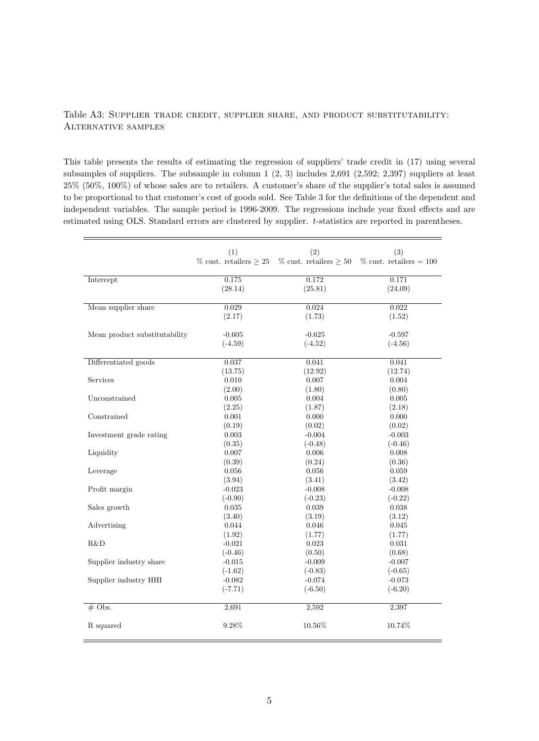Table A3: Supplier trade credit, supplier share, and product substitutability: Alternative samples

This table presents the results of estimating the regression of suppliers' trade credit in (17) using several subsamples of suppliers. The subsample in column 1 (2, 3) includes 2,691 (2,592; 2,397) suppliers at least 25% (50%, 100%) of whose sales are to retailers. A customer's share of the supplier's total sales is assumed to be proportional to that customer's cost of goods sold. See Table 3 for the definitions of the dependent and independent variables. The sample period is 1996-2009. The regressions include year fixed effects and are estimated using OLS. Standard errors are clustered by supplier. $t$-statistics are reported in parentheses.

| | (1) % cust. retailers $\geq$ 25 | (2) % cust. retailers $\geq$ 50 | (3) % cust. retailers = 100 |
|---|---|---|---|
| Intercept | 0.175 | 0.172 | 0.171 |
| | (28.14) | (25.81) | (24.09) |
| Mean supplier share | 0.029 | 0.024 | 0.022 |
| | (2.17) | (1.73) | (1.52) |
| Mean product substitutability | -0.605 | -0.625 | -0.597 |
| | (-4.59) | (-4.52) | (-4.56) |
| Differentiated goods | 0.037 | 0.041 | 0.041 |
| | (13.75) | (12.92) | (12.74) |
| Services | 0.010 | 0.007 | 0.004 |
| | (2.00) | (1.80) | (0.80) |
| Unconstrained | 0.005 | 0.004 | 0.005 |
| | (2.25) | (1.87) | (2.18) |
| Constrained | 0.001 | 0.000 | 0.000 |
| | (0.19) | (0.02) | (0.02) |
| Investment grade rating | 0.003 | -0.004 | -0.003 |
| | (0.35) | (-0.48) | (-0.46) |
| Liquidity | 0.007 | 0.006 | 0.008 |
| | (0.39) | (0.24) | (0.36) |
| Leverage | 0.056 | 0.056 | 0.059 |
| | (3.94) | (3.41) | (3.42) |
| Profit margin | -0.023 | -0.008 | -0.008 |
| | (-0.90) | (-0.23) | (-0.22) |
| Sales growth | 0.035 | 0.039 | 0.038 |
| | (3.40) | (3.19) | (3.12) |
| Advertising | 0.044 | 0.046 | 0.045 |
| | (1.92) | (1.77) | (1.77) |
| R&D | -0.021 | 0.023 | 0.031 |
| | (-0.46) | (0.50) | (0.68) |
| Supplier industry share | -0.015 | -0.009 | -0.007 |
| | (-1.62) | (-0.83) | (-0.65) |
| Supplier industry HHI | -0.082 | -0.074 | -0.073 |
| | (-7.71) | (-6.50) | (-6.20) |
| # Obs. | 2,691 | 2,592 | 2,397 |
| R squared | 9.28% | 10.56% | 10.74% |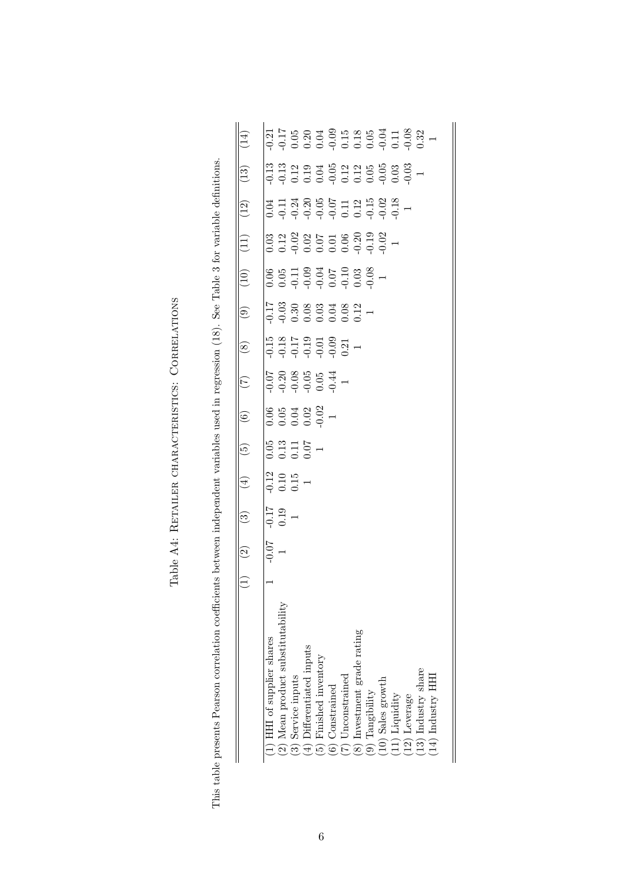# Table A4: Retailer characteristics: Correlations

This table presents Pearson correlation coefficients between independent variables used in regression (18). See Table 3 for variable definitions.

| | (1) | (2) | (3) | (4) | (5) | (6) | (7) | (8) | (9) | (10) | (11) | (12) | (13) | (14) |
|---|---|---|---|---|---|---|---|---|---|---|---|---|---|---|
| (1) HHI of supplier shares | 1 | -0.07 | -0.17 | -0.12 | 0.05 | 0.06 | -0.07 | -0.15 | -0.17 | 0.06 | 0.03 | 0.04 | -0.13 | -0.21 |
| (2) Mean product substitutability | | 1 | 0.19 | 0.10 | 0.13 | 0.05 | -0.20 | -0.18 | -0.03 | 0.05 | 0.12 | -0.11 | -0.13 | -0.17 |
| (3) Service inputs | | | 1 | 0.15 | 0.11 | 0.04 | -0.08 | -0.17 | 0.30 | -0.11 | -0.02 | -0.24 | 0.12 | 0.05 |
| (4) Differentiated inputs | | | | 1 | 0.07 | 0.02 | -0.05 | -0.19 | 0.08 | -0.09 | 0.02 | -0.20 | 0.19 | 0.20 |
| (5) Finished inventory | | | | | 1 | -0.02 | 0.05 | -0.01 | 0.03 | -0.04 | 0.07 | -0.05 | 0.04 | 0.04 |
| (6) Constrained | | | | | | 1 | -0.44 | -0.09 | 0.04 | 0.07 | 0.01 | -0.07 | -0.05 | -0.09 |
| (7) Unconstrained | | | | | | | 1 | 0.21 | 0.08 | -0.10 | 0.06 | 0.11 | 0.12 | 0.15 |
| (8) Investment grade rating | | | | | | | | 1 | 0.12 | 0.03 | -0.20 | 0.12 | 0.12 | 0.18 |
| (9) Tangibility | | | | | | | | | 1 | -0.08 | -0.19 | -0.15 | 0.05 | 0.05 |
| (10) Sales growth | | | | | | | | | | 1 | -0.02 | -0.02 | -0.05 | -0.04 |
| (11) Liquidity | | | | | | | | | | | 1 | -0.18 | 0.03 | 0.11 |
| (12) Leverage | | | | | | | | | | | | 1 | -0.03 | -0.08 |
| (13) Industry share | | | | | | | | | | | | | 1 | 0.32 |
| (14) Industry HHI | | | | | | | | | | | | | | 1 |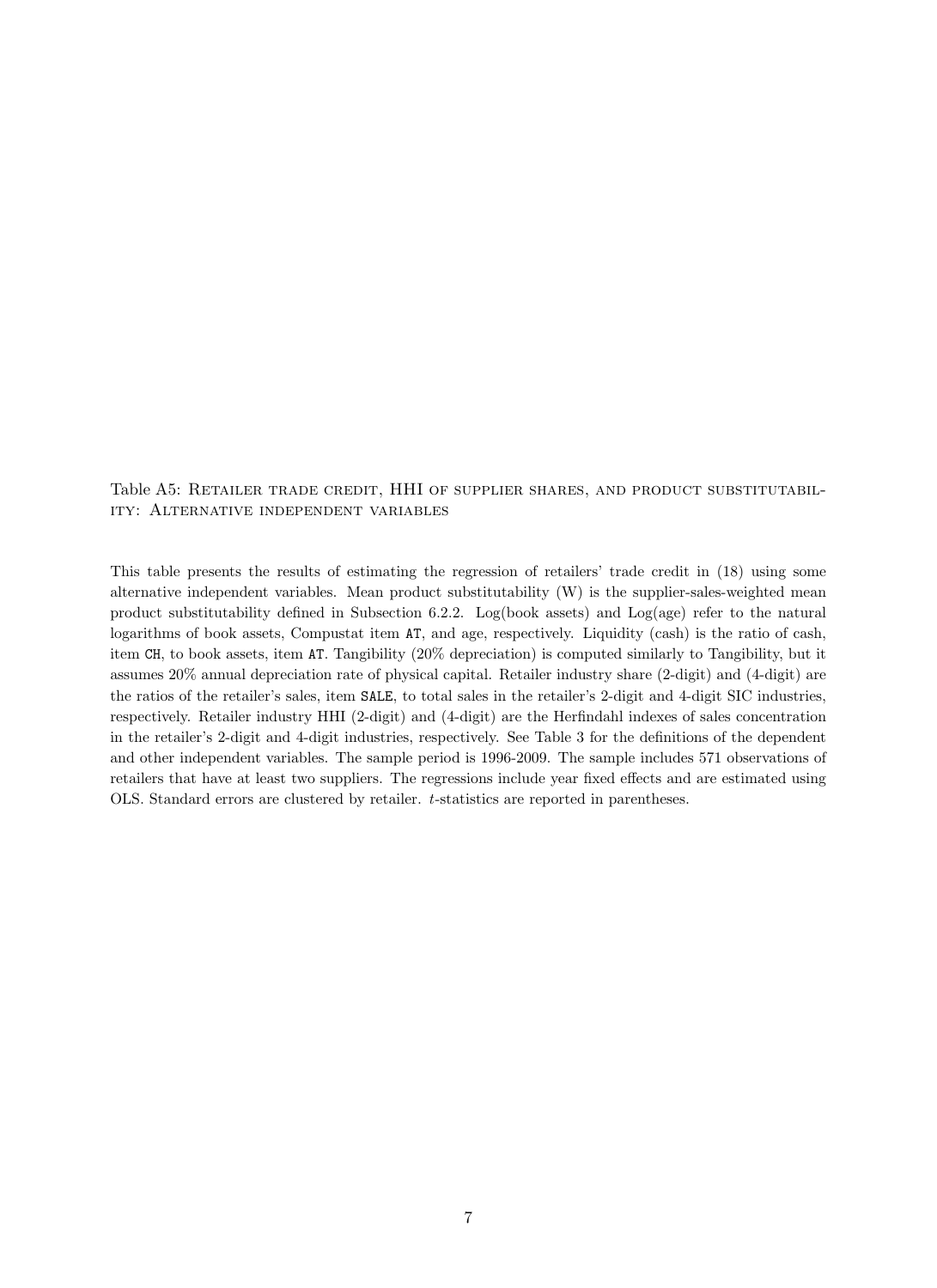Table A5: RETAILER TRADE CREDIT, HHI OF SUPPLIER SHARES, AND PRODUCT SUBSTITUTABILITY: ALTERNATIVE INDEPENDENT VARIABLES

This table presents the results of estimating the regression of retailers' trade credit in (18) using some alternative independent variables. Mean product substitutability (W) is the supplier-sales-weighted mean product substitutability defined in Subsection 6.2.2. Log(book assets) and Log(age) refer to the natural logarithms of book assets, Compustat item `AT`, and age, respectively. Liquidity (cash) is the ratio of cash, item `CH`, to book assets, item `AT`. Tangibility (20% depreciation) is computed similarly to Tangibility, but it assumes 20% annual depreciation rate of physical capital. Retailer industry share (2-digit) and (4-digit) are the ratios of the retailer's sales, item `SALE`, to total sales in the retailer's 2-digit and 4-digit SIC industries, respectively. Retailer industry HHI (2-digit) and (4-digit) are the Herfindahl indexes of sales concentration in the retailer's 2-digit and 4-digit industries, respectively. See Table 3 for the definitions of the dependent and other independent variables. The sample period is 1996-2009. The sample includes 571 observations of retailers that have at least two suppliers. The regressions include year fixed effects and are estimated using OLS. Standard errors are clustered by retailer. *t*-statistics are reported in parentheses.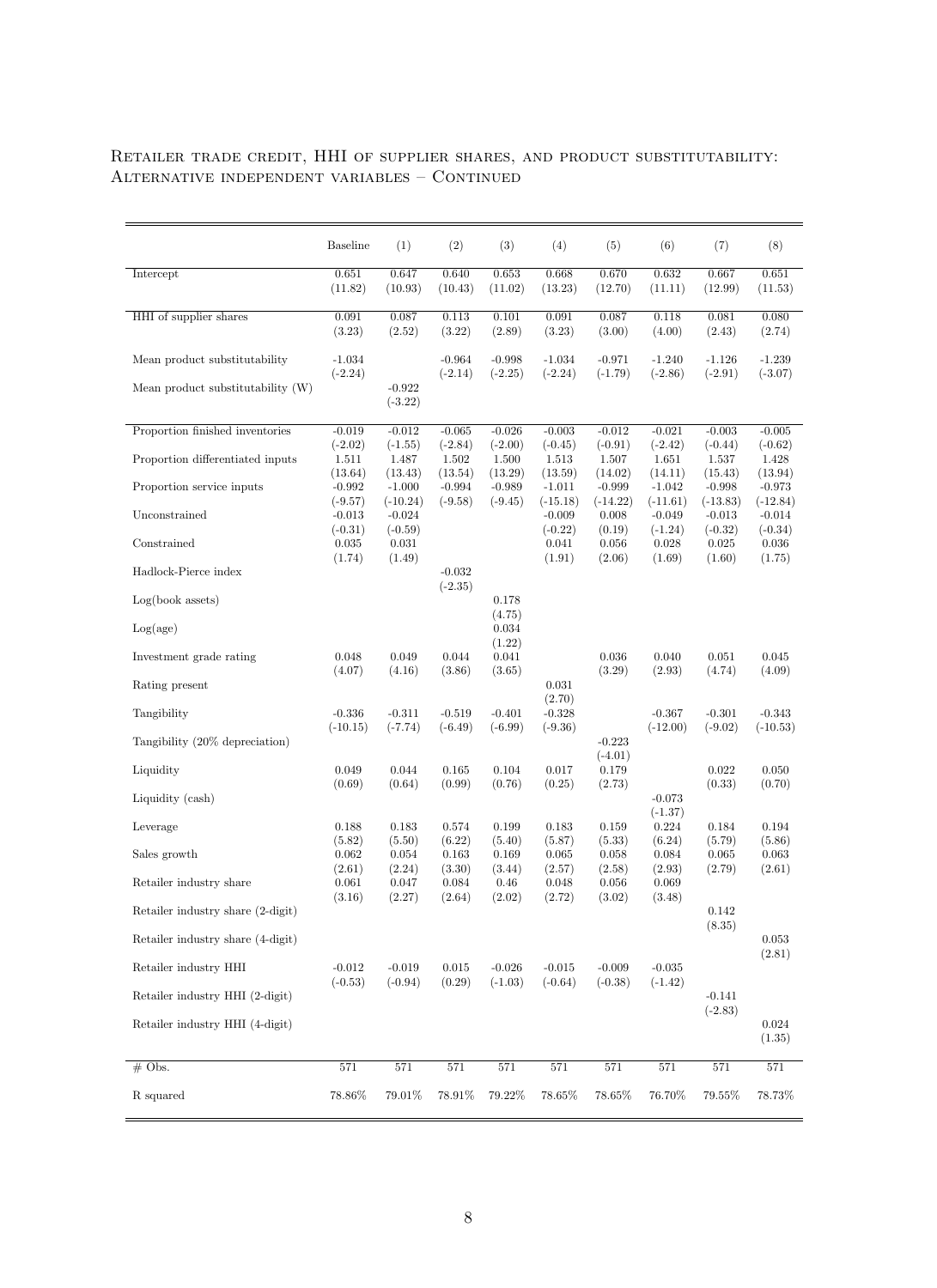Retailer trade credit, HHI of supplier shares, and product substitutability: Alternative independent variables – Continued

| | Baseline | (1) | (2) | (3) | (4) | (5) | (6) | (7) | (8) |
|---|---|---|---|---|---|---|---|---|---|
| Intercept | 0.651 | 0.647 | 0.640 | 0.653 | 0.668 | 0.670 | 0.632 | 0.667 | 0.651 |
| | (11.82) | (10.93) | (10.43) | (11.02) | (13.23) | (12.70) | (11.11) | (12.99) | (11.53) |
| HHI of supplier shares | 0.091 | 0.087 | 0.113 | 0.101 | 0.091 | 0.087 | 0.118 | 0.081 | 0.080 |
| | (3.23) | (2.52) | (3.22) | (2.89) | (3.23) | (3.00) | (4.00) | (2.43) | (2.74) |
| Mean product substitutability | -1.034 | | -0.964 | -0.998 | -1.034 | -0.971 | -1.240 | -1.126 | -1.239 |
| | (-2.24) | | (-2.14) | (-2.25) | (-2.24) | (-1.79) | (-2.86) | (-2.91) | (-3.07) |
| Mean product substitutability (W) | | -0.922 | | | | | | | |
| | | (-3.22) | | | | | | | |
| Proportion finished inventories | -0.019 | -0.012 | -0.065 | -0.026 | -0.003 | -0.012 | -0.021 | -0.003 | -0.005 |
| | (-2.02) | (-1.55) | (-2.84) | (-2.00) | (-0.45) | (-0.91) | (-2.42) | (-0.44) | (-0.62) |
| Proportion differentiated inputs | 1.511 | 1.487 | 1.502 | 1.500 | 1.513 | 1.507 | 1.651 | 1.537 | 1.428 |
| | (13.64) | (13.43) | (13.54) | (13.29) | (13.59) | (14.02) | (14.11) | (15.43) | (13.94) |
| Proportion service inputs | -0.992 | -1.000 | -0.994 | -0.989 | -1.011 | -0.999 | -1.042 | -0.998 | -0.973 |
| | (-9.57) | (-10.24) | (-9.58) | (-9.45) | (-15.18) | (-14.22) | (-11.61) | (-13.83) | (-12.84) |
| Unconstrained | -0.013 | -0.024 | | | -0.009 | 0.008 | -0.049 | -0.013 | -0.014 |
| | (-0.31) | (-0.59) | | | (-0.22) | (0.19) | (-1.24) | (-0.32) | (-0.34) |
| Constrained | 0.035 | 0.031 | | | 0.041 | 0.056 | 0.028 | 0.025 | 0.036 |
| | (1.74) | (1.49) | | | (1.91) | (2.06) | (1.69) | (1.60) | (1.75) |
| Hadlock-Pierce index | | | -0.032 | | | | | | |
| | | | (-2.35) | | | | | | |
| Log(book assets) | | | | 0.178 | | | | | |
| | | | | (4.75) | | | | | |
| Log(age) | | | | 0.034 | | | | | |
| | | | | (1.22) | | | | | |
| Investment grade rating | 0.048 | 0.049 | 0.044 | 0.041 | | 0.036 | 0.040 | 0.051 | 0.045 |
| | (4.07) | (4.16) | (3.86) | (3.65) | | (3.29) | (2.93) | (4.74) | (4.09) |
| Rating present | | | | | 0.031 | | | | |
| | | | | | (2.70) | | | | |
| Tangibility | -0.336 | -0.311 | -0.519 | -0.401 | -0.328 | | -0.367 | -0.301 | -0.343 |
| | (-10.15) | (-7.74) | (-6.49) | (-6.99) | (-9.36) | | (-12.00) | (-9.02) | (-10.53) |
| Tangibility (20% depreciation) | | | | | | -0.223 | | | |
| | | | | | | (-4.01) | | | |
| Liquidity | 0.049 | 0.044 | 0.165 | 0.104 | 0.017 | 0.179 | | 0.022 | 0.050 |
| | (0.69) | (0.64) | (0.99) | (0.76) | (0.25) | (2.73) | | (0.33) | (0.70) |
| Liquidity (cash) | | | | | | | -0.073 | | |
| | | | | | | | (-1.37) | | |
| Leverage | 0.188 | 0.183 | 0.574 | 0.199 | 0.183 | 0.159 | 0.224 | 0.184 | 0.194 |
| | (5.82) | (5.50) | (6.22) | (5.40) | (5.87) | (5.33) | (6.24) | (5.79) | (5.86) |
| Sales growth | 0.062 | 0.054 | 0.163 | 0.169 | 0.065 | 0.058 | 0.084 | 0.065 | 0.063 |
| | (2.61) | (2.24) | (3.30) | (3.44) | (2.57) | (2.58) | (2.93) | (2.79) | (2.61) |
| Retailer industry share | 0.061 | 0.047 | 0.084 | 0.46 | 0.048 | 0.056 | 0.069 | | |
| | (3.16) | (2.27) | (2.64) | (2.02) | (2.72) | (3.02) | (3.48) | | |
| Retailer industry share (2-digit) | | | | | | | | 0.142 | |
| | | | | | | | | (8.35) | |
| Retailer industry share (4-digit) | | | | | | | | | 0.053 |
| | | | | | | | | | (2.81) |
| Retailer industry HHI | -0.012 | -0.019 | 0.015 | -0.026 | -0.015 | -0.009 | -0.035 | | |
| | (-0.53) | (-0.94) | (0.29) | (-1.03) | (-0.64) | (-0.38) | (-1.42) | | |
| Retailer industry HHI (2-digit) | | | | | | | | -0.141 | |
| | | | | | | | | (-2.83) | |
| Retailer industry HHI (4-digit) | | | | | | | | | 0.024 |
| | | | | | | | | | (1.35) |
| # Obs. | 571 | 571 | 571 | 571 | 571 | 571 | 571 | 571 | 571 |
| R squared | 78.86% | 79.01% | 78.91% | 79.22% | 78.65% | 78.65% | 76.70% | 79.55% | 78.73% |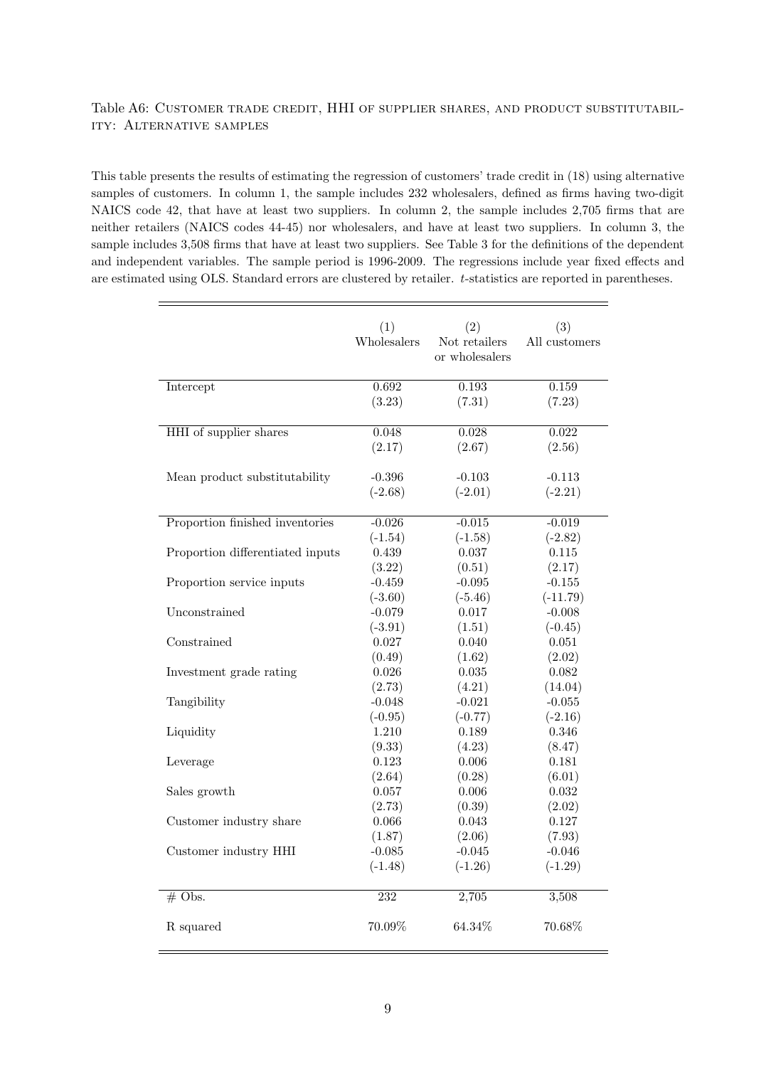Table A6: Customer trade credit, HHI of supplier shares, and product substitutability: Alternative samples

This table presents the results of estimating the regression of customers' trade credit in (18) using alternative samples of customers. In column 1, the sample includes 232 wholesalers, defined as firms having two-digit NAICS code 42, that have at least two suppliers. In column 2, the sample includes 2,705 firms that are neither retailers (NAICS codes 44-45) nor wholesalers, and have at least two suppliers. In column 3, the sample includes 3,508 firms that have at least two suppliers. See Table 3 for the definitions of the dependent and independent variables. The sample period is 1996-2009. The regressions include year fixed effects and are estimated using OLS. Standard errors are clustered by retailer. $t$-statistics are reported in parentheses.

| | (1) Wholesalers | (2) Not retailers or wholesalers | (3) All customers |
|---|---|---|---|
| Intercept | 0.692 | 0.193 | 0.159 |
| | (3.23) | (7.31) | (7.23) |
| HHI of supplier shares | 0.048 | 0.028 | 0.022 |
| | (2.17) | (2.67) | (2.56) |
| Mean product substitutability | -0.396 | -0.103 | -0.113 |
| | (-2.68) | (-2.01) | (-2.21) |
| Proportion finished inventories | -0.026 | -0.015 | -0.019 |
| | (-1.54) | (-1.58) | (-2.82) |
| Proportion differentiated inputs | 0.439 | 0.037 | 0.115 |
| | (3.22) | (0.51) | (2.17) |
| Proportion service inputs | -0.459 | -0.095 | -0.155 |
| | (-3.60) | (-5.46) | (-11.79) |
| Unconstrained | -0.079 | 0.017 | -0.008 |
| | (-3.91) | (1.51) | (-0.45) |
| Constrained | 0.027 | 0.040 | 0.051 |
| | (0.49) | (1.62) | (2.02) |
| Investment grade rating | 0.026 | 0.035 | 0.082 |
| | (2.73) | (4.21) | (14.04) |
| Tangibility | -0.048 | -0.021 | -0.055 |
| | (-0.95) | (-0.77) | (-2.16) |
| Liquidity | 1.210 | 0.189 | 0.346 |
| | (9.33) | (4.23) | (8.47) |
| Leverage | 0.123 | 0.006 | 0.181 |
| | (2.64) | (0.28) | (6.01) |
| Sales growth | 0.057 | 0.006 | 0.032 |
| | (2.73) | (0.39) | (2.02) |
| Customer industry share | 0.066 | 0.043 | 0.127 |
| | (1.87) | (2.06) | (7.93) |
| Customer industry HHI | -0.085 | -0.045 | -0.046 |
| | (-1.48) | (-1.26) | (-1.29) |
| # Obs. | 232 | 2,705 | 3,508 |
| R squared | 70.09% | 64.34% | 70.68% |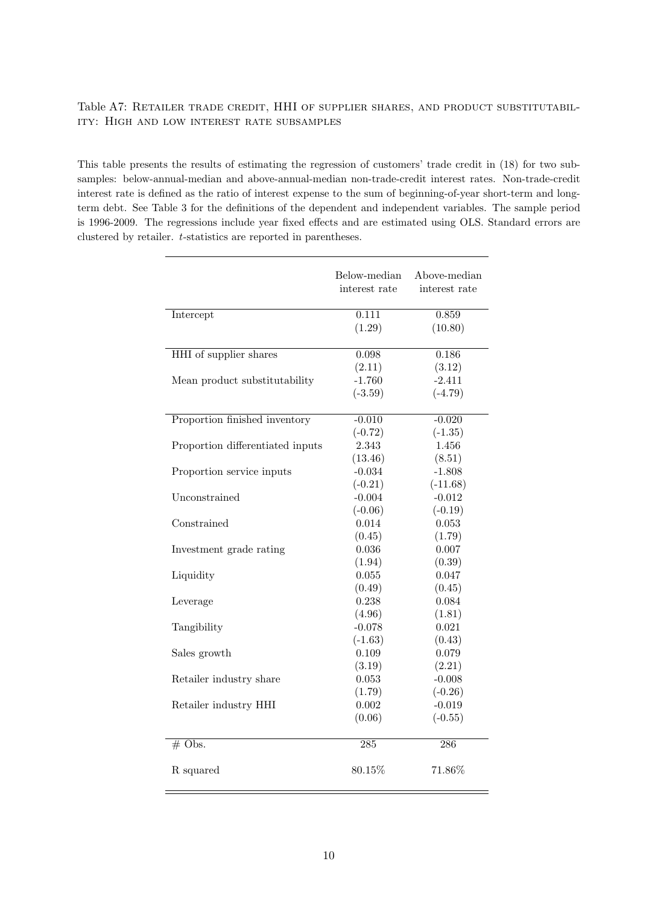Table A7: Retailer trade credit, HHI of supplier shares, and product substitutability: High and low interest rate subsamples

This table presents the results of estimating the regression of customers' trade credit in (18) for two subsamples: below-annual-median and above-annual-median non-trade-credit interest rates. Non-trade-credit interest rate is defined as the ratio of interest expense to the sum of beginning-of-year short-term and long-term debt. See Table 3 for the definitions of the dependent and independent variables. The sample period is 1996-2009. The regressions include year fixed effects and are estimated using OLS. Standard errors are clustered by retailer. $t$-statistics are reported in parentheses.

| | Below-median interest rate | Above-median interest rate |
|---|---|---|
| Intercept | 0.111 | 0.859 |
| | (1.29) | (10.80) |
| HHI of supplier shares | 0.098 | 0.186 |
| | (2.11) | (3.12) |
| Mean product substitutability | -1.760 | -2.411 |
| | (-3.59) | (-4.79) |
| Proportion finished inventory | -0.010 | -0.020 |
| | (-0.72) | (-1.35) |
| Proportion differentiated inputs | 2.343 | 1.456 |
| | (13.46) | (8.51) |
| Proportion service inputs | -0.034 | -1.808 |
| | (-0.21) | (-11.68) |
| Unconstrained | -0.004 | -0.012 |
| | (-0.06) | (-0.19) |
| Constrained | 0.014 | 0.053 |
| | (0.45) | (1.79) |
| Investment grade rating | 0.036 | 0.007 |
| | (1.94) | (0.39) |
| Liquidity | 0.055 | 0.047 |
| | (0.49) | (0.45) |
| Leverage | 0.238 | 0.084 |
| | (4.96) | (1.81) |
| Tangibility | -0.078 | 0.021 |
| | (-1.63) | (0.43) |
| Sales growth | 0.109 | 0.079 |
| | (3.19) | (2.21) |
| Retailer industry share | 0.053 | -0.008 |
| | (1.79) | (-0.26) |
| Retailer industry HHI | 0.002 | -0.019 |
| | (0.06) | (-0.55) |
| # Obs. | 285 | 286 |
| R squared | 80.15% | 71.86% |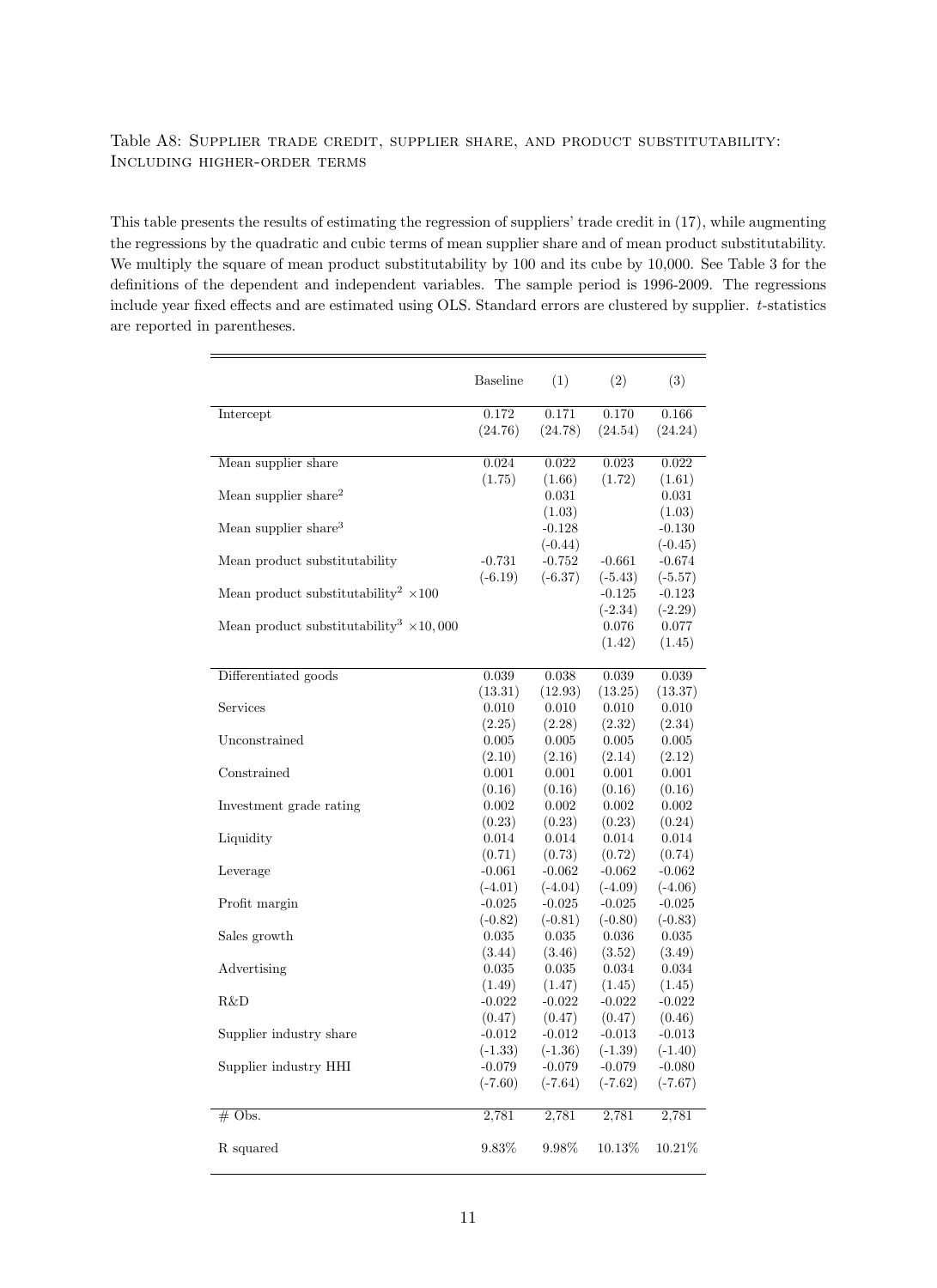Table A8: Supplier trade credit, supplier share, and product substitutability: Including higher-order terms

This table presents the results of estimating the regression of suppliers' trade credit in (17), while augmenting the regressions by the quadratic and cubic terms of mean supplier share and of mean product substitutability. We multiply the square of mean product substitutability by 100 and its cube by 10,000. See Table 3 for the definitions of the dependent and independent variables. The sample period is 1996-2009. The regressions include year fixed effects and are estimated using OLS. Standard errors are clustered by supplier. $t$-statistics are reported in parentheses.

| | Baseline | (1) | (2) | (3) |
|---|---|---|---|---|
| Intercept | 0.172 | 0.171 | 0.170 | 0.166 |
| | (24.76) | (24.78) | (24.54) | (24.24) |
| Mean supplier share | 0.024 | 0.022 | 0.023 | 0.022 |
| | (1.75) | (1.66) | (1.72) | (1.61) |
| Mean supplier share$^2$ | | 0.031 | | 0.031 |
| | | (1.03) | | (1.03) |
| Mean supplier share$^3$ | | -0.128 | | -0.130 |
| | | (-0.44) | | (-0.45) |
| Mean product substitutability | -0.731 | -0.752 | -0.661 | -0.674 |
| | (-6.19) | (-6.37) | (-5.43) | (-5.57) |
| Mean product substitutability$^2$ $\times 100$ | | | -0.125 | -0.123 |
| | | | (-2.34) | (-2.29) |
| Mean product substitutability$^3$ $\times 10,000$ | | | 0.076 | 0.077 |
| | | | (1.42) | (1.45) |
| Differentiated goods | 0.039 | 0.038 | 0.039 | 0.039 |
| | (13.31) | (12.93) | (13.25) | (13.37) |
| Services | 0.010 | 0.010 | 0.010 | 0.010 |
| | (2.25) | (2.28) | (2.32) | (2.34) |
| Unconstrained | 0.005 | 0.005 | 0.005 | 0.005 |
| | (2.10) | (2.16) | (2.14) | (2.12) |
| Constrained | 0.001 | 0.001 | 0.001 | 0.001 |
| | (0.16) | (0.16) | (0.16) | (0.16) |
| Investment grade rating | 0.002 | 0.002 | 0.002 | 0.002 |
| | (0.23) | (0.23) | (0.23) | (0.24) |
| Liquidity | 0.014 | 0.014 | 0.014 | 0.014 |
| | (0.71) | (0.73) | (0.72) | (0.74) |
| Leverage | -0.061 | -0.062 | -0.062 | -0.062 |
| | (-4.01) | (-4.04) | (-4.09) | (-4.06) |
| Profit margin | -0.025 | -0.025 | -0.025 | -0.025 |
| | (-0.82) | (-0.81) | (-0.80) | (-0.83) |
| Sales growth | 0.035 | 0.035 | 0.036 | 0.035 |
| | (3.44) | (3.46) | (3.52) | (3.49) |
| Advertising | 0.035 | 0.035 | 0.034 | 0.034 |
| | (1.49) | (1.47) | (1.45) | (1.45) |
| R&D | -0.022 | -0.022 | -0.022 | -0.022 |
| | (0.47) | (0.47) | (0.47) | (0.46) |
| Supplier industry share | -0.012 | -0.012 | -0.013 | -0.013 |
| | (-1.33) | (-1.36) | (-1.39) | (-1.40) |
| Supplier industry HHI | -0.079 | -0.079 | -0.079 | -0.080 |
| | (-7.60) | (-7.64) | (-7.62) | (-7.67) |
| # Obs. | 2,781 | 2,781 | 2,781 | 2,781 |
| R squared | 9.83% | 9.98% | 10.13% | 10.21% |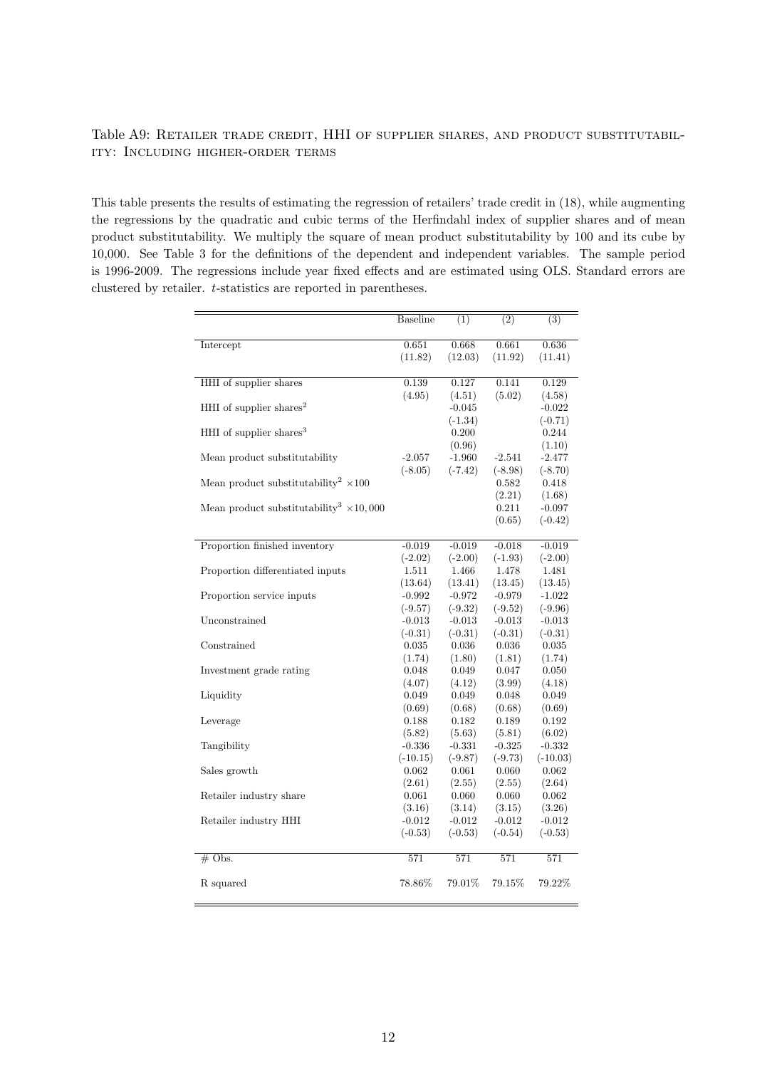Table A9: RETAILER TRADE CREDIT, HHI OF SUPPLIER SHARES, AND PRODUCT SUBSTITUTABILITY: INCLUDING HIGHER-ORDER TERMS

This table presents the results of estimating the regression of retailers' trade credit in (18), while augmenting the regressions by the quadratic and cubic terms of the Herfindahl index of supplier shares and of mean product substitutability. We multiply the square of mean product substitutability by 100 and its cube by 10,000. See Table 3 for the definitions of the dependent and independent variables. The sample period is 1996-2009. The regressions include year fixed effects and are estimated using OLS. Standard errors are clustered by retailer. $t$-statistics are reported in parentheses.

| | Baseline | (1) | (2) | (3) |
|---|---|---|---|---|
| Intercept | 0.651 | 0.668 | 0.661 | 0.636 |
| | (11.82) | (12.03) | (11.92) | (11.41) |
| HHI of supplier shares | 0.139 | 0.127 | 0.141 | 0.129 |
| | (4.95) | (4.51) | (5.02) | (4.58) |
| HHI of supplier shares$^2$ | | -0.045 | | -0.022 |
| | | (-1.34) | | (-0.71) |
| HHI of supplier shares$^3$ | | 0.200 | | 0.244 |
| | | (0.96) | | (1.10) |
| Mean product substitutability | -2.057 | -1.960 | -2.541 | -2.477 |
| | (-8.05) | (-7.42) | (-8.98) | (-8.70) |
| Mean product substitutability$^2$ $\times 100$ | | | 0.582 | 0.418 |
| | | | (2.21) | (1.68) |
| Mean product substitutability$^3$ $\times 10,000$ | | | 0.211 | -0.097 |
| | | | (0.65) | (-0.42) |
| Proportion finished inventory | -0.019 | -0.019 | -0.018 | -0.019 |
| | (-2.02) | (-2.00) | (-1.93) | (-2.00) |
| Proportion differentiated inputs | 1.511 | 1.466 | 1.478 | 1.481 |
| | (13.64) | (13.41) | (13.45) | (13.45) |
| Proportion service inputs | -0.992 | -0.972 | -0.979 | -1.022 |
| | (-9.57) | (-9.32) | (-9.52) | (-9.96) |
| Unconstrained | -0.013 | -0.013 | -0.013 | -0.013 |
| | (-0.31) | (-0.31) | (-0.31) | (-0.31) |
| Constrained | 0.035 | 0.036 | 0.036 | 0.035 |
| | (1.74) | (1.80) | (1.81) | (1.74) |
| Investment grade rating | 0.048 | 0.049 | 0.047 | 0.050 |
| | (4.07) | (4.12) | (3.99) | (4.18) |
| Liquidity | 0.049 | 0.049 | 0.048 | 0.049 |
| | (0.69) | (0.68) | (0.68) | (0.69) |
| Leverage | 0.188 | 0.182 | 0.189 | 0.192 |
| | (5.82) | (5.63) | (5.81) | (6.02) |
| Tangibility | -0.336 | -0.331 | -0.325 | -0.332 |
| | (-10.15) | (-9.87) | (-9.73) | (-10.03) |
| Sales growth | 0.062 | 0.061 | 0.060 | 0.062 |
| | (2.61) | (2.55) | (2.55) | (2.64) |
| Retailer industry share | 0.061 | 0.060 | 0.060 | 0.062 |
| | (3.16) | (3.14) | (3.15) | (3.26) |
| Retailer industry HHI | -0.012 | -0.012 | -0.012 | -0.012 |
| | (-0.53) | (-0.53) | (-0.54) | (-0.53) |
| # Obs. | 571 | 571 | 571 | 571 |
| R squared | 78.86% | 79.01% | 79.15% | 79.22% |